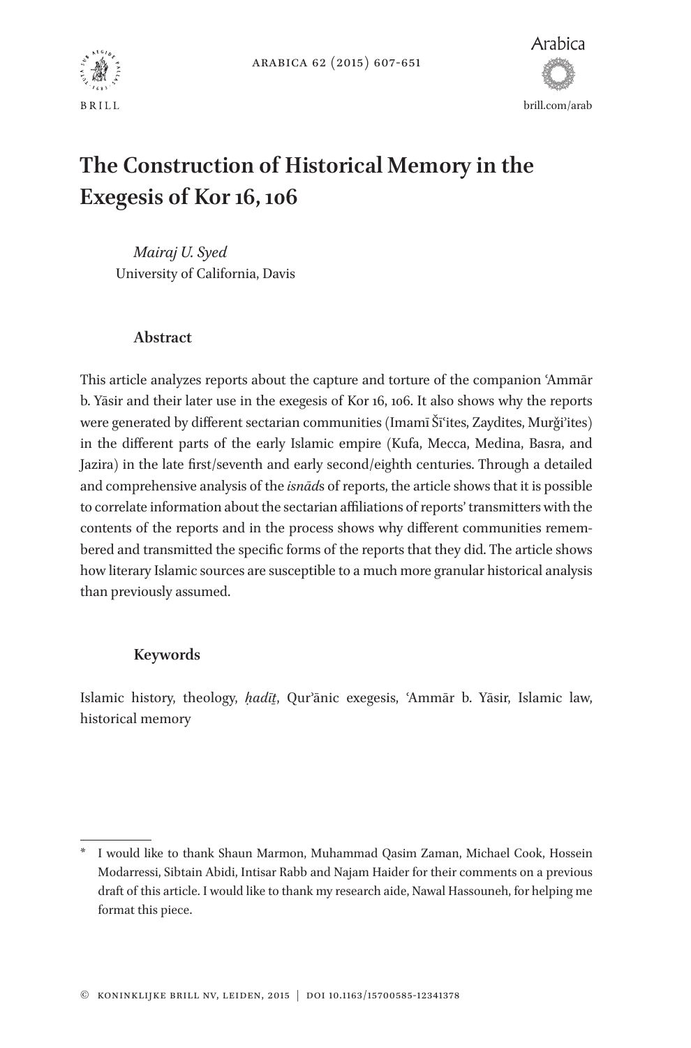# The Construction of Historical Memory in the Exegesis of Kor 16, 106

*Mairaj U. Syed*
University of California, Davis

### Abstract

This article analyzes reports about the capture and torture of the companion ʿAmmār b. Yāsir and their later use in the exegesis of Kor 16, 106. It also shows why the reports were generated by different sectarian communities (Imamī Šīʿites, Zaydites, Murǧiʾites) in the different parts of the early Islamic empire (Kufa, Mecca, Medina, Basra, and Jazira) in the late first/seventh and early second/eighth centuries. Through a detailed and comprehensive analysis of the *isnād*s of reports, the article shows that it is possible to correlate information about the sectarian affiliations of reports' transmitters with the contents of the reports and in the process shows why different communities remembered and transmitted the specific forms of the reports that they did. The article shows how literary Islamic sources are susceptible to a much more granular historical analysis than previously assumed.

### Keywords

Islamic history, theology, *ḥadīṯ*, Qurʾānic exegesis, ʿAmmār b. Yāsir, Islamic law, historical memory

---

\* I would like to thank Shaun Marmon, Muhammad Qasim Zaman, Michael Cook, Hossein Modarressi, Sibtain Abidi, Intisar Rabb and Najam Haider for their comments on a previous draft of this article. I would like to thank my research aide, Nawal Hassouneh, for helping me format this piece.

© Koninklijke Brill NV, Leiden, 2015 | DOI 10.1163/15700585-12341378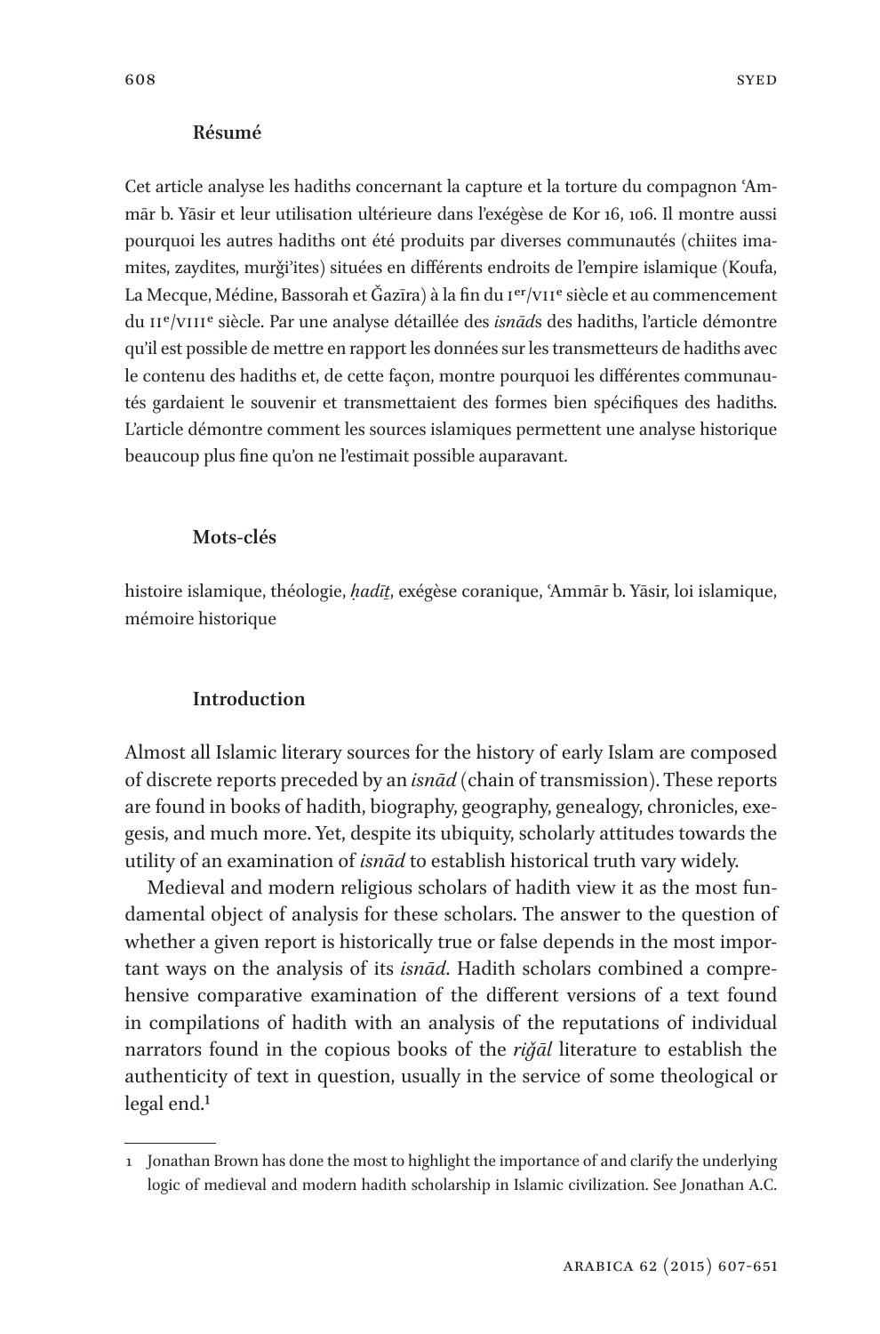### Résumé

Cet article analyse les hadiths concernant la capture et la torture du compagnon ʿAmmār b. Yāsir et leur utilisation ultérieure dans l'exégèse de Kor 16, 106. Il montre aussi pourquoi les autres hadiths ont été produits par diverses communautés (chiites imamites, zaydites, murǧi'ites) situées en différents endroits de l'empire islamique (Koufa, La Mecque, Médine, Bassorah et Ǧazīra) à la fin du Ier/VIIe siècle et au commencement du IIe/VIIIe siècle. Par une analyse détaillée des *isnād*s des hadiths, l'article démontre qu'il est possible de mettre en rapport les données sur les transmetteurs de hadiths avec le contenu des hadiths et, de cette façon, montre pourquoi les différentes communautés gardaient le souvenir et transmettaient des formes bien spécifiques des hadiths. L'article démontre comment les sources islamiques permettent une analyse historique beaucoup plus fine qu'on ne l'estimait possible auparavant.

### Mots-clés

histoire islamique, théologie, *ḥadīṯ*, exégèse coranique, ʿAmmār b. Yāsir, loi islamique, mémoire historique

### Introduction

Almost all Islamic literary sources for the history of early Islam are composed of discrete reports preceded by an *isnād* (chain of transmission). These reports are found in books of hadith, biography, geography, genealogy, chronicles, exegesis, and much more. Yet, despite its ubiquity, scholarly attitudes towards the utility of an examination of *isnād* to establish historical truth vary widely.

Medieval and modern religious scholars of hadith view it as the most fundamental object of analysis for these scholars. The answer to the question of whether a given report is historically true or false depends in the most important ways on the analysis of its *isnād*. Hadith scholars combined a comprehensive comparative examination of the different versions of a text found in compilations of hadith with an analysis of the reputations of individual narrators found in the copious books of the *riǧāl* literature to establish the authenticity of text in question, usually in the service of some theological or legal end.[1]

---

1 Jonathan Brown has done the most to highlight the importance of and clarify the underlying logic of medieval and modern hadith scholarship in Islamic civilization. See Jonathan A.C.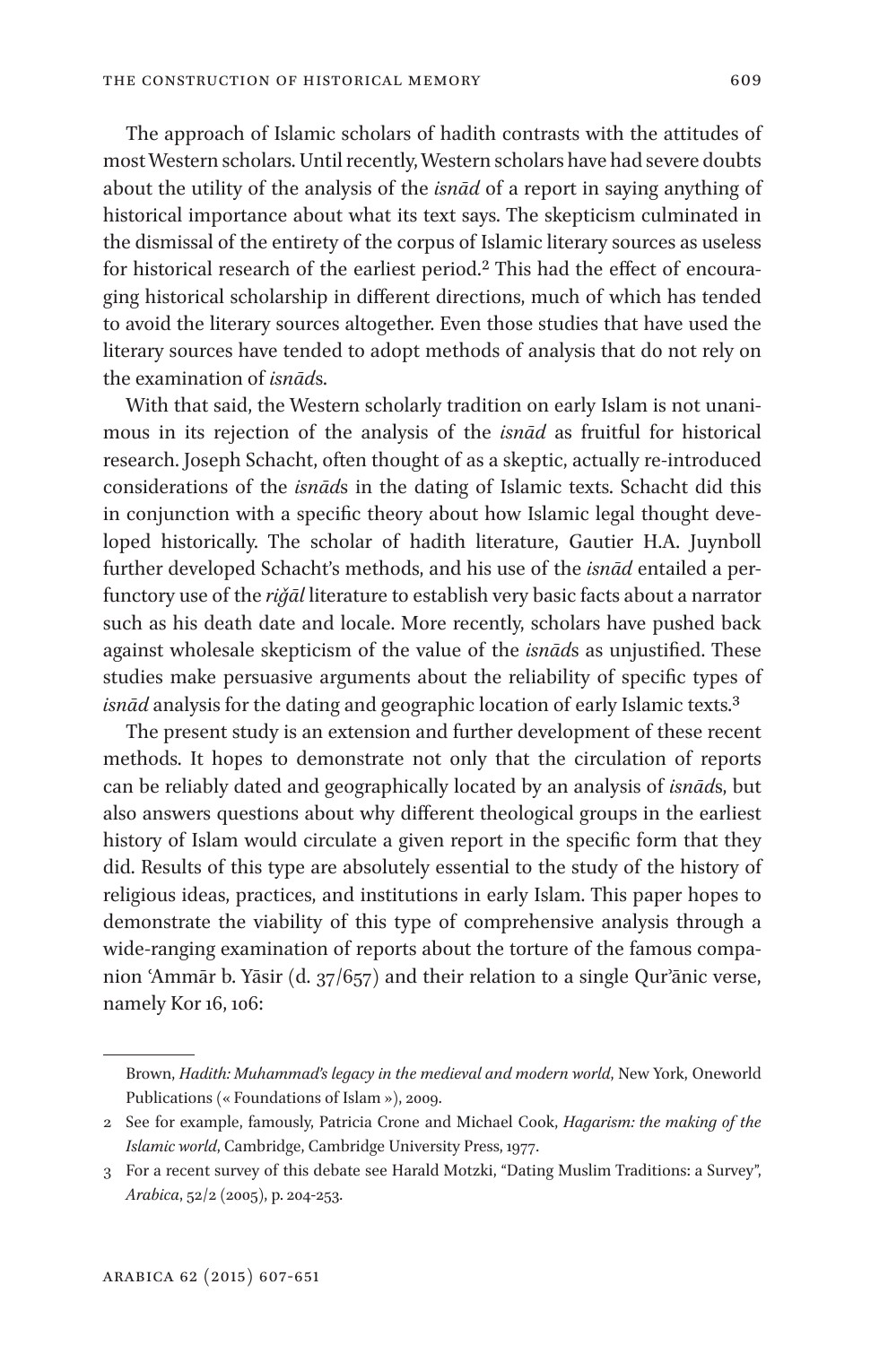The approach of Islamic scholars of hadith contrasts with the attitudes of most Western scholars. Until recently, Western scholars have had severe doubts about the utility of the analysis of the *isnād* of a report in saying anything of historical importance about what its text says. The skepticism culminated in the dismissal of the entirety of the corpus of Islamic literary sources as useless for historical research of the earliest period.[2] This had the effect of encouraging historical scholarship in different directions, much of which has tended to avoid the literary sources altogether. Even those studies that have used the literary sources have tended to adopt methods of analysis that do not rely on the examination of *isnād*s.

With that said, the Western scholarly tradition on early Islam is not unanimous in its rejection of the analysis of the *isnād* as fruitful for historical research. Joseph Schacht, often thought of as a skeptic, actually re-introduced considerations of the *isnād*s in the dating of Islamic texts. Schacht did this in conjunction with a specific theory about how Islamic legal thought developed historically. The scholar of hadith literature, Gautier H.A. Juynboll further developed Schacht's methods, and his use of the *isnād* entailed a perfunctory use of the *riǧāl* literature to establish very basic facts about a narrator such as his death date and locale. More recently, scholars have pushed back against wholesale skepticism of the value of the *isnād*s as unjustified. These studies make persuasive arguments about the reliability of specific types of *isnād* analysis for the dating and geographic location of early Islamic texts.[3]

The present study is an extension and further development of these recent methods. It hopes to demonstrate not only that the circulation of reports can be reliably dated and geographically located by an analysis of *isnād*s, but also answers questions about why different theological groups in the earliest history of Islam would circulate a given report in the specific form that they did. Results of this type are absolutely essential to the study of the history of religious ideas, practices, and institutions in early Islam. This paper hopes to demonstrate the viability of this type of comprehensive analysis through a wide-ranging examination of reports about the torture of the famous companion ʿAmmār b. Yāsir (d. 37/657) and their relation to a single Qurʾānic verse, namely Kor 16, 106:

---

Brown, *Hadith: Muhammad's legacy in the medieval and modern world*, New York, Oneworld Publications (« Foundations of Islam »), 2009.

2 See for example, famously, Patricia Crone and Michael Cook, *Hagarism: the making of the Islamic world*, Cambridge, Cambridge University Press, 1977.

3 For a recent survey of this debate see Harald Motzki, "Dating Muslim Traditions: a Survey", *Arabica*, 52/2 (2005), p. 204-253.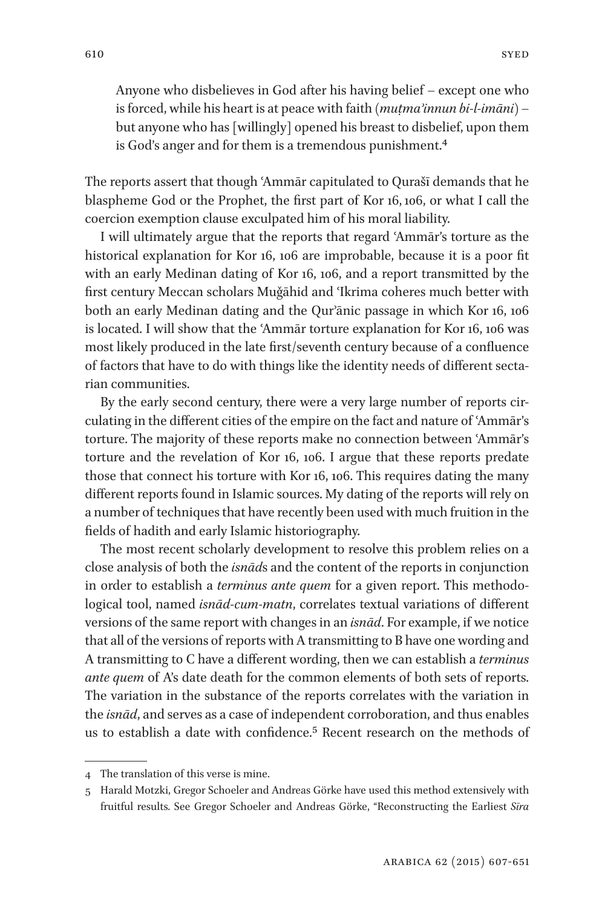> Anyone who disbelieves in God after his having belief – except one who is forced, while his heart is at peace with faith (*muṭma'innun bi-l-imāni*) – but anyone who has [willingly] opened his breast to disbelief, upon them is God's anger and for them is a tremendous punishment.[4]

The reports assert that though ʿAmmār capitulated to Qurašī demands that he blaspheme God or the Prophet, the first part of Kor 16, 106, or what I call the coercion exemption clause exculpated him of his moral liability.

I will ultimately argue that the reports that regard ʿAmmār's torture as the historical explanation for Kor 16, 106 are improbable, because it is a poor fit with an early Medinan dating of Kor 16, 106, and a report transmitted by the first century Meccan scholars Muǧāhid and ʿIkrima coheres much better with both an early Medinan dating and the Qur'ānic passage in which Kor 16, 106 is located. I will show that the ʿAmmār torture explanation for Kor 16, 106 was most likely produced in the late first/seventh century because of a confluence of factors that have to do with things like the identity needs of different sectarian communities.

By the early second century, there were a very large number of reports circulating in the different cities of the empire on the fact and nature of ʿAmmār's torture. The majority of these reports make no connection between ʿAmmār's torture and the revelation of Kor 16, 106. I argue that these reports predate those that connect his torture with Kor 16, 106. This requires dating the many different reports found in Islamic sources. My dating of the reports will rely on a number of techniques that have recently been used with much fruition in the fields of hadith and early Islamic historiography.

The most recent scholarly development to resolve this problem relies on a close analysis of both the *isnād*s and the content of the reports in conjunction in order to establish a *terminus ante quem* for a given report. This methodological tool, named *isnād-cum-matn*, correlates textual variations of different versions of the same report with changes in an *isnād*. For example, if we notice that all of the versions of reports with A transmitting to B have one wording and A transmitting to C have a different wording, then we can establish a *terminus ante quem* of A's date death for the common elements of both sets of reports. The variation in the substance of the reports correlates with the variation in the *isnād*, and serves as a case of independent corroboration, and thus enables us to establish a date with confidence.[5] Recent research on the methods of

---

4 The translation of this verse is mine.

5 Harald Motzki, Gregor Schoeler and Andreas Görke have used this method extensively with fruitful results. See Gregor Schoeler and Andreas Görke, "Reconstructing the Earliest *Sīra*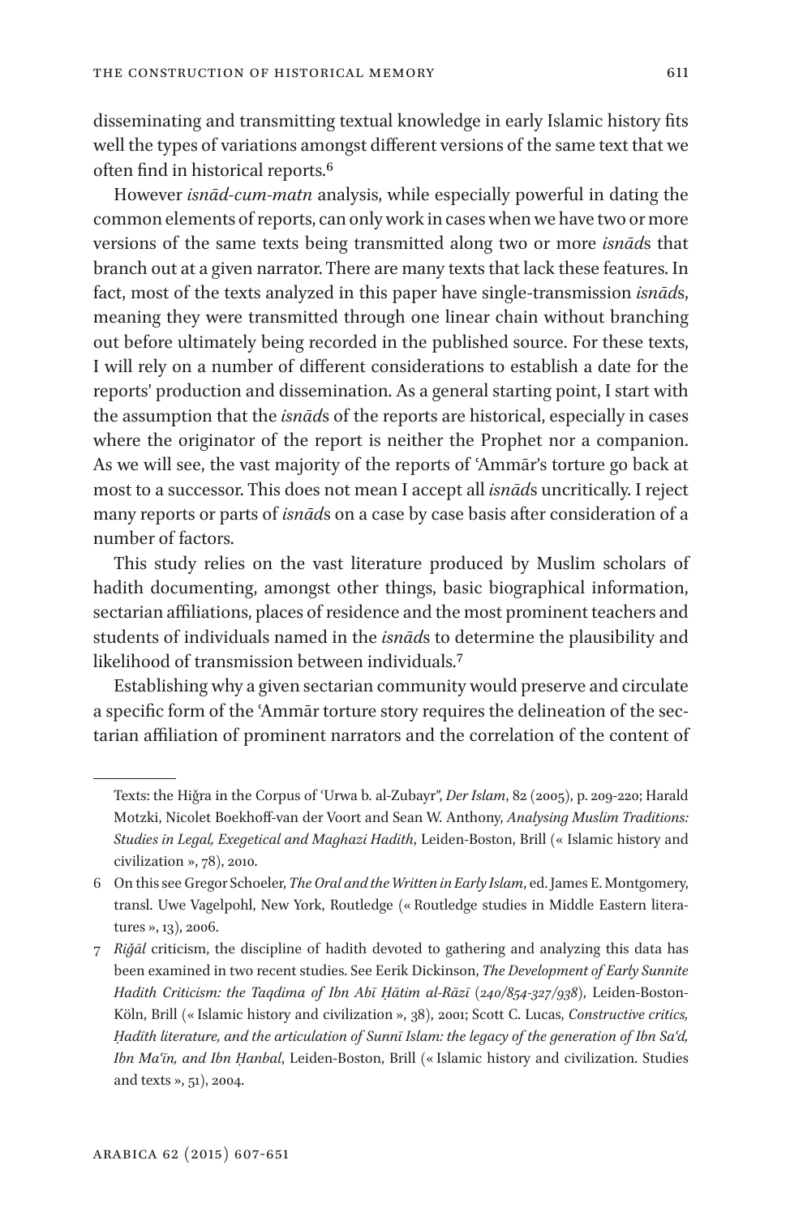disseminating and transmitting textual knowledge in early Islamic history fits well the types of variations amongst different versions of the same text that we often find in historical reports.[6]

However *isnād-cum-matn* analysis, while especially powerful in dating the common elements of reports, can only work in cases when we have two or more versions of the same texts being transmitted along two or more *isnād*s that branch out at a given narrator. There are many texts that lack these features. In fact, most of the texts analyzed in this paper have single-transmission *isnād*s, meaning they were transmitted through one linear chain without branching out before ultimately being recorded in the published source. For these texts, I will rely on a number of different considerations to establish a date for the reports' production and dissemination. As a general starting point, I start with the assumption that the *isnād*s of the reports are historical, especially in cases where the originator of the report is neither the Prophet nor a companion. As we will see, the vast majority of the reports of ʿAmmār's torture go back at most to a successor. This does not mean I accept all *isnād*s uncritically. I reject many reports or parts of *isnād*s on a case by case basis after consideration of a number of factors.

This study relies on the vast literature produced by Muslim scholars of hadith documenting, amongst other things, basic biographical information, sectarian affiliations, places of residence and the most prominent teachers and students of individuals named in the *isnād*s to determine the plausibility and likelihood of transmission between individuals.[7]

Establishing why a given sectarian community would preserve and circulate a specific form of the ʿAmmār torture story requires the delineation of the sectarian affiliation of prominent narrators and the correlation of the content of

---

Texts: the Hiǧra in the Corpus of ʿUrwa b. al-Zubayr", *Der Islam*, 82 (2005), p. 209-220; Harald Motzki, Nicolet Boekhoff-van der Voort and Sean W. Anthony, *Analysing Muslim Traditions: Studies in Legal, Exegetical and Maghazi Hadith*, Leiden-Boston, Brill (« Islamic history and civilization », 78), 2010.

6 On this see Gregor Schoeler, *The Oral and the Written in Early Islam*, ed. James E. Montgomery, transl. Uwe Vagelpohl, New York, Routledge (« Routledge studies in Middle Eastern literatures », 13), 2006.

7 *Riǧāl* criticism, the discipline of hadith devoted to gathering and analyzing this data has been examined in two recent studies. See Eerik Dickinson, *The Development of Early Sunnite Hadith Criticism: the Taqdima of Ibn Abī Ḥātim al-Rāzī (240/854-327/938)*, Leiden-Boston-Köln, Brill (« Islamic history and civilization », 38), 2001; Scott C. Lucas, *Constructive critics, Ḥadīth literature, and the articulation of Sunnī Islam: the legacy of the generation of Ibn Saʿd, Ibn Maʿīn, and Ibn Ḥanbal*, Leiden-Boston, Brill (« Islamic history and civilization. Studies and texts », 51), 2004.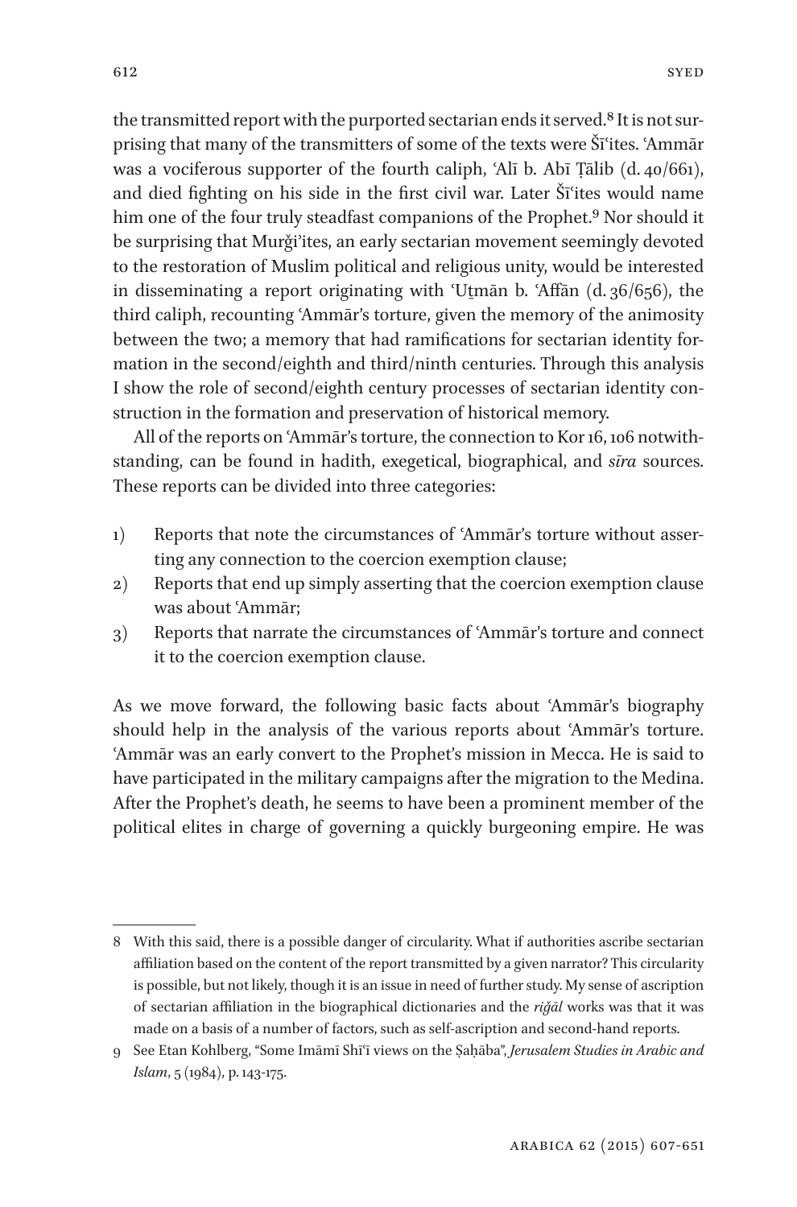the transmitted report with the purported sectarian ends it served.[8] It is not surprising that many of the transmitters of some of the texts were Šīʿites. ʿAmmār was a vociferous supporter of the fourth caliph, ʿAlī b. Abī Ṭālib (d. 40/661), and died fighting on his side in the first civil war. Later Šīʿites would name him one of the four truly steadfast companions of the Prophet.[9] Nor should it be surprising that Murǧiʾites, an early sectarian movement seemingly devoted to the restoration of Muslim political and religious unity, would be interested in disseminating a report originating with ʿUṯmān b. ʿAffān (d. 36/656), the third caliph, recounting ʿAmmār's torture, given the memory of the animosity between the two; a memory that had ramifications for sectarian identity formation in the second/eighth and third/ninth centuries. Through this analysis I show the role of second/eighth century processes of sectarian identity construction in the formation and preservation of historical memory.

All of the reports on ʿAmmār's torture, the connection to Kor 16, 106 notwithstanding, can be found in hadith, exegetical, biographical, and *sīra* sources. These reports can be divided into three categories:

1) Reports that note the circumstances of ʿAmmār's torture without asserting any connection to the coercion exemption clause;
2) Reports that end up simply asserting that the coercion exemption clause was about ʿAmmār;
3) Reports that narrate the circumstances of ʿAmmār's torture and connect it to the coercion exemption clause.

As we move forward, the following basic facts about ʿAmmār's biography should help in the analysis of the various reports about ʿAmmār's torture. ʿAmmār was an early convert to the Prophet's mission in Mecca. He is said to have participated in the military campaigns after the migration to the Medina. After the Prophet's death, he seems to have been a prominent member of the political elites in charge of governing a quickly burgeoning empire. He was

---

8 With this said, there is a possible danger of circularity. What if authorities ascribe sectarian affiliation based on the content of the report transmitted by a given narrator? This circularity is possible, but not likely, though it is an issue in need of further study. My sense of ascription of sectarian affiliation in the biographical dictionaries and the *riǧāl* works was that it was made on a basis of a number of factors, such as self-ascription and second-hand reports.

9 See Etan Kohlberg, "Some Imāmī Shīʿī views on the Ṣaḥāba", *Jerusalem Studies in Arabic and Islam*, 5 (1984), p. 143-175.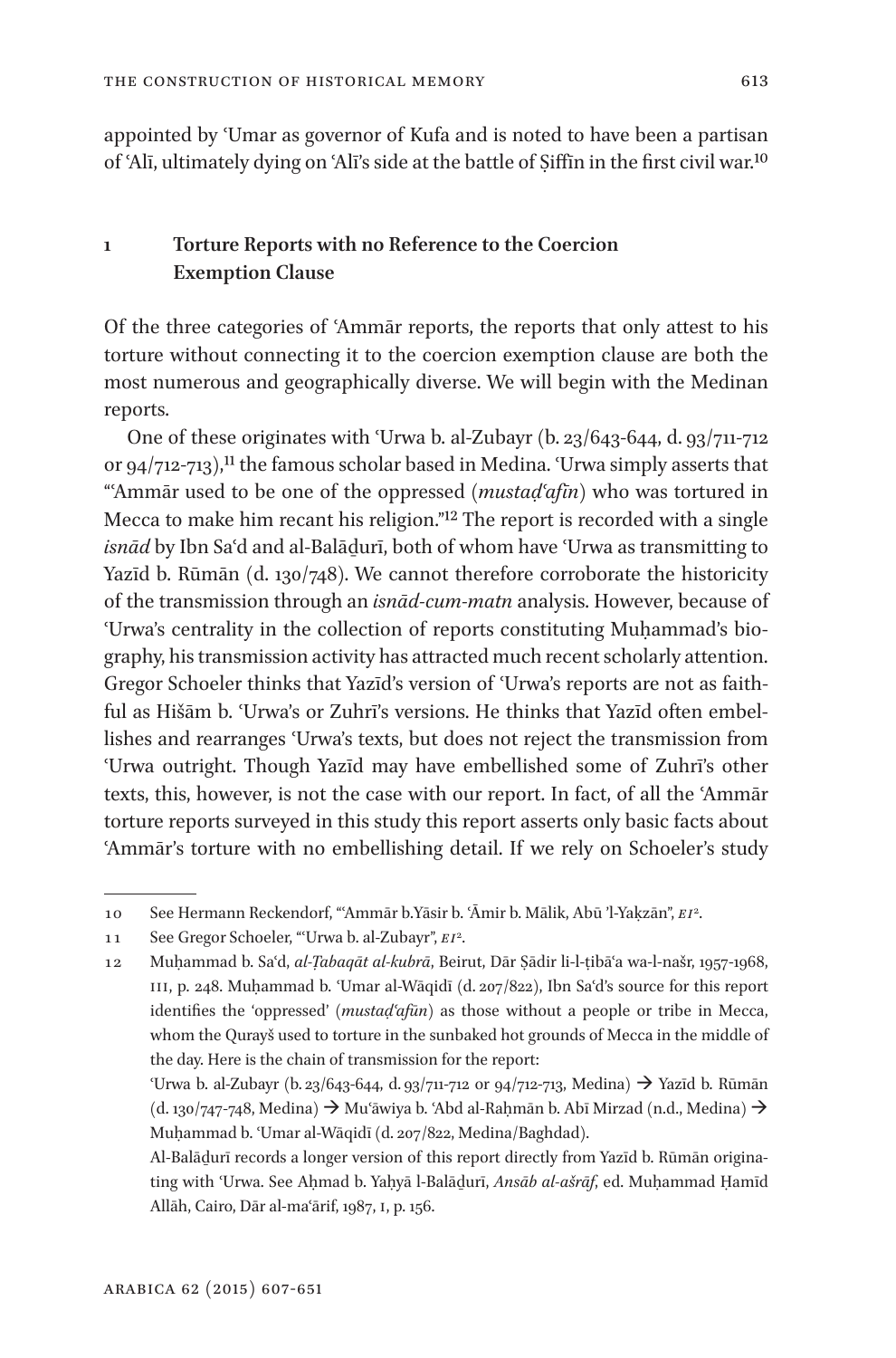appointed by ʿUmar as governor of Kufa and is noted to have been a partisan of ʿAlī, ultimately dying on ʿAlī's side at the battle of Ṣiffīn in the first civil war.[10]

## 1 Torture Reports with no Reference to the Coercion Exemption Clause

Of the three categories of ʿAmmār reports, the reports that only attest to his torture without connecting it to the coercion exemption clause are both the most numerous and geographically diverse. We will begin with the Medinan reports.

One of these originates with ʿUrwa b. al-Zubayr (b. 23/643-644, d. 93/711-712 or 94/712-713),[11] the famous scholar based in Medina. ʿUrwa simply asserts that "ʿAmmār used to be one of the oppressed (*mustaḍʿafīn*) who was tortured in Mecca to make him recant his religion."[12] The report is recorded with a single *isnād* by Ibn Saʿd and al-Balāḏurī, both of whom have ʿUrwa as transmitting to Yazīd b. Rūmān (d. 130/748). We cannot therefore corroborate the historicity of the transmission through an *isnād-cum-matn* analysis. However, because of ʿUrwa's centrality in the collection of reports constituting Muḥammad's biography, his transmission activity has attracted much recent scholarly attention. Gregor Schoeler thinks that Yazīd's version of ʿUrwa's reports are not as faithful as Hišām b. ʿUrwa's or Zuhrī's versions. He thinks that Yazīd often embellishes and rearranges ʿUrwa's texts, but does not reject the transmission from ʿUrwa outright. Though Yazīd may have embellished some of Zuhrī's other texts, this, however, is not the case with our report. In fact, of all the ʿAmmār torture reports surveyed in this study this report asserts only basic facts about ʿAmmār's torture with no embellishing detail. If we rely on Schoeler's study

---

10 See Hermann Reckendorf, "ʿAmmār b.Yāsir b. ʿĀmir b. Mālik, Abū 'l-Yaḳẓān", *EI*².

11 See Gregor Schoeler, "ʿUrwa b. al-Zubayr", *EI*².

12 Muḥammad b. Saʿd, *al-Ṭabaqāt al-kubrā*, Beirut, Dār Ṣādir li-l-ṭibāʿa wa-l-našr, 1957-1968, III, p. 248. Muḥammad b. ʿUmar al-Wāqidī (d. 207/822), Ibn Saʿd's source for this report identifies the 'oppressed' (*mustaḍʿafūn*) as those without a people or tribe in Mecca, whom the Qurayš used to torture in the sunbaked hot grounds of Mecca in the middle of the day. Here is the chain of transmission for the report:
ʿUrwa b. al-Zubayr (b. 23/643-644, d. 93/711-712 or 94/712-713, Medina) → Yazīd b. Rūmān (d. 130/747-748, Medina) → Muʿāwiya b. ʿAbd al-Raḥmān b. Abī Mirzad (n.d., Medina) → Muḥammad b. ʿUmar al-Wāqidī (d. 207/822, Medina/Baghdad).
Al-Balāḏurī records a longer version of this report directly from Yazīd b. Rūmān originating with ʿUrwa. See Aḥmad b. Yaḥyā l-Balāḏurī, *Ansāb al-ašrāf*, ed. Muḥammad Ḥamīd Allāh, Cairo, Dār al-maʿārif, 1987, I, p. 156.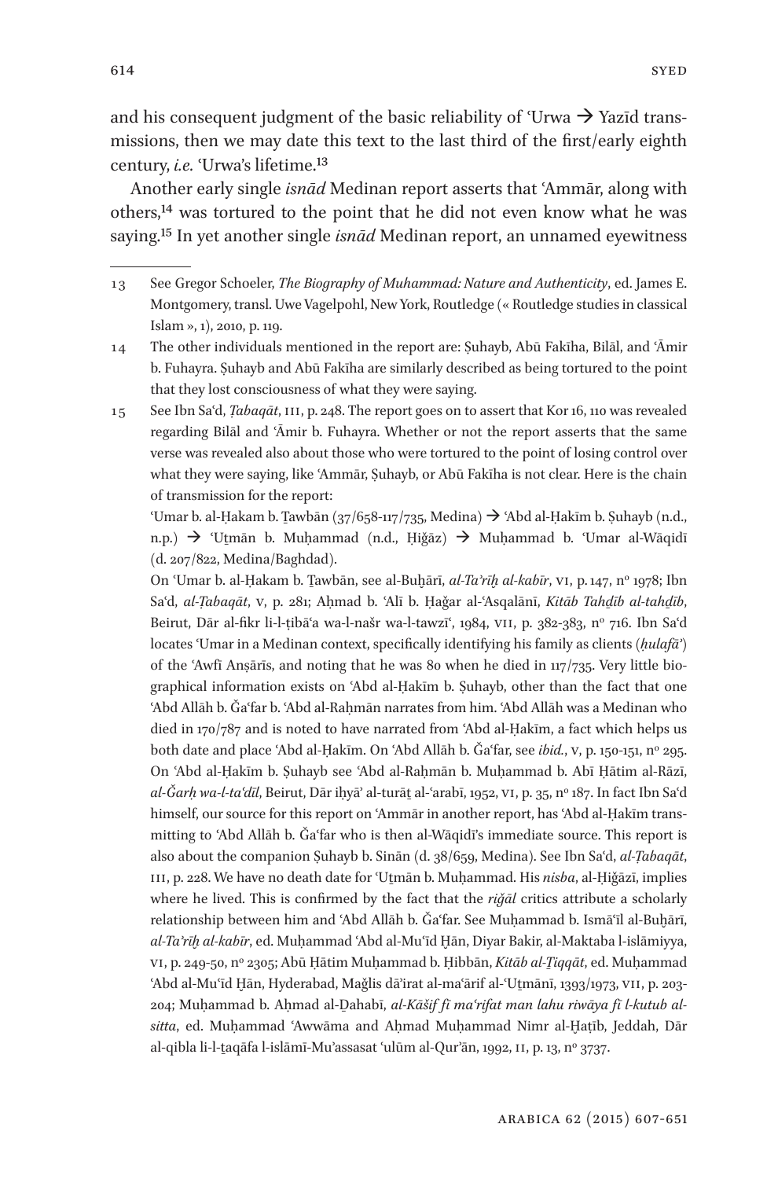and his consequent judgment of the basic reliability of ʿUrwa → Yazīd transmissions, then we may date this text to the last third of the first/early eighth century, *i.e.* ʿUrwa's lifetime.[13]

Another early single *isnād* Medinan report asserts that ʿAmmār, along with others,[14] was tortured to the point that he did not even know what he was saying.[15] In yet another single *isnād* Medinan report, an unnamed eyewitness

---

13 See Gregor Schoeler, *The Biography of Muhammad: Nature and Authenticity*, ed. James E. Montgomery, transl. Uwe Vagelpohl, New York, Routledge (« Routledge studies in classical Islam », 1), 2010, p. 119.

14 The other individuals mentioned in the report are: Ṣuhayb, Abū Fakīha, Bilāl, and ʿĀmir b. Fuhayra. Ṣuhayb and Abū Fakīha are similarly described as being tortured to the point that they lost consciousness of what they were saying.

15 See Ibn Saʿd, *Ṭabaqāt*, III, p. 248. The report goes on to assert that Kor 16, 110 was revealed regarding Bilāl and ʿĀmir b. Fuhayra. Whether or not the report asserts that the same verse was revealed also about those who were tortured to the point of losing control over what they were saying, like ʿAmmār, Ṣuhayb, or Abū Fakīha is not clear. Here is the chain of transmission for the report:

ʿUmar b. al-Ḥakam b. Ṯawbān (37/658-117/735, Medina) → ʿAbd al-Ḥakīm b. Ṣuhayb (n.d., n.p.) → ʿUṯmān b. Muḥammad (n.d., Ḥiǧāz) → Muḥammad b. ʿUmar al-Wāqidī (d. 207/822, Medina/Baghdad).

On ʿUmar b. al-Ḥakam b. Ṯawbān, see al-Buḫārī, *al-Taʾrīḫ al-kabīr*, VI, p. 147, nº 1978; Ibn Saʿd, *al-Ṭabaqāt*, V, p. 281; Aḥmad b. ʿAlī b. Ḥaǧar al-ʿAsqalānī, *Kitāb Tahḏīb al-tahḏīb*, Beirut, Dār al-fikr li-l-ṭibāʿa wa-l-našr wa-l-tawzīʿ, 1984, VII, p. 382-383, nº 716. Ibn Saʿd locates ʿUmar in a Medinan context, specifically identifying his family as clients (*ḥulafāʾ*) of the ʿAwfī Anṣārīs, and noting that he was 80 when he died in 117/735. Very little biographical information exists on ʿAbd al-Ḥakīm b. Ṣuhayb, other than the fact that one ʿAbd Allāh b. Ǧaʿfar b. ʿAbd al-Raḥmān narrates from him. ʿAbd Allāh was a Medinan who died in 170/787 and is noted to have narrated from ʿAbd al-Ḥakīm, a fact which helps us both date and place ʿAbd al-Ḥakīm. On ʿAbd Allāh b. Ǧaʿfar, see *ibid.*, V, p. 150-151, nº 295. On ʿAbd al-Ḥakīm b. Ṣuhayb see ʿAbd al-Raḥmān b. Muḥammad b. Abī Ḥātim al-Rāzī, *al-Ǧarḥ wa-l-taʿdīl*, Beirut, Dār iḥyāʾ al-turāṯ al-ʿarabī, 1952, VI, p. 35, nº 187. In fact Ibn Saʿd himself, our source for this report on ʿAmmār in another report, has ʿAbd al-Ḥakīm transmitting to ʿAbd Allāh b. Ǧaʿfar who is then al-Wāqidī's immediate source. This report is also about the companion Ṣuhayb b. Sinān (d. 38/659, Medina). See Ibn Saʿd, *al-Ṭabaqāt*, III, p. 228. We have no death date for ʿUṯmān b. Muḥammad. His *nisba*, al-Ḥiǧāzī, implies where he lived. This is confirmed by the fact that the *riǧāl* critics attribute a scholarly relationship between him and ʿAbd Allāh b. Ǧaʿfar. See Muḥammad b. Ismāʿīl al-Buḫārī, *al-Taʾrīḫ al-kabīr*, ed. Muḥammad ʿAbd al-Muʿīd Ḫān, Diyar Bakir, al-Maktaba l-islāmiyya, VI, p. 249-50, nº 2305; Abū Ḥātim Muḥammad b. Ḥibbān, *Kitāb al-Ṯiqqāt*, ed. Muḥammad ʿAbd al-Muʿīd Ḫān, Hyderabad, Maǧlis dāʾirat al-maʿārif al-ʿUṯmānī, 1393/1973, VII, p. 203-204; Muḥammad b. Aḥmad al-Ḏahabī, *al-Kāšif fī maʿrifat man lahu riwāya fī l-kutub al-sitta*, ed. Muḥammad ʿAwwāma and Aḥmad Muḥammad Nimr al-Ḫaṭīb, Jeddah, Dār al-qibla li-l-ṯaqāfa l-islāmī-Muʾassasat ʿulūm al-Qurʾān, 1992, II, p. 13, nº 3737.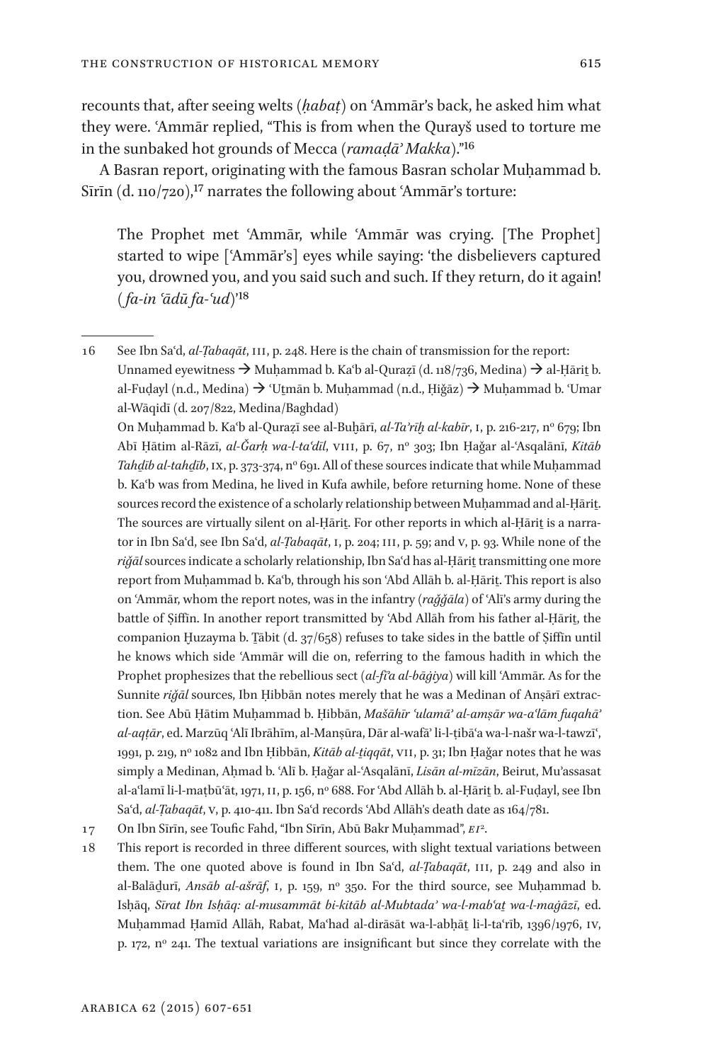recounts that, after seeing welts (*ḥabaṭ*) on ʿAmmār's back, he asked him what they were. ʿAmmār replied, "This is from when the Qurayš used to torture me in the sunbaked hot grounds of Mecca (*ramaḍāʾ Makka*)."[16]

A Basran report, originating with the famous Basran scholar Muḥammad b. Sīrīn (d. 110/720),[17] narrates the following about ʿAmmār's torture:

> The Prophet met ʿAmmār, while ʿAmmār was crying. [The Prophet] started to wipe [ʿAmmār's] eyes while saying: 'the disbelievers captured you, drowned you, and you said such and such. If they return, do it again! (*fa-in ʿādū fa-ʿud*)'[18]

---

16 See Ibn Saʿd, *al-Ṭabaqāt*, III, p. 248. Here is the chain of transmission for the report: Unnamed eyewitness → Muḥammad b. Kaʿb al-Quraẓī (d. 118/736, Medina) → al-Ḥāriṯ b. al-Fuḍayl (n.d., Medina) → ʿUṯmān b. Muḥammad (n.d., Ḥiǧāz) → Muḥammad b. ʿUmar al-Wāqidī (d. 207/822, Medina/Baghdad)
On Muḥammad b. Kaʿb al-Quraẓī see al-Buḫārī, *al-Taʾrīḫ al-kabīr*, I, p. 216-217, nº 679; Ibn Abī Ḥātim al-Rāzī, *al-Ǧarḥ wa-l-taʿdīl*, VIII, p. 67, nº 303; Ibn Ḥaǧar al-ʿAsqalānī, *Kitāb Tahḏīb al-tahḏīb*, IX, p. 373-374, nº 691. All of these sources indicate that while Muḥammad b. Kaʿb was from Medina, he lived in Kufa awhile, before returning home. None of these sources record the existence of a scholarly relationship between Muḥammad and al-Ḥāriṯ. The sources are virtually silent on al-Ḥāriṯ. For other reports in which al-Ḥāriṯ is a narrator in Ibn Saʿd, see Ibn Saʿd, *al-Ṭabaqāt*, I, p. 204; III, p. 59; and V, p. 93. While none of the *riǧāl* sources indicate a scholarly relationship, Ibn Saʿd has al-Ḥāriṯ transmitting one more report from Muḥammad b. Kaʿb, through his son ʿAbd Allāh b. al-Ḥāriṯ. This report is also on ʿAmmār, whom the report notes, was in the infantry (*raǧǧāla*) of ʿAlī's army during the battle of Ṣiffīn. In another report transmitted by ʿAbd Allāh from his father al-Ḥāriṯ, the companion Ḫuzayma b. Ṯābit (d. 37/658) refuses to take sides in the battle of Ṣiffīn until he knows which side ʿAmmār will die on, referring to the famous hadith in which the Prophet prophesizes that the rebellious sect (*al-fiʾa al-bāġiya*) will kill ʿAmmār. As for the Sunnite *riǧāl* sources, Ibn Ḥibbān notes merely that he was a Medinan of Anṣārī extraction. See Abū Ḥātim Muḥammad b. Ḥibbān, *Mašāhīr ʿulamāʾ al-amṣār wa-aʿlām fuqahāʾ al-aqṭār*, ed. Marzūq ʿAlī Ibrāhīm, al-Manṣūra, Dār al-wafāʾ li-l-ṭibāʿa wa-l-našr wa-l-tawzīʿ, 1991, p. 219, nº 1082 and Ibn Ḥibbān, *Kitāb al-ṯiqqāt*, VII, p. 31; Ibn Ḥaǧar notes that he was simply a Medinan, Aḥmad b. ʿAlī b. Ḥaǧar al-ʿAsqalānī, *Lisān al-mīzān*, Beirut, Muʾassasat al-aʿlamī li-l-maṭbūʿāt, 1971, II, p. 156, nº 688. For ʿAbd Allāh b. al-Ḥāriṯ b. al-Fuḍayl, see Ibn Saʿd, *al-Ṭabaqāt*, V, p. 410-411. Ibn Saʿd records ʿAbd Allāh's death date as 164/781.

17 On Ibn Sīrīn, see Toufic Fahd, "Ibn Sīrīn, Abū Bakr Muḥammad", *EI²*.

18 This report is recorded in three different sources, with slight textual variations between them. The one quoted above is found in Ibn Saʿd, *al-Ṭabaqāt*, III, p. 249 and also in al-Balāḏurī, *Ansāb al-ašrāf*, I, p. 159, nº 350. For the third source, see Muḥammad b. Isḥāq, *Sīrat Ibn Isḥāq: al-musammāt bi-kitāb al-Mubtadaʾ wa-l-mabʿaṯ wa-l-maġāzī*, ed. Muḥammad Ḥamīd Allāh, Rabat, Maʿhad al-dirāsāt wa-l-abḥāṯ li-l-taʿrīb, 1396/1976, IV, p. 172, nº 241. The textual variations are insignificant but since they correlate with the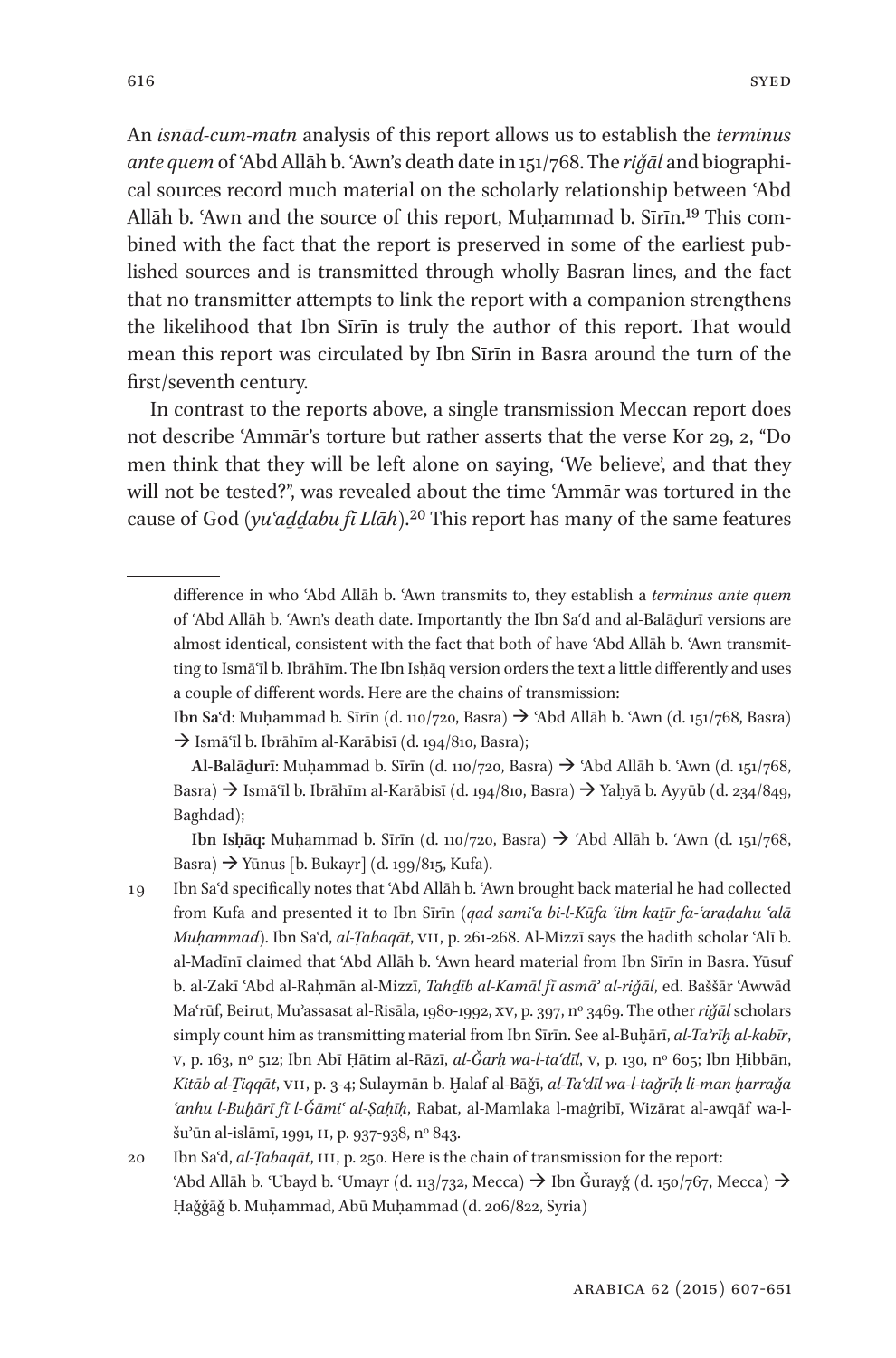An *isnād-cum-matn* analysis of this report allows us to establish the *terminus ante quem* of ʿAbd Allāh b. ʿAwn's death date in 151/768. The *riǧāl* and biographical sources record much material on the scholarly relationship between ʿAbd Allāh b. ʿAwn and the source of this report, Muḥammad b. Sīrīn.[19] This combined with the fact that the report is preserved in some of the earliest published sources and is transmitted through wholly Basran lines, and the fact that no transmitter attempts to link the report with a companion strengthens the likelihood that Ibn Sīrīn is truly the author of this report. That would mean this report was circulated by Ibn Sīrīn in Basra around the turn of the first/seventh century.

In contrast to the reports above, a single transmission Meccan report does not describe ʿAmmār's torture but rather asserts that the verse Kor 29, 2, "Do men think that they will be left alone on saying, 'We believe', and that they will not be tested?", was revealed about the time ʿAmmār was tortured in the cause of God (*yuʿaḏḏabu fī Llāh*).[20] This report has many of the same features

---

difference in who ʿAbd Allāh b. ʿAwn transmits to, they establish a *terminus ante quem* of ʿAbd Allāh b. ʿAwn's death date. Importantly the Ibn Saʿd and al-Balāḏurī versions are almost identical, consistent with the fact that both of have ʿAbd Allāh b. ʿAwn transmitting to Ismāʿīl b. Ibrāhīm. The Ibn Isḥāq version orders the text a little differently and uses a couple of different words. Here are the chains of transmission:

**Ibn Saʿd**: Muḥammad b. Sīrīn (d. 110/720, Basra) → ʿAbd Allāh b. ʿAwn (d. 151/768, Basra) → Ismāʿīl b. Ibrāhīm al-Karābisī (d. 194/810, Basra);

**Al-Balāḏurī**: Muḥammad b. Sīrīn (d. 110/720, Basra) → ʿAbd Allāh b. ʿAwn (d. 151/768, Basra) → Ismāʿīl b. Ibrāhīm al-Karābisī (d. 194/810, Basra) → Yaḥyā b. Ayyūb (d. 234/849, Baghdad);

**Ibn Isḥāq:** Muḥammad b. Sīrīn (d. 110/720, Basra) → ʿAbd Allāh b. ʿAwn (d. 151/768, Basra) → Yūnus [b. Bukayr] (d. 199/815, Kufa).

19 Ibn Saʿd specifically notes that ʿAbd Allāh b. ʿAwn brought back material he had collected from Kufa and presented it to Ibn Sīrīn (*qad samiʿa bi-l-Kūfa ʿilm kaṯīr fa-ʿaraḍahu ʿalā Muḥammad*). Ibn Saʿd, *al-Ṭabaqāt*, VII, p. 261-268. Al-Mizzī says the hadith scholar ʿAlī b. al-Madīnī claimed that ʿAbd Allāh b. ʿAwn heard material from Ibn Sīrīn in Basra. Yūsuf b. al-Zakī ʿAbd al-Raḥmān al-Mizzī, *Tahḏīb al-Kamāl fī asmāʾ al-riǧāl*, ed. Baššār ʿAwwād Maʿrūf, Beirut, Muʾassasat al-Risāla, 1980-1992, XV, p. 397, nº 3469. The other *riǧāl* scholars simply count him as transmitting material from Ibn Sīrīn. See al-Buḫārī, *al-Taʾrīḫ al-kabīr*, V, p. 163, nº 512; Ibn Abī Ḥātim al-Rāzī, *al-Ǧarḥ wa-l-taʿdīl*, V, p. 130, nº 605; Ibn Ḥibbān, *Kitāb al-Ṯiqqāt*, VII, p. 3-4; Sulaymān b. Ḫalaf al-Bāǧī, *al-Taʿdīl wa-l-taǧrīḥ li-man ḫarraǧa ʿanhu l-Buḫārī fī l-Ǧāmiʿ al-Ṣaḥīḥ*, Rabat, al-Mamlaka l-maġribī, Wizārat al-awqāf wa-l-šuʾūn al-islāmī, 1991, II, p. 937-938, nº 843.

20 Ibn Saʿd, *al-Ṭabaqāt*, III, p. 250. Here is the chain of transmission for the report: ʿAbd Allāh b. ʿUbayd b. ʿUmayr (d. 113/732, Mecca) → Ibn Ǧurayǧ (d. 150/767, Mecca) → Ḥaǧǧāǧ b. Muḥammad, Abū Muḥammad (d. 206/822, Syria)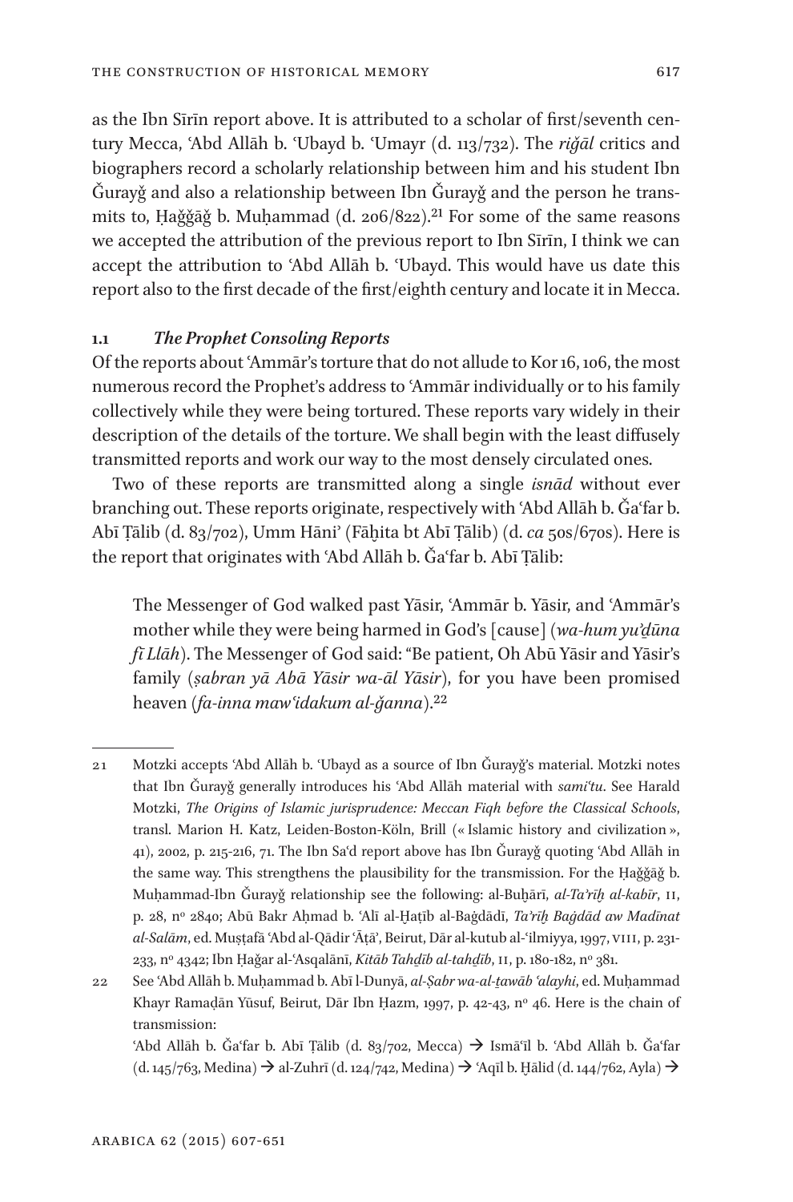as the Ibn Sīrīn report above. It is attributed to a scholar of first/seventh century Mecca, ʿAbd Allāh b. ʿUbayd b. ʿUmayr (d. 113/732). The *riǧāl* critics and biographers record a scholarly relationship between him and his student Ibn Ǧurayǧ and also a relationship between Ibn Ǧurayǧ and the person he transmits to, Ḥaǧǧāǧ b. Muḥammad (d. 206/822).[21] For some of the same reasons we accepted the attribution of the previous report to Ibn Sīrīn, I think we can accept the attribution to ʿAbd Allāh b. ʿUbayd. This would have us date this report also to the first decade of the first/eighth century and locate it in Mecca.

### 1.1 *The Prophet Consoling Reports*

Of the reports about ʿAmmār's torture that do not allude to Kor 16, 106, the most numerous record the Prophet's address to ʿAmmār individually or to his family collectively while they were being tortured. These reports vary widely in their description of the details of the torture. We shall begin with the least diffusely transmitted reports and work our way to the most densely circulated ones.

Two of these reports are transmitted along a single *isnād* without ever branching out. These reports originate, respectively with ʿAbd Allāh b. Ǧaʿfar b. Abī Ṭālib (d. 83/702), Umm Hāniʾ (Fāḫita bt Abī Ṭālib) (d. *ca* 50s/670s). Here is the report that originates with ʿAbd Allāh b. Ǧaʿfar b. Abī Ṭālib:

> The Messenger of God walked past Yāsir, ʿAmmār b. Yāsir, and ʿAmmār's mother while they were being harmed in God's [cause] (*wa-hum yuʾḏūna fī Llāh*). The Messenger of God said: "Be patient, Oh Abū Yāsir and Yāsir's family (*ṣabran yā Abā Yāsir wa-āl Yāsir*), for you have been promised heaven (*fa-inna mawʿidakum al-ǧanna*).[22]

---

21 Motzki accepts ʿAbd Allāh b. ʿUbayd as a source of Ibn Ǧurayǧ's material. Motzki notes that Ibn Ǧurayǧ generally introduces his ʿAbd Allāh material with *samiʿtu*. See Harald Motzki, *The Origins of Islamic jurisprudence: Meccan Fiqh before the Classical Schools*, transl. Marion H. Katz, Leiden-Boston-Köln, Brill (« Islamic history and civilization », 41), 2002, p. 215-216, 71. The Ibn Saʿd report above has Ibn Ǧurayǧ quoting ʿAbd Allāh in the same way. This strengthens the plausibility for the transmission. For the Ḥaǧǧāǧ b. Muḥammad-Ibn Ǧurayǧ relationship see the following: al-Buḫārī, *al-Taʾrīḫ al-kabīr*, II, p. 28, nº 2840; Abū Bakr Aḥmad b. ʿAlī al-Ḫaṭīb al-Baġdādī, *Taʾrīḫ Baġdād aw Madīnat al-Salām*, ed. Muṣṭafā ʿAbd al-Qādir ʿĀṭā, Beirut, Dār al-kutub al-ʿilmiyya, 1997, VIII, p. 231-233, nº 4342; Ibn Ḥaǧar al-ʿAsqalānī, *Kitāb Tahḏīb al-tahḏīb*, II, p. 180-182, nº 381.

22 See ʿAbd Allāh b. Muḥammad b. Abī l-Dunyā, *al-Ṣabr wa-al-ṯawāb ʿalayhi*, ed. Muḥammad Khayr Ramaḍān Yūsuf, Beirut, Dār Ibn Ḥazm, 1997, p. 42-43, nº 46. Here is the chain of transmission:
ʿAbd Allāh b. Ǧaʿfar b. Abī Ṭālib (d. 83/702, Mecca) → Ismāʿīl b. ʿAbd Allāh b. Ǧaʿfar (d. 145/763, Medina) → al-Zuhrī (d. 124/742, Medina) → ʿAqīl b. Ḫālid (d. 144/762, Ayla) →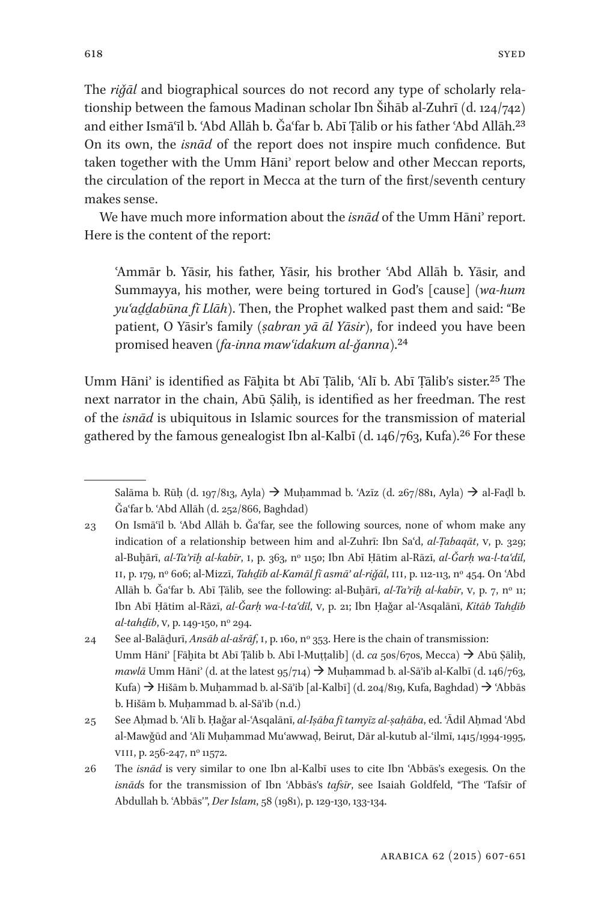The *riǧāl* and biographical sources do not record any type of scholarly relationship between the famous Madinan scholar Ibn Šihāb al-Zuhrī (d. 124/742) and either Ismāʿīl b. ʿAbd Allāh b. Ǧaʿfar b. Abī Ṭālib or his father ʿAbd Allāh.[23] On its own, the *isnād* of the report does not inspire much confidence. But taken together with the Umm Hāniʾ report below and other Meccan reports, the circulation of the report in Mecca at the turn of the first/seventh century makes sense.

We have much more information about the *isnād* of the Umm Hāniʾ report. Here is the content of the report:

> ʿAmmār b. Yāsir, his father, Yāsir, his brother ʿAbd Allāh b. Yāsir, and Summayya, his mother, were being tortured in God's [cause] (*wa-hum yuʿaḏḏabūna fī Llāh*). Then, the Prophet walked past them and said: "Be patient, O Yāsir's family (*ṣabran yā āl Yāsir*), for indeed you have been promised heaven (*fa-inna mawʿidakum al-ǧanna*).[24]

Umm Hāniʾ is identified as Fāḫita bt Abī Ṭālib, ʿAlī b. Abī Ṭālib's sister.[25] The next narrator in the chain, Abū Ṣāliḥ, is identified as her freedman. The rest of the *isnād* is ubiquitous in Islamic sources for the transmission of material gathered by the famous genealogist Ibn al-Kalbī (d. 146/763, Kufa).[26] For these

---

Salāma b. Rūḥ (d. 197/813, Ayla) → Muḥammad b. ʿAzīz (d. 267/881, Ayla) → al-Faḍl b. Ǧaʿfar b. ʿAbd Allāh (d. 252/866, Baghdad)

23 On Ismāʿīl b. ʿAbd Allāh b. Ǧaʿfar, see the following sources, none of whom make any indication of a relationship between him and al-Zuhrī: Ibn Saʿd, *al-Ṭabaqāt*, V, p. 329; al-Buḫārī, *al-Taʾrīḫ al-kabīr*, I, p. 363, nº 1150; Ibn Abī Ḥātim al-Rāzī, *al-Ǧarḥ wa-l-taʿdīl*, II, p. 179, nº 606; al-Mizzī, *Tahḏīb al-Kamāl fī asmāʾ al-riǧāl*, III, p. 112-113, nº 454. On ʿAbd Allāh b. Ǧaʿfar b. Abī Ṭālib, see the following: al-Buḫārī, *al-Taʾrīḫ al-kabīr*, V, p. 7, nº 11; Ibn Abī Ḥātim al-Rāzī, *al-Ǧarḥ wa-l-taʿdīl*, V, p. 21; Ibn Ḥaǧar al-ʿAsqalānī, *Kitāb Tahḏīb al-tahḏīb*, V, p. 149-150, nº 294.

24 See al-Balāḏurī, *Ansāb al-ašrāf*, I, p. 160, nº 353. Here is the chain of transmission: Umm Hāniʾ [Fāḫita bt Abī Ṭālib b. Abī l-Muṭṭalib] (d. *ca* 50s/670s, Mecca) → Abū Ṣāliḥ, *mawlā* Umm Hāniʾ (d. at the latest 95/714) → Muḥammad b. al-Sāʾib al-Kalbī (d. 146/763, Kufa) → Hišām b. Muḥammad b. al-Sāʾib [al-Kalbī] (d. 204/819, Kufa, Baghdad) → ʿAbbās b. Hišām b. Muḥammad b. al-Sāʾib (n.d.)

25 See Aḥmad b. ʿAlī b. Ḥaǧar al-ʿAsqalānī, *al-Iṣāba fī tamyīz al-ṣaḥāba*, ed. ʿĀdil Aḥmad ʿAbd al-Mawǧūd and ʿAlī Muḥammad Muʿawwaḍ, Beirut, Dār al-kutub al-ʿilmī, 1415/1994-1995, VIII, p. 256-247, nº 11572.

26 The *isnād* is very similar to one Ibn al-Kalbī uses to cite Ibn ʿAbbās's exegesis. On the *isnād*s for the transmission of Ibn ʿAbbās's *tafsīr*, see Isaiah Goldfeld, "The 'Tafsīr of Abdullah b. ʿAbbās'", *Der Islam*, 58 (1981), p. 129-130, 133-134.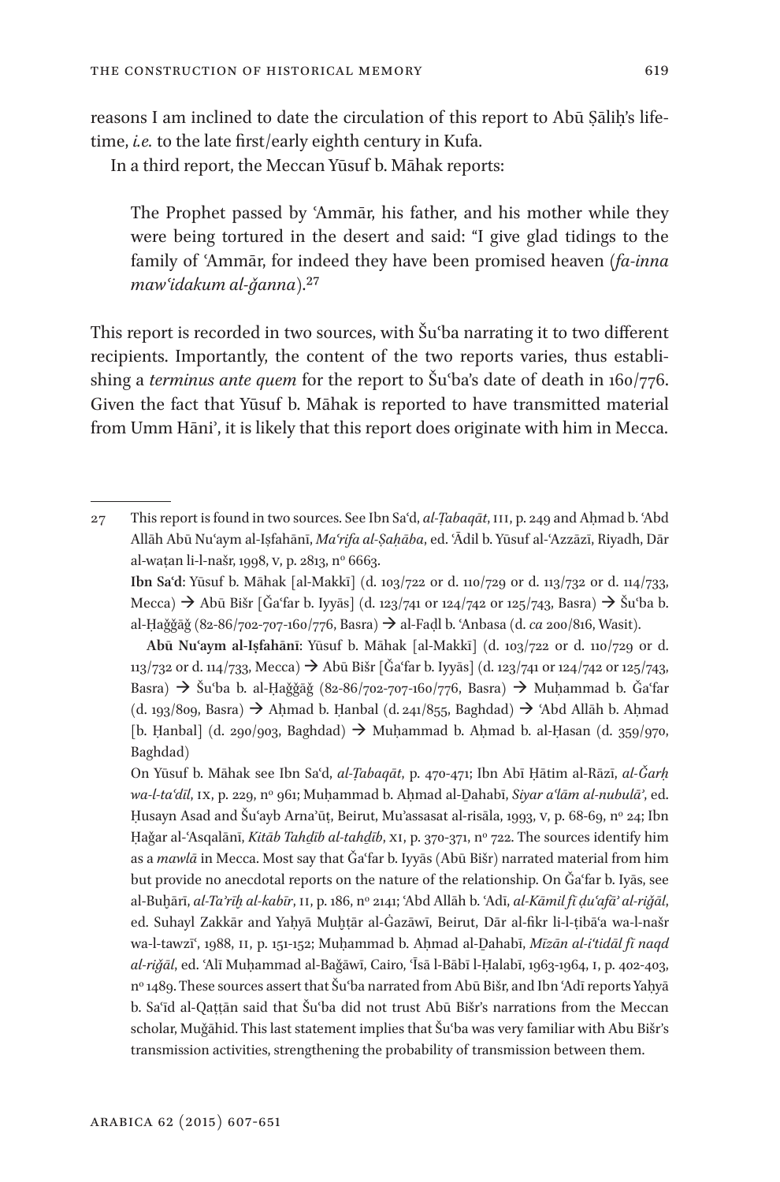reasons I am inclined to date the circulation of this report to Abū Ṣāliḥ's lifetime, *i.e.* to the late first/early eighth century in Kufa.

In a third report, the Meccan Yūsuf b. Māhak reports:

> The Prophet passed by ʿAmmār, his father, and his mother while they were being tortured in the desert and said: "I give glad tidings to the family of ʿAmmār, for indeed they have been promised heaven (*fa-inna mawʿidakum al-ǧanna*).[27]

This report is recorded in two sources, with Šuʿba narrating it to two different recipients. Importantly, the content of the two reports varies, thus establishing a *terminus ante quem* for the report to Šuʿba's date of death in 160/776. Given the fact that Yūsuf b. Māhak is reported to have transmitted material from Umm Hāniʾ, it is likely that this report does originate with him in Mecca.

---

27 This report is found in two sources. See Ibn Saʿd, *al-Ṭabaqāt*, III, p. 249 and Aḥmad b. ʿAbd Allāh Abū Nuʿaym al-Iṣfahānī, *Maʿrifa al-Ṣaḥāba*, ed. ʿĀdil b. Yūsuf al-ʿAzzāzī, Riyadh, Dār al-waṭan li-l-našr, 1998, V, p. 2813, nº 6663.

**Ibn Saʿd**: Yūsuf b. Māhak [al-Makkī] (d. 103/722 or d. 110/729 or d. 113/732 or d. 114/733, Mecca) → Abū Bišr [Ǧaʿfar b. Iyyās] (d. 123/741 or 124/742 or 125/743, Basra) → Šuʿba b. al-Ḥaǧǧāǧ (82-86/702-707-160/776, Basra) → al-Faḍl b. ʿAnbasa (d. *ca* 200/816, Wasit).

**Abū Nuʿaym al-Iṣfahānī**: Yūsuf b. Māhak [al-Makkī] (d. 103/722 or d. 110/729 or d. 113/732 or d. 114/733, Mecca) → Abū Bišr [Ǧaʿfar b. Iyyās] (d. 123/741 or 124/742 or 125/743, Basra) → Šuʿba b. al-Ḥaǧǧāǧ (82-86/702-707-160/776, Basra) → Muḥammad b. Ǧaʿfar (d. 193/809, Basra) → Aḥmad b. Ḥanbal (d. 241/855, Baghdad) → ʿAbd Allāh b. Aḥmad [b. Ḥanbal] (d. 290/903, Baghdad) → Muḥammad b. Aḥmad b. al-Ḥasan (d. 359/970, Baghdad)

On Yūsuf b. Māhak see Ibn Saʿd, *al-Ṭabaqāt*, p. 470-471; Ibn Abī Ḥātim al-Rāzī, *al-Ǧarḥ wa-l-taʿdīl*, IX, p. 229, nº 961; Muḥammad b. Aḥmad al-Ḏahabī, *Siyar aʿlām al-nubulāʾ*, ed. Ḥusayn Asad and Šuʿayb Arnaʾūṭ, Beirut, Muʾassasat al-risāla, 1993, V, p. 68-69, nº 24; Ibn Ḥaǧar al-ʿAsqalānī, *Kitāb Tahḏīb al-tahḏīb*, XI, p. 370-371, nº 722. The sources identify him as a *mawlā* in Mecca. Most say that Ǧaʿfar b. Iyyās (Abū Bišr) narrated material from him but provide no anecdotal reports on the nature of the relationship. On Ǧaʿfar b. Iyās, see al-Buḫārī, *al-Taʾrīḫ al-kabīr*, II, p. 186, nº 2141; ʿAbd Allāh b. ʿAdī, *al-Kāmil fī ḍuʿafāʾ al-riǧāl*, ed. Suhayl Zakkār and Yaḥyā Muḫtār al-Ġazāwī, Beirut, Dār al-fikr li-l-ṭibāʿa wa-l-našr wa-l-tawzīʿ, 1988, II, p. 151-152; Muḥammad b. Aḥmad al-Ḏahabī, *Mīzān al-iʿtidāl fī naqd al-riǧāl*, ed. ʿAlī Muḥammad al-Baǧāwī, Cairo, ʿĪsā l-Bābī l-Ḥalabī, 1963-1964, I, p. 402-403, nº 1489. These sources assert that Šuʿba narrated from Abū Bišr, and Ibn ʿAdī reports Yaḥyā b. Saʿīd al-Qaṭṭān said that Šuʿba did not trust Abū Bišr's narrations from the Meccan scholar, Muǧāhid. This last statement implies that Šuʿba was very familiar with Abu Bišr's transmission activities, strengthening the probability of transmission between them.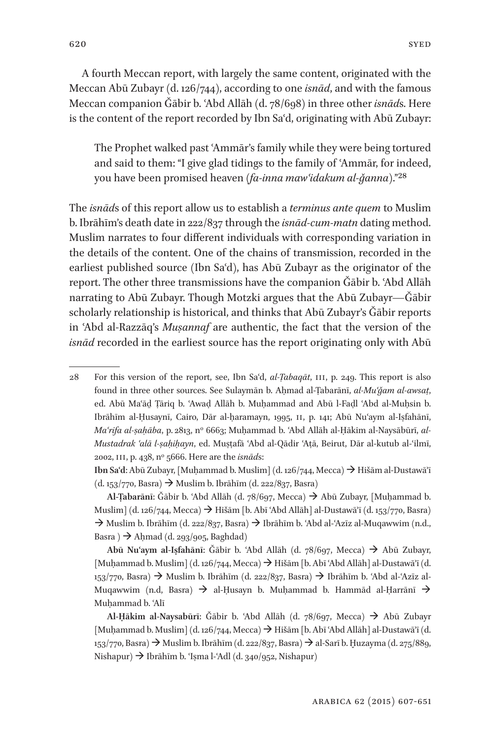A fourth Meccan report, with largely the same content, originated with the Meccan Abū Zubayr (d. 126/744), according to one *isnād*, and with the famous Meccan companion Ǧābir b. ʿAbd Allāh (d. 78/698) in three other *isnād*s. Here is the content of the report recorded by Ibn Saʿd, originating with Abū Zubayr:

> The Prophet walked past ʿAmmār's family while they were being tortured and said to them: "I give glad tidings to the family of ʿAmmār, for indeed, you have been promised heaven (*fa-inna mawʿidakum al-ǧanna*)."[28]

The *isnād*s of this report allow us to establish a *terminus ante quem* to Muslim b. Ibrāhīm's death date in 222/837 through the *isnād-cum-matn* dating method. Muslim narrates to four different individuals with corresponding variation in the details of the content. One of the chains of transmission, recorded in the earliest published source (Ibn Saʿd), has Abū Zubayr as the originator of the report. The other three transmissions have the companion Ǧābir b. ʿAbd Allāh narrating to Abū Zubayr. Though Motzki argues that the Abū Zubayr—Ǧābir scholarly relationship is historical, and thinks that Abū Zubayr's Ǧābir reports in ʿAbd al-Razzāq's *Muṣannaf* are authentic, the fact that the version of the *isnād* recorded in the earliest source has the report originating only with Abū

---

28 For this version of the report, see, Ibn Saʿd, *al-Ṭabaqāt*, III, p. 249. This report is also found in three other sources. See Sulaymān b. Aḥmad al-Ṭabarānī, *al-Muʿǧam al-awsaṭ*, ed. Abū Maʿāḏ Ṭāriq b. ʿAwaḍ Allāh b. Muḥammad and Abū l-Faḍl ʿAbd al-Muḥsin b. Ibrāhīm al-Ḥusaynī, Cairo, Dār al-ḥaramayn, 1995, II, p. 141; Abū Nuʿaym al-Iṣfahānī, *Maʿrifa al-ṣaḥāba*, p. 2813, nº 6663; Muḥammad b. ʿAbd Allāh al-Ḥākim al-Naysābūrī, *al-Mustadrak ʿalā l-ṣaḥiḥayn*, ed. Muṣṭafā ʿAbd al-Qādir ʿAṭā, Beirut, Dār al-kutub al-ʿilmī, 2002, III, p. 438, nº 5666. Here are the *isnād*s:

**Ibn Saʿd**: Abū Zubayr, [Muḥammad b. Muslim] (d. 126/744, Mecca) → Hišām al-Dustawāʾī (d. 153/770, Basra) → Muslim b. Ibrāhīm (d. 222/837, Basra)

**Al-Ṭabarānī**: Ǧābir b. ʿAbd Allāh (d. 78/697, Mecca) → Abū Zubayr, [Muḥammad b. Muslim] (d. 126/744, Mecca) → Hišām [b. Abī ʿAbd Allāh] al-Dustawāʾī (d. 153/770, Basra) → Muslim b. Ibrāhīm (d. 222/837, Basra) → Ibrāhīm b. ʿAbd al-ʿAzīz al-Muqawwim (n.d., Basra ) → Aḥmad (d. 293/905, Baghdad)

**Abū Nuʿaym al-Iṣfahānī**: Ǧābir b. ʿAbd Allāh (d. 78/697, Mecca) → Abū Zubayr, [Muḥammad b. Muslim] (d. 126/744, Mecca) → Hišām [b. Abī ʿAbd Allāh] al-Dustawāʾī (d. 153/770, Basra) → Muslim b. Ibrāhīm (d. 222/837, Basra) → Ibrāhīm b. ʿAbd al-ʿAzīz al-Muqawwim (n.d, Basra) → al-Ḥusayn b. Muḥammad b. Hammād al-Ḥarrānī → Muḥammad b. ʿAlī

**Al-Ḥākim al-Naysābūrī**: Ǧābir b. ʿAbd Allāh (d. 78/697, Mecca) → Abū Zubayr [Muḥammad b. Muslim] (d. 126/744, Mecca) → Hišām [b. Abī ʿAbd Allāh] al-Dustawāʾī (d. 153/770, Basra) → Muslim b. Ibrāhīm (d. 222/837, Basra) → al-Sarī b. Ḫuzayma (d. 275/889, Nishapur) → Ibrāhīm b. ʿIṣma l-ʿAdl (d. 340/952, Nishapur)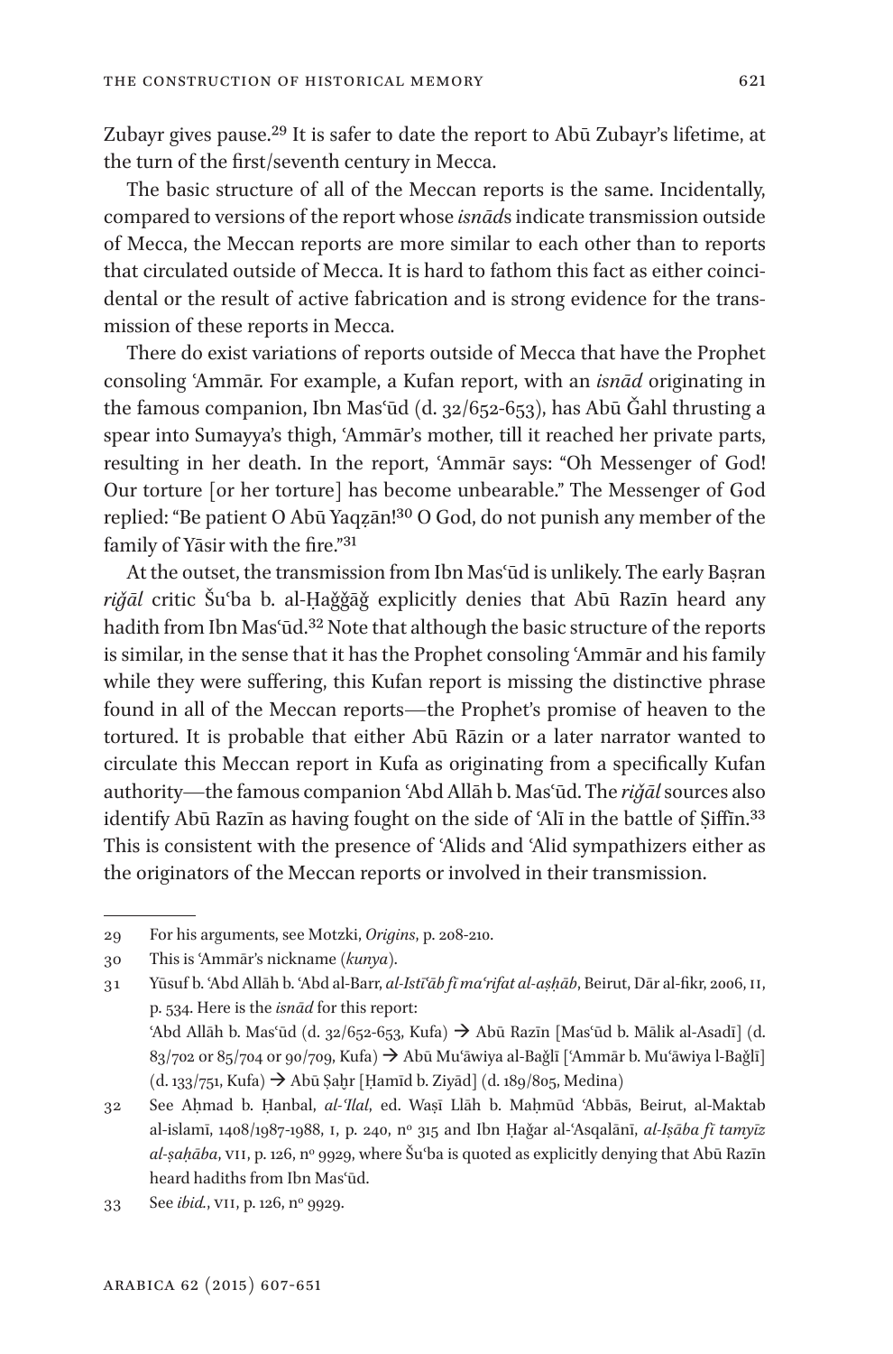Zubayr gives pause.[29] It is safer to date the report to Abū Zubayr's lifetime, at the turn of the first/seventh century in Mecca.

The basic structure of all of the Meccan reports is the same. Incidentally, compared to versions of the report whose *isnād*s indicate transmission outside of Mecca, the Meccan reports are more similar to each other than to reports that circulated outside of Mecca. It is hard to fathom this fact as either coincidental or the result of active fabrication and is strong evidence for the transmission of these reports in Mecca.

There do exist variations of reports outside of Mecca that have the Prophet consoling ʿAmmār. For example, a Kufan report, with an *isnād* originating in the famous companion, Ibn Masʿūd (d. 32/652-653), has Abū Ǧahl thrusting a spear into Sumayya's thigh, ʿAmmār's mother, till it reached her private parts, resulting in her death. In the report, ʿAmmār says: "Oh Messenger of God! Our torture [or her torture] has become unbearable." The Messenger of God replied: "Be patient O Abū Yaqẓān![30] O God, do not punish any member of the family of Yāsir with the fire."[31]

At the outset, the transmission from Ibn Masʿūd is unlikely. The early Baṣran *riǧāl* critic Šuʿba b. al-Ḥaǧǧāǧ explicitly denies that Abū Razīn heard any hadith from Ibn Masʿūd.[32] Note that although the basic structure of the reports is similar, in the sense that it has the Prophet consoling ʿAmmār and his family while they were suffering, this Kufan report is missing the distinctive phrase found in all of the Meccan reports—the Prophet's promise of heaven to the tortured. It is probable that either Abū Rāzin or a later narrator wanted to circulate this Meccan report in Kufa as originating from a specifically Kufan authority—the famous companion ʿAbd Allāh b. Masʿūd. The *riǧāl* sources also identify Abū Razīn as having fought on the side of ʿAlī in the battle of Ṣiffīn.[33] This is consistent with the presence of ʿAlids and ʿAlid sympathizers either as the originators of the Meccan reports or involved in their transmission.

---

29 For his arguments, see Motzki, *Origins*, p. 208-210.

30 This is ʿAmmār's nickname (*kunya*).

31 Yūsuf b. ʿAbd Allāh b. ʿAbd al-Barr, *al-Istīʿāb fī maʿrifat al-aṣḥāb*, Beirut, Dār al-fikr, 2006, II, p. 534. Here is the *isnād* for this report:
ʿAbd Allāh b. Masʿūd (d. 32/652-653, Kufa) → Abū Razīn [Masʿūd b. Mālik al-Asadī] (d. 83/702 or 85/704 or 90/709, Kufa) → Abū Muʿāwiya al-Baǧlī [ʿAmmār b. Muʿāwiya l-Baǧlī] (d. 133/751, Kufa) → Abū Ṣaḫr [Ḥamīd b. Ziyād] (d. 189/805, Medina)

32 See Aḥmad b. Ḥanbal, *al-ʿIlal*, ed. Waṣī Llāh b. Maḥmūd ʿAbbās, Beirut, al-Maktab al-islamī, 1408/1987-1988, I, p. 240, nº 315 and Ibn Ḥaǧar al-ʿAsqalānī, *al-Iṣāba fī tamyīz al-ṣaḥāba*, VII, p. 126, nº 9929, where Šuʿba is quoted as explicitly denying that Abū Razīn heard hadiths from Ibn Masʿūd.

33 See *ibid.*, VII, p. 126, nº 9929.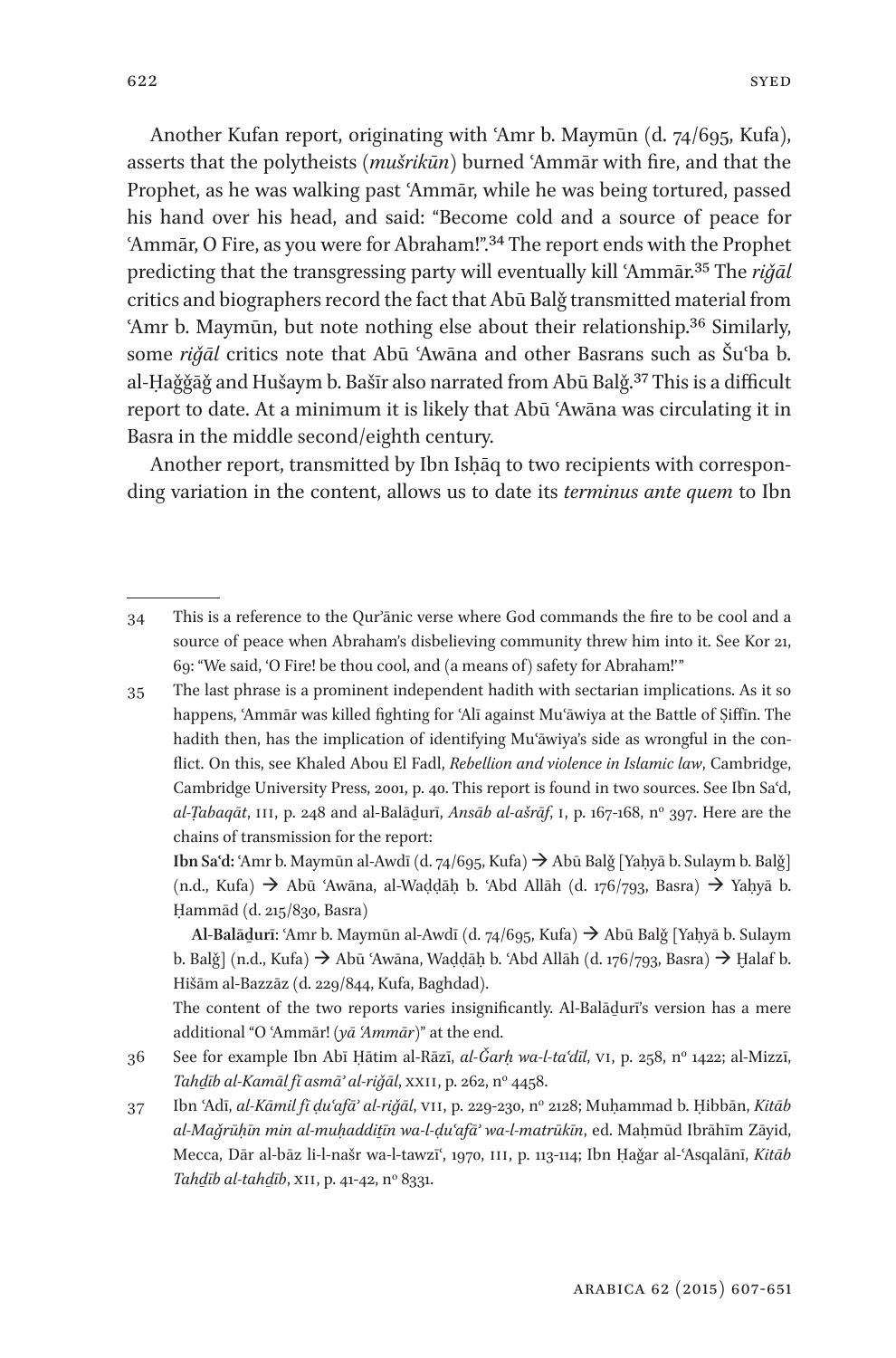Another Kufan report, originating with ʿAmr b. Maymūn (d. 74/695, Kufa), asserts that the polytheists (*mušrikūn*) burned ʿAmmār with fire, and that the Prophet, as he was walking past ʿAmmār, while he was being tortured, passed his hand over his head, and said: "Become cold and a source of peace for ʿAmmār, O Fire, as you were for Abraham!".[34] The report ends with the Prophet predicting that the transgressing party will eventually kill ʿAmmār.[35] The *riǧāl* critics and biographers record the fact that Abū Balǧ transmitted material from ʿAmr b. Maymūn, but note nothing else about their relationship.[36] Similarly, some *riǧāl* critics note that Abū ʿAwāna and other Basrans such as Šuʿba b. al-Ḥaǧǧāǧ and Hušaym b. Bašīr also narrated from Abū Balǧ.[37] This is a difficult report to date. At a minimum it is likely that Abū ʿAwāna was circulating it in Basra in the middle second/eighth century.

Another report, transmitted by Ibn Isḥāq to two recipients with corresponding variation in the content, allows us to date its *terminus ante quem* to Ibn

---

34 This is a reference to the Qurʾānic verse where God commands the fire to be cool and a source of peace when Abraham's disbelieving community threw him into it. See Kor 21, 69: "We said, 'O Fire! be thou cool, and (a means of) safety for Abraham!'"

35 The last phrase is a prominent independent hadith with sectarian implications. As it so happens, ʿAmmār was killed fighting for ʿAlī against Muʿāwiya at the Battle of Ṣiffīn. The hadith then, has the implication of identifying Muʿāwiya's side as wrongful in the conflict. On this, see Khaled Abou El Fadl, *Rebellion and violence in Islamic law*, Cambridge, Cambridge University Press, 2001, p. 40. This report is found in two sources. See Ibn Saʿd, *al-Ṭabaqāt*, III, p. 248 and al-Balāḏurī, *Ansāb al-ašrāf*, I, p. 167-168, nº 397. Here are the chains of transmission for the report:

**Ibn Saʿd:** ʿAmr b. Maymūn al-Awdī (d. 74/695, Kufa) → Abū Balǧ [Yaḥyā b. Sulaym b. Balǧ] (n.d., Kufa) → Abū ʿAwāna, al-Waḍḍāḥ b. ʿAbd Allāh (d. 176/793, Basra) → Yaḥyā b. Ḥammād (d. 215/830, Basra)

**Al-Balāḏurī**: ʿAmr b. Maymūn al-Awdī (d. 74/695, Kufa) → Abū Balǧ [Yaḥyā b. Sulaym b. Balǧ] (n.d., Kufa) → Abū ʿAwāna, Waḍḍāḥ b. ʿAbd Allāh (d. 176/793, Basra) → Ḫalaf b. Hišām al-Bazzāz (d. 229/844, Kufa, Baghdad).

The content of the two reports varies insignificantly. Al-Balāḏurī's version has a mere additional "O ʿAmmār! (*yā ʿAmmār*)" at the end.

36 See for example Ibn Abī Ḥātim al-Rāzī, *al-Ǧarḥ wa-l-taʿdīl*, VI, p. 258, nº 1422; al-Mizzī, *Tahḏīb al-Kamāl fī asmāʾ al-riǧāl*, XXII, p. 262, nº 4458.

37 Ibn ʿAdī, *al-Kāmil fī ḍuʿafāʾ al-riǧāl*, VII, p. 229-230, nº 2128; Muḥammad b. Ḥibbān, *Kitāb al-Maǧrūḥīn min al-muḥaddiṯīn wa-l-ḍuʿafāʾ wa-l-matrūkīn*, ed. Maḥmūd Ibrāhīm Zāyid, Mecca, Dār al-bāz li-l-našr wa-l-tawzīʿ, 1970, III, p. 113-114; Ibn Ḥaǧar al-ʿAsqalānī, *Kitāb Tahḏīb al-tahḏīb*, XII, p. 41-42, nº 8331.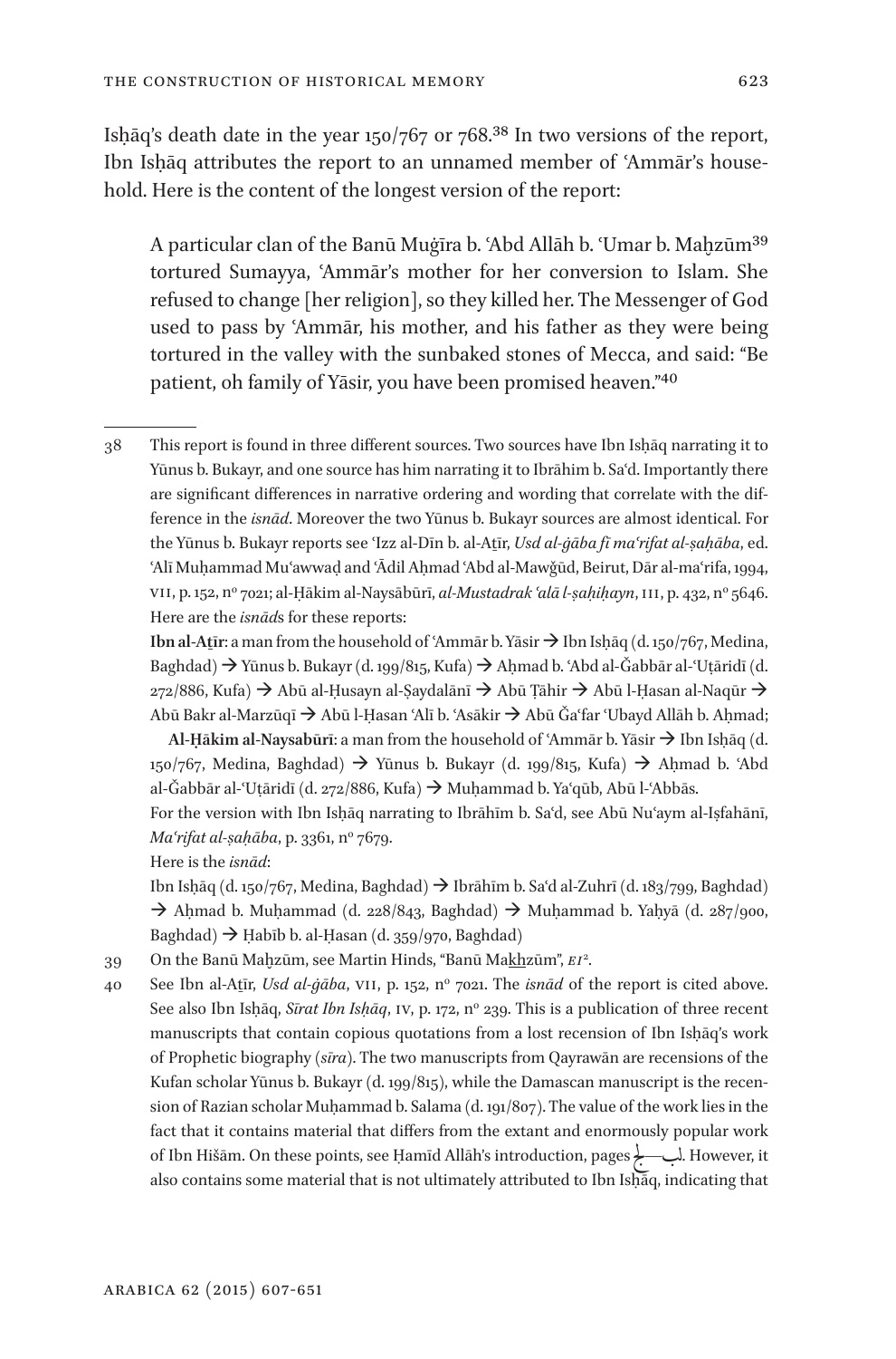Isḥāq's death date in the year 150/767 or 768.[38] In two versions of the report, Ibn Isḥāq attributes the report to an unnamed member of ʿAmmār's household. Here is the content of the longest version of the report:

> A particular clan of the Banū Muġīra b. ʿAbd Allāh b. ʿUmar b. Maḫzūm[39] tortured Sumayya, ʿAmmār's mother for her conversion to Islam. She refused to change [her religion], so they killed her. The Messenger of God used to pass by ʿAmmār, his mother, and his father as they were being tortured in the valley with the sunbaked stones of Mecca, and said: "Be patient, oh family of Yāsir, you have been promised heaven."[40]

---

38 This report is found in three different sources. Two sources have Ibn Isḥāq narrating it to Yūnus b. Bukayr, and one source has him narrating it to Ibrāhim b. Saʿd. Importantly there are significant differences in narrative ordering and wording that correlate with the difference in the *isnād*. Moreover the two Yūnus b. Bukayr sources are almost identical. For the Yūnus b. Bukayr reports see ʿIzz al-Dīn b. al-Aṯīr, *Usd al-ġāba fī maʿrifat al-ṣaḥāba*, ed. ʿAlī Muḥammad Muʿawwaḍ and ʿĀdil Aḥmad ʿAbd al-Mawǧūd, Beirut, Dār al-maʿrifa, 1994, VII, p. 152, nº 7021; al-Ḥākim al-Naysābūrī, *al-Mustadrak ʿalā l-ṣaḥiḥayn*, III, p. 432, nº 5646. Here are the *isnād*s for these reports:

**Ibn al-Aṯīr**: a man from the household of ʿAmmār b. Yāsir → Ibn Isḥāq (d. 150/767, Medina, Baghdad) → Yūnus b. Bukayr (d. 199/815, Kufa) → Aḥmad b. ʿAbd al-Ǧabbār al-ʿUṭāridī (d. 272/886, Kufa) → Abū al-Ḥusayn al-Ṣaydalānī → Abū Ṭāhir → Abū l-Ḥasan al-Naqūr → Abū Bakr al-Marzūqī → Abū l-Ḥasan ʿAlī b. ʿAsākir → Abū Ǧaʿfar ʿUbayd Allāh b. Aḥmad;

**Al-Ḥākim al-Naysabūrī**: a man from the household of ʿAmmār b. Yāsir → Ibn Isḥāq (d. 150/767, Medina, Baghdad) → Yūnus b. Bukayr (d. 199/815, Kufa) → Aḥmad b. ʿAbd al-Ǧabbār al-ʿUṭāridī (d. 272/886, Kufa) → Muḥammad b. Yaʿqūb, Abū l-ʿAbbās.

For the version with Ibn Isḥāq narrating to Ibrāhīm b. Saʿd, see Abū Nuʿaym al-Iṣfahānī, *Maʿrifat al-ṣaḥāba*, p. 3361, nº 7679.

Here is the *isnād*:

Ibn Isḥāq (d. 150/767, Medina, Baghdad) → Ibrāhīm b. Saʿd al-Zuhrī (d. 183/799, Baghdad) → Aḥmad b. Muḥammad (d. 228/843, Baghdad) → Muḥammad b. Yaḥyā (d. 287/900, Baghdad) → Ḥabīb b. al-Ḥasan (d. 359/970, Baghdad)

39 On the Banū Maḫzūm, see Martin Hinds, "Banū Ma<u>kh</u>zūm", *EI*².

40 See Ibn al-Aṯīr, *Usd al-ġāba*, VII, p. 152, nº 7021. The *isnād* of the report is cited above. See also Ibn Isḥāq, *Sīrat Ibn Isḥāq*, IV, p. 172, nº 239. This is a publication of three recent manuscripts that contain copious quotations from a lost recension of Ibn Isḥāq's work of Prophetic biography (*sīra*). The two manuscripts from Qayrawān are recensions of the Kufan scholar Yūnus b. Bukayr (d. 199/815), while the Damascan manuscript is the recension of Razian scholar Muḥammad b. Salama (d. 191/807). The value of the work lies in the fact that it contains material that differs from the extant and enormously popular work of Ibn Hišām. On these points, see Ḥamīd Allāh's introduction, pages لب–ج. However, it also contains some material that is not ultimately attributed to Ibn Isḥāq, indicating that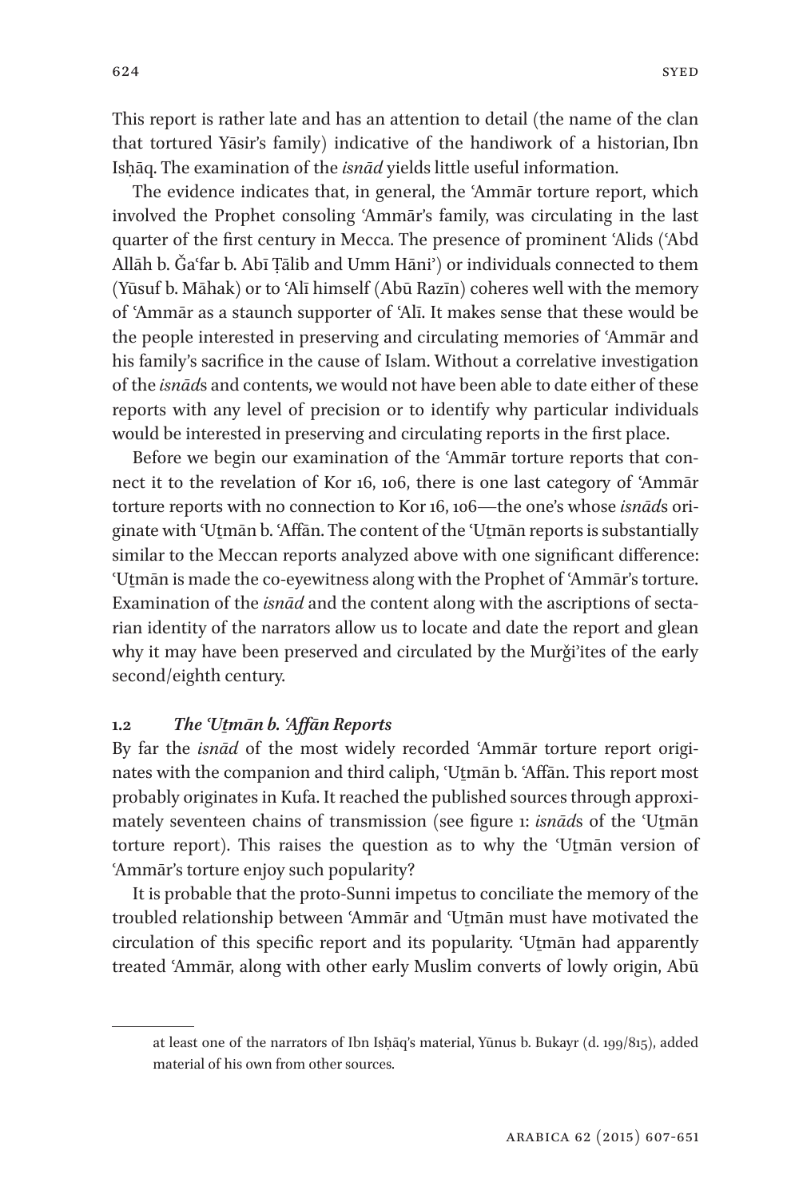This report is rather late and has an attention to detail (the name of the clan that tortured Yāsir's family) indicative of the handiwork of a historian, Ibn Isḥāq. The examination of the *isnād* yields little useful information.

The evidence indicates that, in general, the ʿAmmār torture report, which involved the Prophet consoling ʿAmmār's family, was circulating in the last quarter of the first century in Mecca. The presence of prominent ʿAlids (ʿAbd Allāh b. Ǧaʿfar b. Abī Ṭālib and Umm Hāniʾ) or individuals connected to them (Yūsuf b. Māhak) or to ʿAlī himself (Abū Razīn) coheres well with the memory of ʿAmmār as a staunch supporter of ʿAlī. It makes sense that these would be the people interested in preserving and circulating memories of ʿAmmār and his family's sacrifice in the cause of Islam. Without a correlative investigation of the *isnād*s and contents, we would not have been able to date either of these reports with any level of precision or to identify why particular individuals would be interested in preserving and circulating reports in the first place.

Before we begin our examination of the ʿAmmār torture reports that connect it to the revelation of Kor 16, 106, there is one last category of ʿAmmār torture reports with no connection to Kor 16, 106—the one's whose *isnād*s originate with ʿUṯmān b. ʿAffān. The content of the ʿUṯmān reports is substantially similar to the Meccan reports analyzed above with one significant difference: ʿUṯmān is made the co-eyewitness along with the Prophet of ʿAmmār's torture. Examination of the *isnād* and the content along with the ascriptions of sectarian identity of the narrators allow us to locate and date the report and glean why it may have been preserved and circulated by the Murǧiʾites of the early second/eighth century.

### 1.2 *The ʿUṯmān b. ʿAffān Reports*

By far the *isnād* of the most widely recorded ʿAmmār torture report originates with the companion and third caliph, ʿUṯmān b. ʿAffān. This report most probably originates in Kufa. It reached the published sources through approximately seventeen chains of transmission (see figure 1: *isnād*s of the ʿUṯmān torture report). This raises the question as to why the ʿUṯmān version of ʿAmmār's torture enjoy such popularity?

It is probable that the proto-Sunni impetus to conciliate the memory of the troubled relationship between ʿAmmār and ʿUṯmān must have motivated the circulation of this specific report and its popularity. ʿUṯmān had apparently treated ʿAmmār, along with other early Muslim converts of lowly origin, Abū

at least one of the narrators of Ibn Isḥāq's material, Yūnus b. Bukayr (d. 199/815), added material of his own from other sources.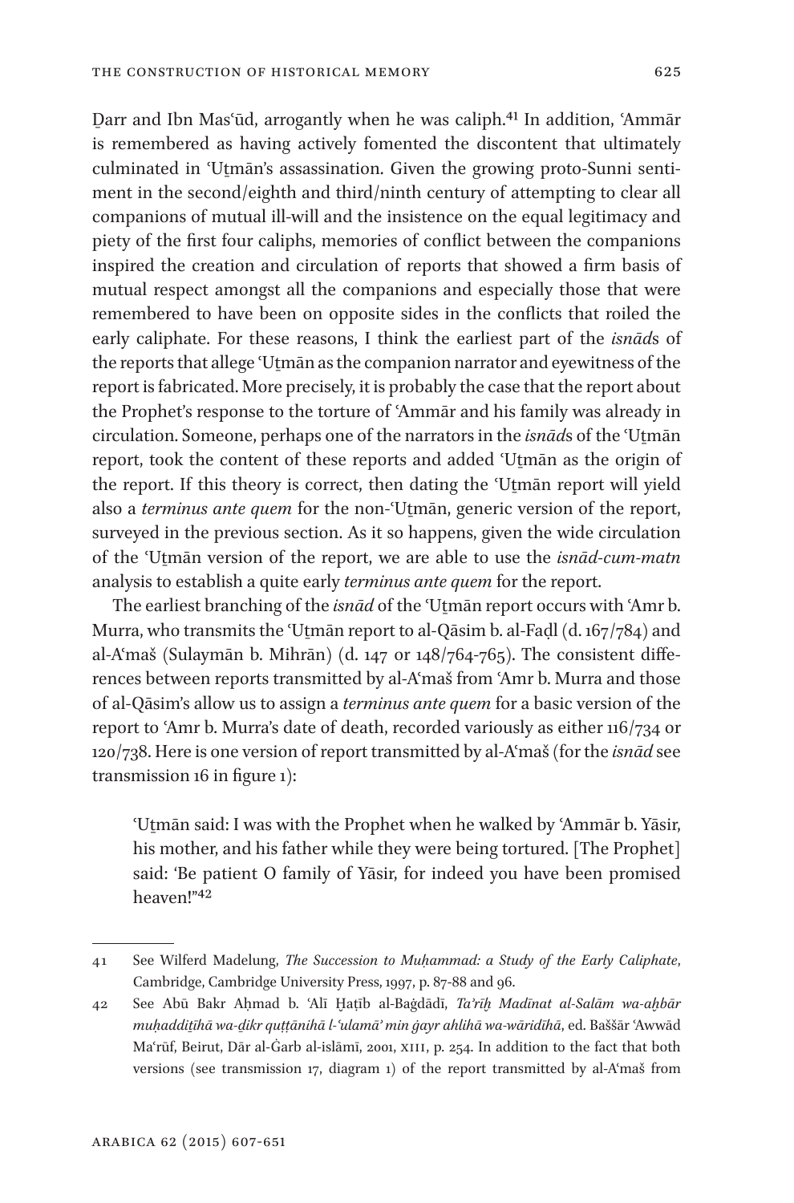Ḏarr and Ibn Masʿūd, arrogantly when he was caliph.[41] In addition, ʿAmmār is remembered as having actively fomented the discontent that ultimately culminated in ʿUṯmān's assassination. Given the growing proto-Sunni sentiment in the second/eighth and third/ninth century of attempting to clear all companions of mutual ill-will and the insistence on the equal legitimacy and piety of the first four caliphs, memories of conflict between the companions inspired the creation and circulation of reports that showed a firm basis of mutual respect amongst all the companions and especially those that were remembered to have been on opposite sides in the conflicts that roiled the early caliphate. For these reasons, I think the earliest part of the *isnād*s of the reports that allege ʿUṯmān as the companion narrator and eyewitness of the report is fabricated. More precisely, it is probably the case that the report about the Prophet's response to the torture of ʿAmmār and his family was already in circulation. Someone, perhaps one of the narrators in the *isnād*s of the ʿUṯmān report, took the content of these reports and added ʿUṯmān as the origin of the report. If this theory is correct, then dating the ʿUṯmān report will yield also a *terminus ante quem* for the non-ʿUṯmān, generic version of the report, surveyed in the previous section. As it so happens, given the wide circulation of the ʿUṯmān version of the report, we are able to use the *isnād-cum-matn* analysis to establish a quite early *terminus ante quem* for the report.

The earliest branching of the *isnād* of the ʿUṯmān report occurs with ʿAmr b. Murra, who transmits the ʿUṯmān report to al-Qāsim b. al-Faḍl (d. 167/784) and al-Aʿmaš (Sulaymān b. Mihrān) (d. 147 or 148/764-765). The consistent differences between reports transmitted by al-Aʿmaš from ʿAmr b. Murra and those of al-Qāsim's allow us to assign a *terminus ante quem* for a basic version of the report to ʿAmr b. Murra's date of death, recorded variously as either 116/734 or 120/738. Here is one version of report transmitted by al-Aʿmaš (for the *isnād* see transmission 16 in figure 1):

> ʿUṯmān said: I was with the Prophet when he walked by ʿAmmār b. Yāsir, his mother, and his father while they were being tortured. [The Prophet] said: 'Be patient O family of Yāsir, for indeed you have been promised heaven!"[42]

---

41 See Wilferd Madelung, *The Succession to Muḥammad: a Study of the Early Caliphate*, Cambridge, Cambridge University Press, 1997, p. 87-88 and 96.

42 See Abū Bakr Aḥmad b. ʿAlī Ḫaṭīb al-Baġdādī, *Taʾrīḫ Madīnat al-Salām wa-aḫbār muḥaddiṯīhā wa-ḏikr quṭṭānihā l-ʿulamāʾ min ġayr ahlihā wa-wāridīhā*, ed. Baššār ʿAwwād Maʿrūf, Beirut, Dār al-Ġarb al-islāmī, 2001, XIII, p. 254. In addition to the fact that both versions (see transmission 17, diagram 1) of the report transmitted by al-Aʿmaš from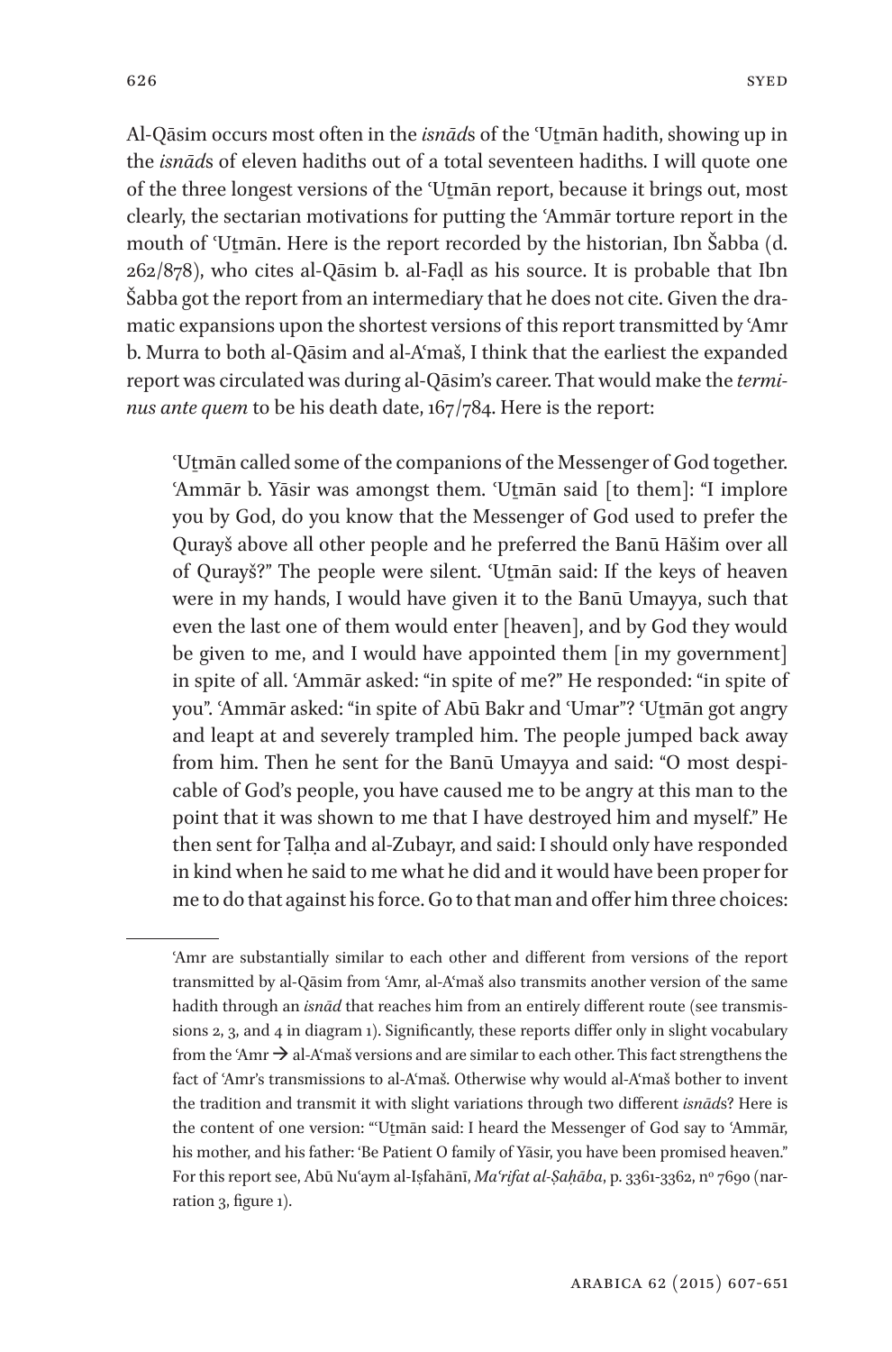Al-Qāsim occurs most often in the *isnād*s of the ʿUṯmān hadith, showing up in the *isnād*s of eleven hadiths out of a total seventeen hadiths. I will quote one of the three longest versions of the ʿUṯmān report, because it brings out, most clearly, the sectarian motivations for putting the ʿAmmār torture report in the mouth of ʿUṯmān. Here is the report recorded by the historian, Ibn Šabba (d. 262/878), who cites al-Qāsim b. al-Faḍl as his source. It is probable that Ibn Šabba got the report from an intermediary that he does not cite. Given the dramatic expansions upon the shortest versions of this report transmitted by ʿAmr b. Murra to both al-Qāsim and al-Aʿmaš, I think that the earliest the expanded report was circulated was during al-Qāsim's career. That would make the *terminus ante quem* to be his death date, 167/784. Here is the report:

> ʿUṯmān called some of the companions of the Messenger of God together. ʿAmmār b. Yāsir was amongst them. ʿUṯmān said [to them]: "I implore you by God, do you know that the Messenger of God used to prefer the Qurayš above all other people and he preferred the Banū Hāšim over all of Qurayš?" The people were silent. ʿUṯmān said: If the keys of heaven were in my hands, I would have given it to the Banū Umayya, such that even the last one of them would enter [heaven], and by God they would be given to me, and I would have appointed them [in my government] in spite of all. ʿAmmār asked: "in spite of me?" He responded: "in spite of you". ʿAmmār asked: "in spite of Abū Bakr and ʿUmar"? ʿUṯmān got angry and leapt at and severely trampled him. The people jumped back away from him. Then he sent for the Banū Umayya and said: "O most despicable of God's people, you have caused me to be angry at this man to the point that it was shown to me that I have destroyed him and myself." He then sent for Ṭalḥa and al-Zubayr, and said: I should only have responded in kind when he said to me what he did and it would have been proper for me to do that against his force. Go to that man and offer him three choices:

---

ʿAmr are substantially similar to each other and different from versions of the report transmitted by al-Qāsim from ʿAmr, al-Aʿmaš also transmits another version of the same hadith through an *isnād* that reaches him from an entirely different route (see transmissions 2, 3, and 4 in diagram 1). Significantly, these reports differ only in slight vocabulary from the ʿAmr → al-Aʿmaš versions and are similar to each other. This fact strengthens the fact of ʿAmr's transmissions to al-Aʿmaš. Otherwise why would al-Aʿmaš bother to invent the tradition and transmit it with slight variations through two different *isnād*s? Here is the content of one version: "ʿUṯmān said: I heard the Messenger of God say to ʿAmmār, his mother, and his father: 'Be Patient O family of Yāsir, you have been promised heaven." For this report see, Abū Nuʿaym al-Iṣfahānī, *Maʿrifat al-Ṣaḥāba*, p. 3361-3362, nº 7690 (narration 3, figure 1).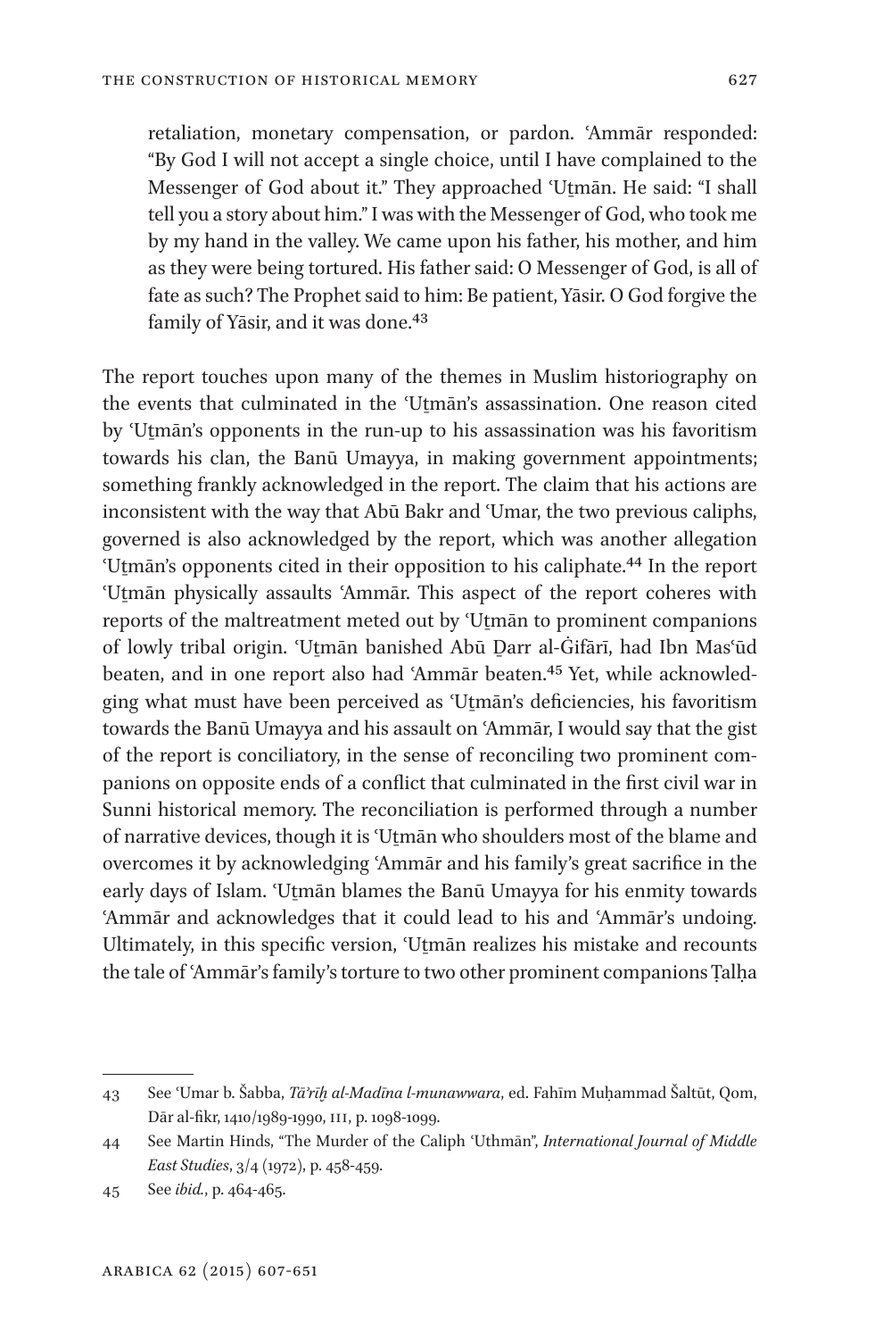retaliation, monetary compensation, or pardon. ʿAmmār responded: "By God I will not accept a single choice, until I have complained to the Messenger of God about it." They approached ʿUṯmān. He said: "I shall tell you a story about him." I was with the Messenger of God, who took me by my hand in the valley. We came upon his father, his mother, and him as they were being tortured. His father said: O Messenger of God, is all of fate as such? The Prophet said to him: Be patient, Yāsir. O God forgive the family of Yāsir, and it was done.[43]

The report touches upon many of the themes in Muslim historiography on the events that culminated in the ʿUṯmān's assassination. One reason cited by ʿUṯmān's opponents in the run-up to his assassination was his favoritism towards his clan, the Banū Umayya, in making government appointments; something frankly acknowledged in the report. The claim that his actions are inconsistent with the way that Abū Bakr and ʿUmar, the two previous caliphs, governed is also acknowledged by the report, which was another allegation ʿUṯmān's opponents cited in their opposition to his caliphate.[44] In the report ʿUṯmān physically assaults ʿAmmār. This aspect of the report coheres with reports of the maltreatment meted out by ʿUṯmān to prominent companions of lowly tribal origin. ʿUṯmān banished Abū Ḏarr al-Ġifārī, had Ibn Masʿūd beaten, and in one report also had ʿAmmār beaten.[45] Yet, while acknowledging what must have been perceived as ʿUṯmān's deficiencies, his favoritism towards the Banū Umayya and his assault on ʿAmmār, I would say that the gist of the report is conciliatory, in the sense of reconciling two prominent companions on opposite ends of a conflict that culminated in the first civil war in Sunni historical memory. The reconciliation is performed through a number of narrative devices, though it is ʿUṯmān who shoulders most of the blame and overcomes it by acknowledging ʿAmmār and his family's great sacrifice in the early days of Islam. ʿUṯmān blames the Banū Umayya for his enmity towards ʿAmmār and acknowledges that it could lead to his and ʿAmmār's undoing. Ultimately, in this specific version, ʿUṯmān realizes his mistake and recounts the tale of ʿAmmār's family's torture to two other prominent companions Ṭalḥa

---

43 See ʿUmar b. Šabba, *Tāʾrīḫ al-Madīna l-munawwara*, ed. Fahīm Muḥammad Šaltūt, Qom, Dār al-fikr, 1410/1989-1990, III, p. 1098-1099.

44 See Martin Hinds, "The Murder of the Caliph ʿUthmān", *International Journal of Middle East Studies*, 3/4 (1972), p. 458-459.

45 See *ibid.*, p. 464-465.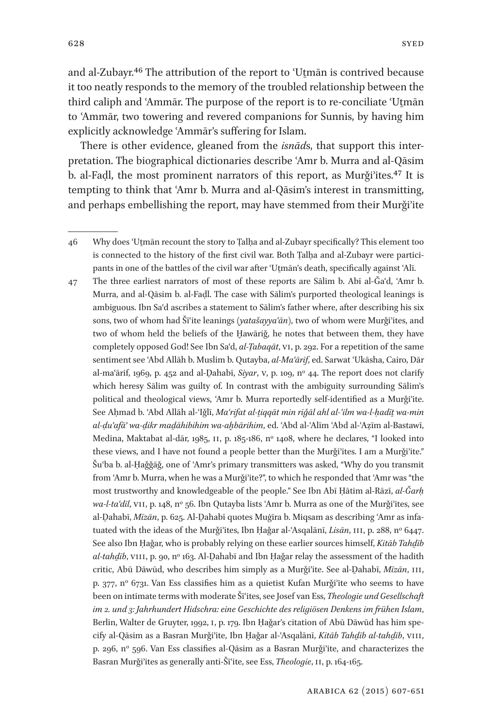and al-Zubayr.[46] The attribution of the report to ʿUṯmān is contrived because it too neatly responds to the memory of the troubled relationship between the third caliph and ʿAmmār. The purpose of the report is to re-conciliate ʿUṯmān to ʿAmmār, two towering and revered companions for Sunnis, by having him explicitly acknowledge ʿAmmār's suffering for Islam.

There is other evidence, gleaned from the *isnād*s, that support this interpretation. The biographical dictionaries describe ʿAmr b. Murra and al-Qāsim b. al-Faḍl, the most prominent narrators of this report, as Murǧiʾites.[47] It is tempting to think that ʿAmr b. Murra and al-Qāsim's interest in transmitting, and perhaps embellishing the report, may have stemmed from their Murǧiʾite

---

46 Why does ʿUṯmān recount the story to Ṭalḥa and al-Zubayr specifically? This element too is connected to the history of the first civil war. Both Ṭalḥa and al-Zubayr were participants in one of the battles of the civil war after ʿUṯmān's death, specifically against ʿAlī.

47 The three earliest narrators of most of these reports are Sālim b. Abī al-Ǧaʿd, ʿAmr b. Murra, and al-Qāsim b. al-Faḍl. The case with Sālim's purported theological leanings is ambiguous. Ibn Saʿd ascribes a statement to Sālim's father where, after describing his six sons, two of whom had Šīʿite leanings (*yatašayyaʿān*), two of whom were Murǧiʾites, and two of whom held the beliefs of the Ḫawāriǧ, he notes that between them, they have completely opposed God! See Ibn Saʿd, *al-Ṭabaqāt*, VI, p. 292. For a repetition of the same sentiment see ʿAbd Allāh b. Muslim b. Qutayba, *al-Maʿārif*, ed. Sarwat ʿUkāsha, Cairo, Dār al-maʿārif, 1969, p. 452 and al-Ḏahabī, *Siyar*, V, p. 109, nº 44. The report does not clarify which heresy Sālim was guilty of. In contrast with the ambiguity surrounding Sālim's political and theological views, ʿAmr b. Murra reportedly self-identified as a Murǧiʾite. See Aḥmad b. ʿAbd Allāh al-ʿIǧlī, *Maʿrifat al-ṯiqqāt min riǧāl ahl al-ʿilm wa-l-ḥadīṯ wa-min al-ḍuʿafāʾ wa-ḏikr maḏāhibihim wa-aḫbārihim*, ed. ʿAbd al-ʿAlīm ʿAbd al-ʿAẓīm al-Bastawī, Medina, Maktabat al-dār, 1985, II, p. 185-186, nº 1408, where he declares, "I looked into these views, and I have not found a people better than the Murǧiʾites. I am a Murǧiʾite." Šuʿba b. al-Ḥaǧǧāǧ, one of ʿAmr's primary transmitters was asked, "Why do you transmit from ʿAmr b. Murra, when he was a Murǧiʾite?", to which he responded that ʿAmr was "the most trustworthy and knowledgeable of the people." See Ibn Abī Ḥātim al-Rāzī, *al-Ǧarḥ wa-l-taʿdīl*, VII, p. 148, nº 56. Ibn Qutayba lists ʿAmr b. Murra as one of the Murǧiʾites, see al-Ḏahabī, *Mīzān*, p. 625. Al-Ḏahabī quotes Muġīra b. Miqsam as describing ʿAmr as infatuated with the ideas of the Murǧiʾites, Ibn Ḥaǧar al-ʿAsqalānī, *Lisān*, III, p. 288, nº 6447. See also Ibn Ḥaǧar, who is probably relying on these earlier sources himself, *Kitāb Tahḏīb al-tahḏīb*, VIII, p. 90, nº 163. Al-Ḏahabī and Ibn Ḥaǧar relay the assessment of the hadith critic, Abū Dāwūd, who describes him simply as a Murǧiʾite. See al-Ḏahabī, *Mīzān*, III, p. 377, nº 6731. Van Ess classifies him as a quietist Kufan Murǧiʾite who seems to have been on intimate terms with moderate Šīʿites, see Josef van Ess, *Theologie und Gesellschaft im 2. und 3. Jahrhundert Hidschra: eine Geschichte des religiösen Denkens im frühen Islam*, Berlin, Walter de Gruyter, 1992, I, p. 179. Ibn Ḥaǧar's citation of Abū Dāwūd has him specify al-Qāsim as a Basran Murǧiʾite, Ibn Ḥaǧar al-ʿAsqalānī, *Kitāb Tahḏīb al-tahḏīb*, VIII, p. 296, nº 596. Van Ess classifies al-Qāsim as a Basran Murǧiʾite, and characterizes the Basran Murǧiʾites as generally anti-Šīʿite, see Ess, *Theologie*, II, p. 164-165.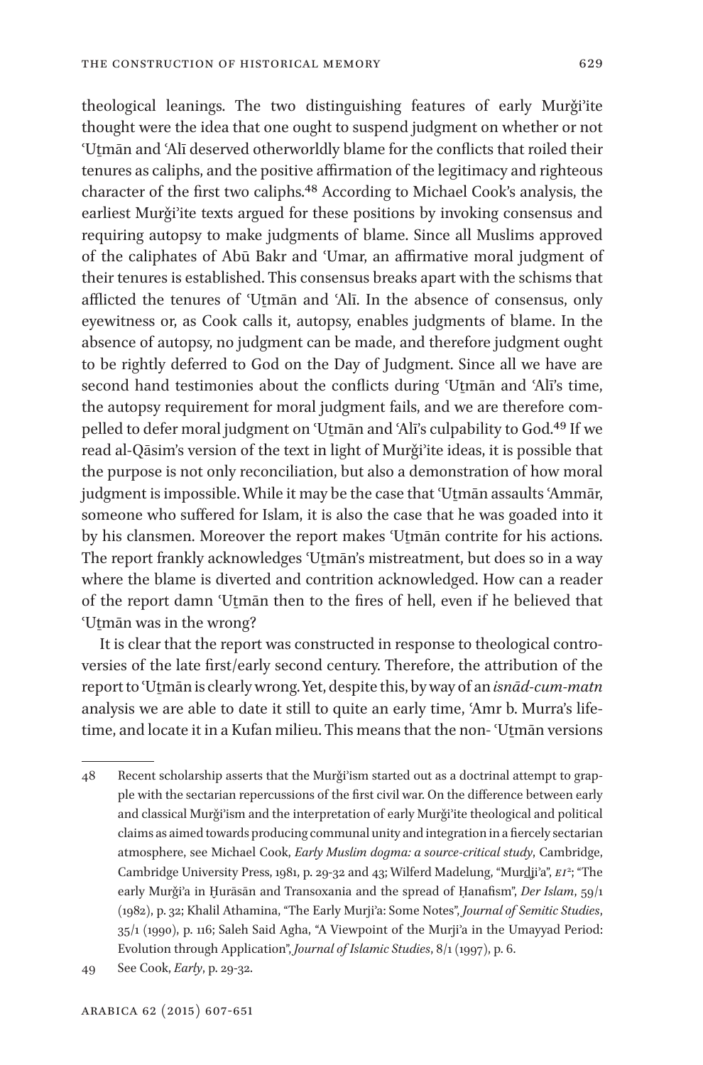theological leanings. The two distinguishing features of early Murǧiʾite thought were the idea that one ought to suspend judgment on whether or not ʿUṯmān and ʿAlī deserved otherworldly blame for the conflicts that roiled their tenures as caliphs, and the positive affirmation of the legitimacy and righteous character of the first two caliphs.[48] According to Michael Cook's analysis, the earliest Murǧiʾite texts argued for these positions by invoking consensus and requiring autopsy to make judgments of blame. Since all Muslims approved of the caliphates of Abū Bakr and ʿUmar, an affirmative moral judgment of their tenures is established. This consensus breaks apart with the schisms that afflicted the tenures of ʿUṯmān and ʿAlī. In the absence of consensus, only eyewitness or, as Cook calls it, autopsy, enables judgments of blame. In the absence of autopsy, no judgment can be made, and therefore judgment ought to be rightly deferred to God on the Day of Judgment. Since all we have are second hand testimonies about the conflicts during ʿUṯmān and ʿAlī's time, the autopsy requirement for moral judgment fails, and we are therefore compelled to defer moral judgment on ʿUṯmān and ʿAlī's culpability to God.[49] If we read al-Qāsim's version of the text in light of Murǧiʾite ideas, it is possible that the purpose is not only reconciliation, but also a demonstration of how moral judgment is impossible. While it may be the case that ʿUṯmān assaults ʿAmmār, someone who suffered for Islam, it is also the case that he was goaded into it by his clansmen. Moreover the report makes ʿUṯmān contrite for his actions. The report frankly acknowledges ʿUṯmān's mistreatment, but does so in a way where the blame is diverted and contrition acknowledged. How can a reader of the report damn ʿUṯmān then to the fires of hell, even if he believed that ʿUṯmān was in the wrong?

It is clear that the report was constructed in response to theological controversies of the late first/early second century. Therefore, the attribution of the report to ʿUṯmān is clearly wrong. Yet, despite this, by way of an *isnād-cum-matn* analysis we are able to date it still to quite an early time, ʿAmr b. Murra's lifetime, and locate it in a Kufan milieu. This means that the non- ʿUṯmān versions

---

48 Recent scholarship asserts that the Murǧiʾism started out as a doctrinal attempt to grapple with the sectarian repercussions of the first civil war. On the difference between early and classical Murǧiʾism and the interpretation of early Murǧiʾite theological and political claims as aimed towards producing communal unity and integration in a fiercely sectarian atmosphere, see Michael Cook, *Early Muslim dogma: a source-critical study*, Cambridge, Cambridge University Press, 1981, p. 29-32 and 43; Wilferd Madelung, "Murḏjiʾa", *EI*²; "The early Murǧiʾa in Ḫurāsān and Transoxania and the spread of Ḥanafism", *Der Islam*, 59/1 (1982), p. 32; Khalil Athamina, "The Early Murjiʾa: Some Notes", *Journal of Semitic Studies*, 35/1 (1990), p. 116; Saleh Said Agha, "A Viewpoint of the Murjiʾa in the Umayyad Period: Evolution through Application", *Journal of Islamic Studies*, 8/1 (1997), p. 6.

49 See Cook, *Early*, p. 29-32.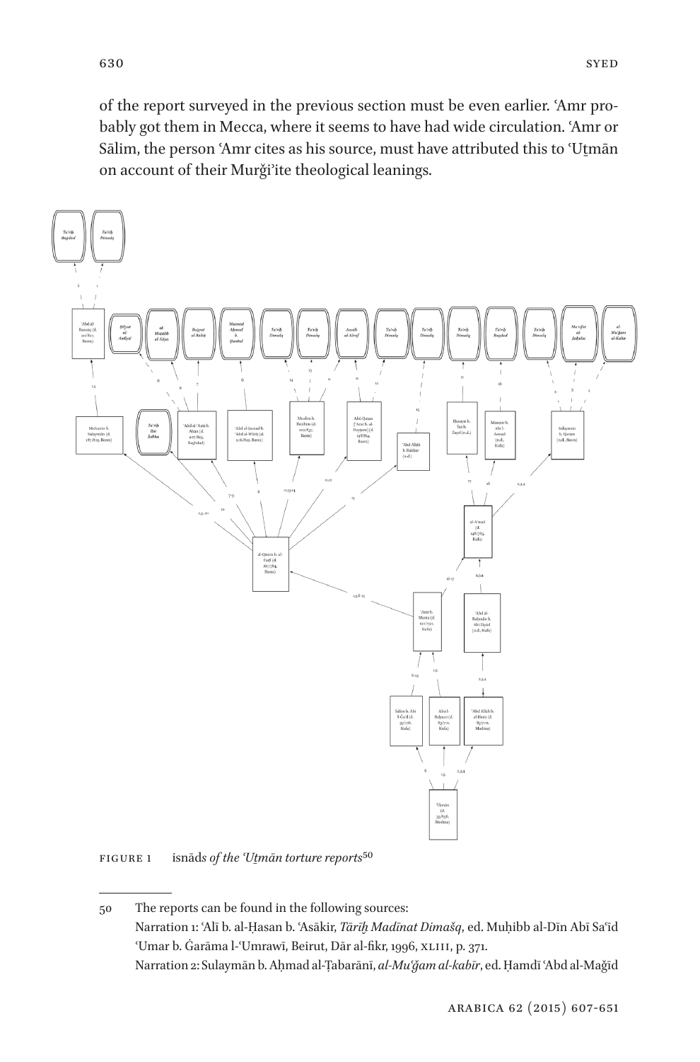of the report surveyed in the previous section must be even earlier. ʿAmr probably got them in Mecca, where it seems to have had wide circulation. ʿAmr or Sālim, the person ʿAmr cites as his source, must have attributed this to ʿUṯmān on account of their Murǧiʾite theological leanings.

FIGURE 1 *isnāds of the ʿUṯmān torture reports*[50]

---

50 The reports can be found in the following sources:
Narration 1: ʿAlī b. al-Ḥasan b. ʿAsākir, *Tārīḫ Madīnat Dimašq*, ed. Muḥibb al-Dīn Abī Saʿīd ʿUmar b. Ġarāma l-ʿUmrawī, Beirut, Dār al-fikr, 1996, XLIII, p. 371.
Narration 2: Sulaymān b. Aḥmad al-Ṭabarānī, *al-Muʿǧam al-kabīr*, ed. Ḥamdī ʿAbd al-Maǧīd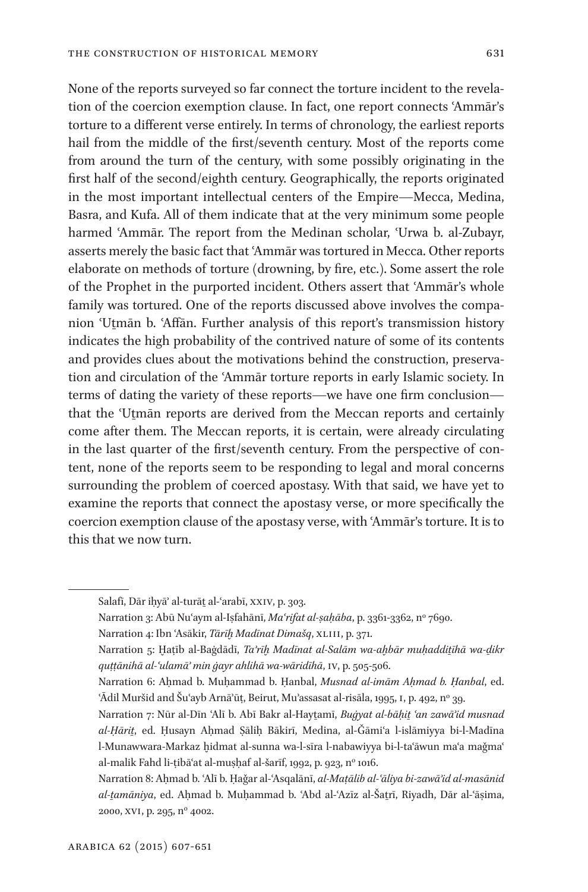None of the reports surveyed so far connect the torture incident to the revelation of the coercion exemption clause. In fact, one report connects ʿAmmār's torture to a different verse entirely. In terms of chronology, the earliest reports hail from the middle of the first/seventh century. Most of the reports come from around the turn of the century, with some possibly originating in the first half of the second/eighth century. Geographically, the reports originated in the most important intellectual centers of the Empire—Mecca, Medina, Basra, and Kufa. All of them indicate that at the very minimum some people harmed ʿAmmār. The report from the Medinan scholar, ʿUrwa b. al-Zubayr, asserts merely the basic fact that ʿAmmār was tortured in Mecca. Other reports elaborate on methods of torture (drowning, by fire, etc.). Some assert the role of the Prophet in the purported incident. Others assert that ʿAmmār's whole family was tortured. One of the reports discussed above involves the companion ʿUṯmān b. ʿAffān. Further analysis of this report's transmission history indicates the high probability of the contrived nature of some of its contents and provides clues about the motivations behind the construction, preservation and circulation of the ʿAmmār torture reports in early Islamic society. In terms of dating the variety of these reports—we have one firm conclusion—that the ʿUṯmān reports are derived from the Meccan reports and certainly come after them. The Meccan reports, it is certain, were already circulating in the last quarter of the first/seventh century. From the perspective of content, none of the reports seem to be responding to legal and moral concerns surrounding the problem of coerced apostasy. With that said, we have yet to examine the reports that connect the apostasy verse, or more specifically the coercion exemption clause of the apostasy verse, with ʿAmmār's torture. It is to this that we now turn.

---

Salafī, Dār iḥyāʾ al-turāṯ al-ʿarabī, XXIV, p. 303.

Narration 3: Abū Nuʿaym al-Iṣfahānī, *Maʿrifat al-ṣaḥāba*, p. 3361-3362, nº 7690.

Narration 4: Ibn ʿAsākir, *Tārīḫ Madīnat Dimašq*, XLIII, p. 371.

Narration 5: Ḫaṭīb al-Baġdādī, *Taʾrīḫ Madīnat al-Salām wa-aḫbār muḥaddiṯīhā wa-ḏikr quṭṭānihā al-ʿulamāʾ min ġayr ahlihā wa-wāridīhā*, IV, p. 505-506.

Narration 6: Aḥmad b. Muḥammad b. Ḥanbal, *Musnad al-imām Aḥmad b. Ḥanbal*, ed. ʿĀdil Muršid and Šuʿayb Arnāʾūṭ, Beirut, Muʾassasat al-risāla, 1995, I, p. 492, nº 39.

Narration 7: Nūr al-Dīn ʿAlī b. Abī Bakr al-Hayṯamī, *Buġyat al-bāḥiṯ ʿan zawāʾid musnad al-Ḥāriṯ*, ed. Ḥusayn Aḥmad Ṣāliḥ Bākirī, Medina, al-Ǧāmiʿa l-islāmiyya bi-l-Madīna l-Munawwara-Markaz ḫidmat al-sunna wa-l-sīra l-nabawiyya bi-l-taʿāwun maʿa maǧmaʿ al-malik Fahd li-ṭibāʿat al-muṣḥaf al-šarīf, 1992, p. 923, nº 1016.

Narration 8: Aḥmad b. ʿAlī b. Ḥaǧar al-ʿAsqalānī, *al-Maṭālib al-ʿāliya bi-zawāʾid al-masānid al-ṯamāniya*, ed. Aḥmad b. Muḥammad b. ʿAbd al-ʿAzīz al-Šaṯrī, Riyadh, Dār al-ʿāṣima, 2000, XVI, p. 295, nº 4002.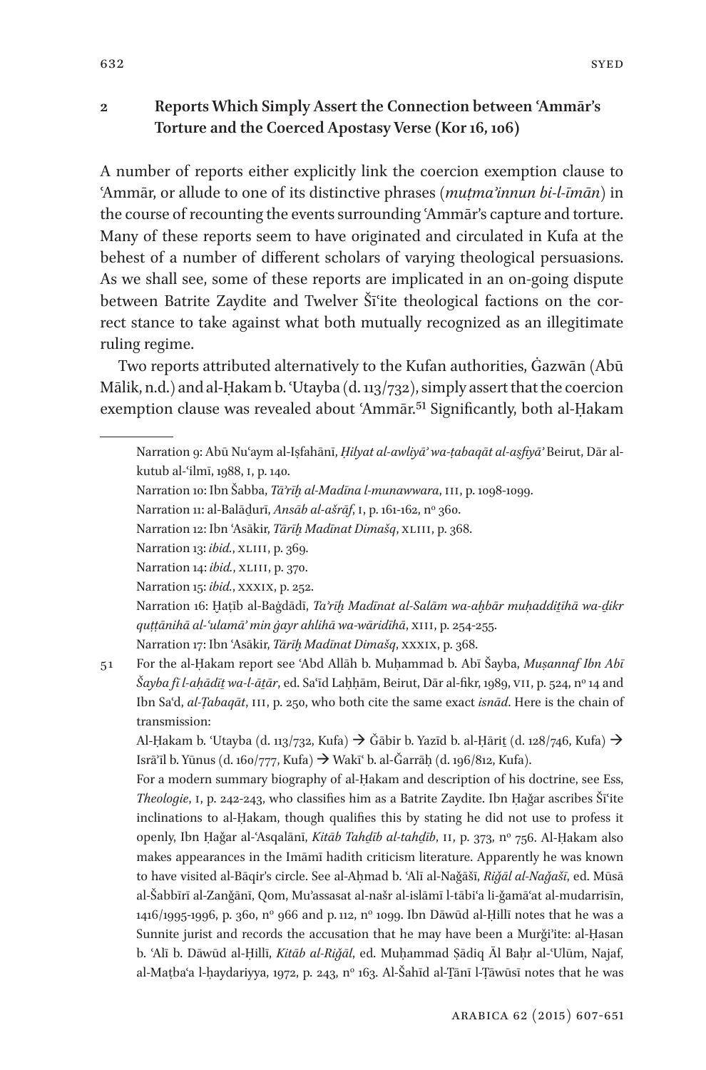## 2 Reports Which Simply Assert the Connection between ʿAmmār's Torture and the Coerced Apostasy Verse (Kor 16, 106)

A number of reports either explicitly link the coercion exemption clause to ʿAmmār, or allude to one of its distinctive phrases (*muṭma'innun bi-l-īmān*) in the course of recounting the events surrounding ʿAmmār's capture and torture. Many of these reports seem to have originated and circulated in Kufa at the behest of a number of different scholars of varying theological persuasions. As we shall see, some of these reports are implicated in an on-going dispute between Batrite Zaydite and Twelver Šīʿite theological factions on the correct stance to take against what both mutually recognized as an illegitimate ruling regime.

Two reports attributed alternatively to the Kufan authorities, Ġazwān (Abū Mālik, n.d.) and al-Ḥakam b. ʿUtayba (d. 113/732), simply assert that the coercion exemption clause was revealed about ʿAmmār.[51] Significantly, both al-Ḥakam

---

Narration 9: Abū Nuʿaym al-Iṣfahānī, *Ḥilyat al-awliyā' wa-ṭabaqāt al-aṣfiyā'* Beirut, Dār al-kutub al-ʿilmī, 1988, I, p. 140.

Narration 10: Ibn Šabba, *Tā'rīḫ al-Madīna l-munawwara*, III, p. 1098-1099.

Narration 11: al-Balāḏurī, *Ansāb al-ašrāf*, I, p. 161-162, nº 360.

Narration 12: Ibn ʿAsākir, *Tārīḫ Madīnat Dimašq*, XLIII, p. 368.

Narration 13: *ibid.*, XLIII, p. 369.

Narration 14: *ibid.*, XLIII, p. 370.

Narration 15: *ibid.*, XXXIX, p. 252.

Narration 16: Ḫaṭīb al-Baġdādī, *Ta'rīḫ Madīnat al-Salām wa-aḫbār muḥaddiṯīhā wa-ḏikr quṭṭānihā al-ʿulamā' min ġayr ahlihā wa-wāridīhā*, XIII, p. 254-255.

Narration 17: Ibn ʿAsākir, *Tārīḫ Madīnat Dimašq*, XXXIX, p. 368.

51 For the al-Ḥakam report see ʿAbd Allāh b. Muḥammad b. Abī Šayba, *Muṣannaf Ibn Abī Šayba fī l-aḥādīṯ wa-l-āṯār*, ed. Saʿīd Laḥḥām, Beirut, Dār al-fikr, 1989, VII, p. 524, nº 14 and Ibn Saʿd, *al-Ṭabaqāt*, III, p. 250, who both cite the same exact *isnād*. Here is the chain of transmission:

Al-Ḥakam b. ʿUtayba (d. 113/732, Kufa) → Ǧābir b. Yazīd b. al-Ḥāriṯ (d. 128/746, Kufa) → Isrā'īl b. Yūnus (d. 160/777, Kufa) → Wakīʿ b. al-Ǧarrāḥ (d. 196/812, Kufa).

For a modern summary biography of al-Ḥakam and description of his doctrine, see Ess, *Theologie*, I, p. 242-243, who classifies him as a Batrite Zaydite. Ibn Ḥaǧar ascribes Šīʿite inclinations to al-Ḥakam, though qualifies this by stating he did not use to profess it openly, Ibn Ḥaǧar al-ʿAsqalānī, *Kitāb Tahḏīb al-tahḏīb*, II, p. 373, nº 756. Al-Ḥakam also makes appearances in the Imāmī hadith criticism literature. Apparently he was known to have visited al-Bāqir's circle. See al-Aḥmad b. ʿAlī al-Naǧāšī, *Riǧāl al-Naǧašī*, ed. Mūsā al-Šabbīrī al-Zanǧānī, Qom, Mu'assasat al-našr al-islāmī l-tābiʿa li-ǧamāʿat al-mudarrisīn, 1416/1995-1996, p. 360, nº 966 and p. 112, nº 1099. Ibn Dāwūd al-Ḥillī notes that he was a Sunnite jurist and records the accusation that he may have been a Murǧi'ite: al-Ḥasan b. ʿAlī b. Dāwūd al-Ḥillī, *Kitāb al-Riǧāl*, ed. Muḥammad Ṣādiq Āl Baḥr al-ʿUlūm, Najaf, al-Maṭbaʿa l-ḥaydariyya, 1972, p. 243, nº 163. Al-Šahīd al-Ṯānī l-Ṭāwūsī notes that he was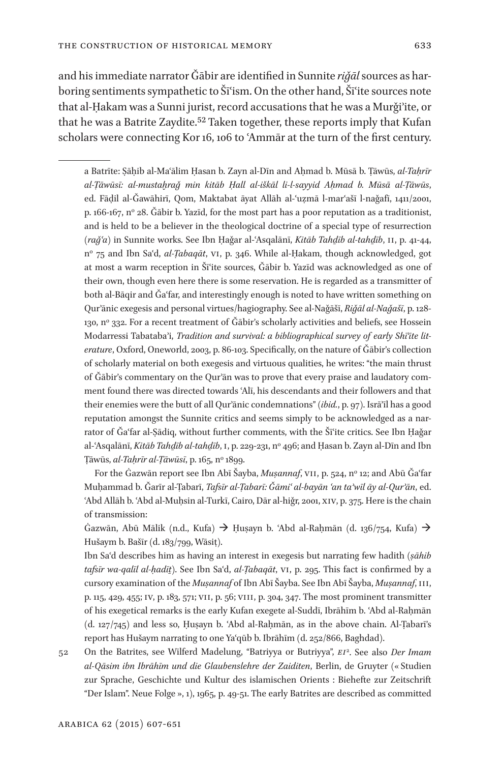and his immediate narrator Ǧābir are identified in Sunnite *riǧāl* sources as harboring sentiments sympathetic to Šīʿism. On the other hand, Šīʿite sources note that al-Ḥakam was a Sunni jurist, record accusations that he was a Murǧiʾite, or that he was a Batrite Zaydite.[52] Taken together, these reports imply that Kufan scholars were connecting Kor 16, 106 to ʿAmmār at the turn of the first century.

---

a Batrīte: Ṣāḥib al-Maʿālim Ḥasan b. Zayn al-Dīn and Aḥmad b. Mūsā b. Ṭāwūs, *al-Taḥrīr al-Ṭāwūsī: al-mustaḥraǧ min kitāb Ḥall al-iškāl li-l-sayyid Aḥmad b. Mūsā al-Ṭāwūs*, ed. Fāḍil al-Ǧawāhirī, Qom, Maktabat āyat Allāh al-ʿuẓmā l-marʿašī l-naǧafī, 1411/2001, p. 166-167, nº 28. Ǧābir b. Yazīd, for the most part has a poor reputation as a traditionist, and is held to be a believer in the theological doctrine of a special type of resurrection (*raǧʿa*) in Sunnite works. See Ibn Ḥaǧar al-ʿAsqalānī, *Kitāb Tahḏīb al-tahḏīb*, II, p. 41-44, nº 75 and Ibn Saʿd, *al-Ṭabaqāt*, VI, p. 346. While al-Ḥakam, though acknowledged, got at most a warm reception in Šīʿite sources, Ǧābir b. Yazīd was acknowledged as one of their own, though even here there is some reservation. He is regarded as a transmitter of both al-Bāqir and Ǧaʿfar, and interestingly enough is noted to have written something on Qurʾānic exegesis and personal virtues/hagiography. See al-Naǧāšī, *Riǧāl al-Naǧašī*, p. 128-130, nº 332. For a recent treatment of Ǧābir's scholarly activities and beliefs, see Hossein Modarressi Tabatabaʾi, *Tradition and survival: a bibliographical survey of early Shīʿite literature*, Oxford, Oneworld, 2003, p. 86-103. Specifically, on the nature of Ǧābir's collection of scholarly material on both exegesis and virtuous qualities, he writes: "the main thrust of Ǧābir's commentary on the Qurʾān was to prove that every praise and laudatory comment found there was directed towards ʿAlī, his descendants and their followers and that their enemies were the butt of all Qurʾānic condemnations" (*ibid.*, p. 97). Isrāʾīl has a good reputation amongst the Sunnite critics and seems simply to be acknowledged as a narrator of Ǧaʿfar al-Ṣādiq, without further comments, with the Šīʿite critics. See Ibn Ḥaǧar al-ʿAsqalānī, *Kitāb Tahḏīb al-tahḏīb*, I, p. 229-231, nº 496; and Ḥasan b. Zayn al-Dīn and Ibn Ṭāwūs, *al-Taḥrīr al-Ṭāwūsī*, p. 165, nº 1899.

For the Ġazwān report see Ibn Abī Šayba, *Muṣannaf*, VII, p. 524, nº 12; and Abū Ǧaʿfar Muḥammad b. Ǧarīr al-Ṭabarī, *Tafsīr al-Ṭabarī: Ǧāmiʿ al-bayān ʿan taʾwīl āy al-Qurʾān*, ed. ʿAbd Allāh b. ʿAbd al-Muḥsin al-Turkī, Cairo, Dār al-hiǧr, 2001, XIV, p. 375. Here is the chain of transmission:

Ġazwān, Abū Mālik (n.d., Kufa) → Ḥuṣayn b. ʿAbd al-Raḥmān (d. 136/754, Kufa) → Hušaym b. Bašīr (d. 183/799, Wāsiṭ).

Ibn Saʿd describes him as having an interest in exegesis but narrating few hadith (*ṣāḥib tafsīr wa-qalīl al-ḥadīṯ*). See Ibn Saʿd, *al-Ṭabaqāt*, VI, p. 295. This fact is confirmed by a cursory examination of the *Muṣannaf* of Ibn Abī Šayba. See Ibn Abī Šayba, *Muṣannaf*, III, p. 115, 429, 455; IV, p. 183, 571; VII, p. 56; VIII, p. 304, 347. The most prominent transmitter of his exegetical remarks is the early Kufan exegete al-Suddī, Ibrāhīm b. ʿAbd al-Raḥmān (d. 127/745) and less so, Ḥuṣayn b. ʿAbd al-Raḥmān, as in the above chain. Al-Ṭabarī's report has Hušaym narrating to one Yaʿqūb b. Ibrāhīm (d. 252/866, Baghdad).

52 On the Batrites, see Wilferd Madelung, "Batriyya or Butriyya", *EI²*. See also *Der Imam al-Qāsim ibn Ibrāhīm und die Glaubenslehre der Zaiditen*, Berlin, de Gruyter (« Studien zur Sprache, Geschichte und Kultur des islamischen Orients : Biehefte zur Zeitschrift "Der Islam". Neue Folge », 1), 1965, p. 49-51. The early Batrites are described as committed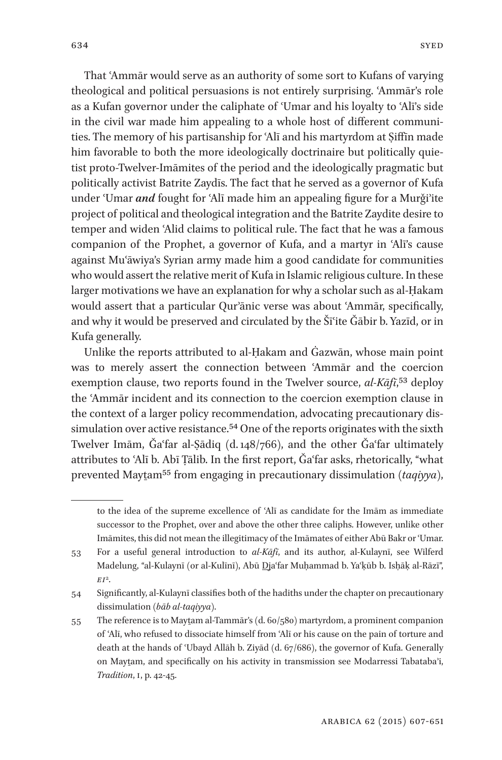That ʿAmmār would serve as an authority of some sort to Kufans of varying theological and political persuasions is not entirely surprising. ʿAmmār's role as a Kufan governor under the caliphate of ʿUmar and his loyalty to ʿAlī's side in the civil war made him appealing to a whole host of different communities. The memory of his partisanship for ʿAlī and his martyrdom at Ṣiffīn made him favorable to both the more ideologically doctrinaire but politically quietist proto-Twelver-Imāmites of the period and the ideologically pragmatic but politically activist Batrite Zaydīs. The fact that he served as a governor of Kufa under ʿUmar ***and*** fought for ʿAlī made him an appealing figure for a Murǧiʾite project of political and theological integration and the Batrite Zaydite desire to temper and widen ʿAlid claims to political rule. The fact that he was a famous companion of the Prophet, a governor of Kufa, and a martyr in ʿAlī's cause against Muʿāwiya's Syrian army made him a good candidate for communities who would assert the relative merit of Kufa in Islamic religious culture. In these larger motivations we have an explanation for why a scholar such as al-Ḥakam would assert that a particular Qurʾānic verse was about ʿAmmār, specifically, and why it would be preserved and circulated by the Šīʿite Ǧābir b. Yazīd, or in Kufa generally.

Unlike the reports attributed to al-Ḥakam and Ġazwān, whose main point was to merely assert the connection between ʿAmmār and the coercion exemption clause, two reports found in the Twelver source, *al-Kāfī*,[53] deploy the ʿAmmār incident and its connection to the coercion exemption clause in the context of a larger policy recommendation, advocating precautionary dissimulation over active resistance.[54] One of the reports originates with the sixth Twelver Imām, Ǧaʿfar al-Ṣādiq (d. 148/766), and the other Ǧaʿfar ultimately attributes to ʿAlī b. Abī Ṭālib. In the first report, Ǧaʿfar asks, rhetorically, "what prevented Mayṯam[55] from engaging in precautionary dissimulation (*taqiyya*),

---

to the idea of the supreme excellence of ʿAlī as candidate for the Imām as immediate successor to the Prophet, over and above the other three caliphs. However, unlike other Imāmites, this did not mean the illegitimacy of the Imāmates of either Abū Bakr or ʿUmar.

53 For a useful general introduction to *al-Kāfī*, and its author, al-Kulaynī, see Wilferd Madelung, "al-Kulaynī (or al-Kulīnī), Abū D̲j̲aʿfar Muḥammad b. Yaʿḳūb b. Isḥāḳ al-Rāzī", *EI*².

54 Significantly, al-Kulaynī classifies both of the hadiths under the chapter on precautionary dissimulation (*bāb al-taqiyya*).

55 The reference is to Mayṯam al-Tammār's (d. 60/580) martyrdom, a prominent companion of ʿAlī, who refused to dissociate himself from ʿAlī or his cause on the pain of torture and death at the hands of ʿUbayd Allāh b. Ziyād (d. 67/686), the governor of Kufa. Generally on Mayṯam, and specifically on his activity in transmission see Modarressi Tabataba'i, *Tradition*, I, p. 42-45.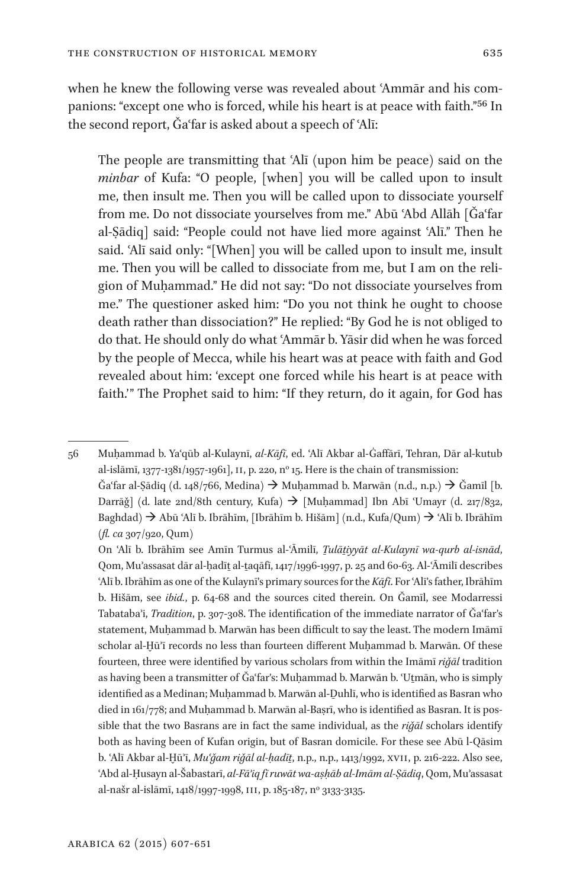when he knew the following verse was revealed about ʿAmmār and his companions: "except one who is forced, while his heart is at peace with faith."[56] In the second report, Ǧaʿfar is asked about a speech of ʿAlī:

> The people are transmitting that ʿAlī (upon him be peace) said on the *minbar* of Kufa: "O people, [when] you will be called upon to insult me, then insult me. Then you will be called upon to dissociate yourself from me. Do not dissociate yourselves from me." Abū ʿAbd Allāh [Ǧaʿfar al-Ṣādiq] said: "People could not have lied more against ʿAlī." Then he said. ʿAlī said only: "[When] you will be called upon to insult me, insult me. Then you will be called to dissociate from me, but I am on the religion of Muḥammad." He did not say: "Do not dissociate yourselves from me." The questioner asked him: "Do you not think he ought to choose death rather than dissociation?" He replied: "By God he is not obliged to do that. He should only do what ʿAmmār b. Yāsir did when he was forced by the people of Mecca, while his heart was at peace with faith and God revealed about him: 'except one forced while his heart is at peace with faith.'" The Prophet said to him: "If they return, do it again, for God has

---

56 Muḥammad b. Yaʿqūb al-Kulaynī, *al-Kāfī*, ed. ʿAlī Akbar al-Ġaffārī, Tehran, Dār al-kutub al-islāmī, 1377-1381/1957-1961], II, p. 220, nº 15. Here is the chain of transmission: Ǧaʿfar al-Ṣādiq (d. 148/766, Medina) → Muḥammad b. Marwān (n.d., n.p.) → Ǧamīl [b. Darrāǧ] (d. late 2nd/8th century, Kufa) → [Muḥammad] Ibn Abī ʿUmayr (d. 217/832, Baghdad) → Abū ʿAlī b. Ibrāhīm, [Ibrāhīm b. Hišām] (n.d., Kufa/Qum) → ʿAlī b. Ibrāhīm (*fl. ca* 307/920, Qum)

On ʿAlī b. Ibrāhīm see Amīn Turmus al-ʿĀmilī, *Ṯulāṯiyyāt al-Kulaynī wa-qurb al-isnād*, Qom, Muʾassasat dār al-ḥadīṯ al-ṯaqāfī, 1417/1996-1997, p. 25 and 60-63. Al-ʿĀmilī describes ʿAlī b. Ibrāhīm as one of the Kulaynī's primary sources for the *Kāfī*. For ʿAlī's father, Ibrāhīm b. Hišām, see *ibid.*, p. 64-68 and the sources cited therein. On Ǧamīl, see Modarressi Tabataba'i, *Tradition*, p. 307-308. The identification of the immediate narrator of Ǧaʿfar's statement, Muḥammad b. Marwān has been difficult to say the least. The modern Imāmī scholar al-Ḫūʾī records no less than fourteen different Muḥammad b. Marwān. Of these fourteen, three were identified by various scholars from within the Imāmī *riǧāl* tradition as having been a transmitter of Ǧaʿfar's: Muḥammad b. Marwān b. ʿUṯmān, who is simply identified as a Medinan; Muḥammad b. Marwān al-Ḏuhlī, who is identified as Basran who died in 161/778; and Muḥammad b. Marwān al-Baṣrī, who is identified as Basran. It is possible that the two Basrans are in fact the same individual, as the *riǧāl* scholars identify both as having been of Kufan origin, but of Basran domicile. For these see Abū l-Qāsim b. ʿAlī Akbar al-Ḫūʾī, *Muʿǧam riǧāl al-ḥadīṯ*, n.p., n.p., 1413/1992, XVII, p. 216-222. Also see, ʿAbd al-Ḥusayn al-Šabastarī, *al-Fāʾiq fī ruwāt wa-aṣḥāb al-Imām al-Ṣādiq*, Qom, Muʾassasat al-našr al-islāmī, 1418/1997-1998, III, p. 185-187, nº 3133-3135.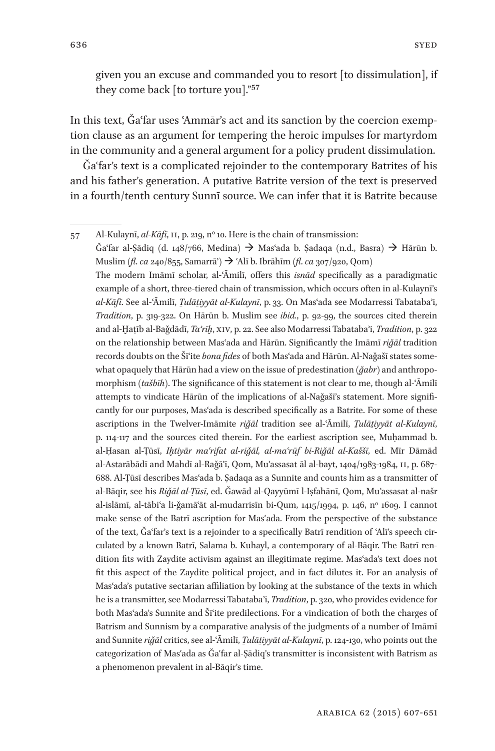given you an excuse and commanded you to resort [to dissimulation], if they come back [to torture you]."[57]

In this text, Ǧaʿfar uses ʿAmmār's act and its sanction by the coercion exemption clause as an argument for tempering the heroic impulses for martyrdom in the community and a general argument for a policy prudent dissimulation.

Ǧaʿfar's text is a complicated rejoinder to the contemporary Batrites of his and his father's generation. A putative Batrite version of the text is preserved in a fourth/tenth century Sunnī source. We can infer that it is Batrite because

---

57 Al-Kulaynī, *al-Kāfī*, II, p. 219, nº 10. Here is the chain of transmission:
Ǧaʿfar al-Ṣādiq (d. 148/766, Medina) → Masʿada b. Ṣadaqa (n.d., Basra) → Hārūn b. Muslim (*fl. ca* 240/855, Samarrāʾ) → ʿAlī b. Ibrāhīm (*fl. ca* 307/920, Qom)
The modern Imāmī scholar, al-ʿĀmilī, offers this *isnād* specifically as a paradigmatic example of a short, three-tiered chain of transmission, which occurs often in al-Kulaynī's *al-Kāfī*. See al-ʿĀmilī, *Ṯulāṯiyyāt al-Kulaynī*, p. 33. On Masʿada see Modarressi Tabatabaʾi, *Tradition*, p. 319-322. On Hārūn b. Muslim see *ibid.*, p. 92-99, the sources cited therein and al-Ḫaṭīb al-Baġdādī, *Taʾrīḫ*, XIV, p. 22. See also Modarressi Tabatabaʾi, *Tradition*, p. 322 on the relationship between Masʿada and Hārūn. Significantly the Imāmī *riǧāl* tradition records doubts on the Šīʿite *bona fides* of both Masʿada and Hārūn. Al-Naǧašī states somewhat opaquely that Hārūn had a view on the issue of predestination (*ǧabr*) and anthropomorphism (*tašbīh*). The significance of this statement is not clear to me, though al-ʿĀmilī attempts to vindicate Hārūn of the implications of al-Naǧašī's statement. More significantly for our purposes, Masʿada is described specifically as a Batrite. For some of these ascriptions in the Twelver-Imāmite *riǧāl* tradition see al-ʿĀmilī, *Ṯulāṯiyyāt al-Kulaynī*, p. 114-117 and the sources cited therein. For the earliest ascription see, Muḥammad b. al-Ḥasan al-Ṭūsī, *Iḫtiyār maʿrifat al-riǧāl, al-maʿrūf bi-Riǧāl al-Kaššī*, ed. Mīr Dāmād al-Astarābādī and Mahdī al-Raǧāʾī, Qom, Muʾassasat āl al-bayt, 1404/1983-1984, II, p. 687-688. Al-Ṭūsī describes Masʿada b. Ṣadaqa as a Sunnite and counts him as a transmitter of al-Bāqir, see his *Riǧāl al-Ṭūsī*, ed. Ǧawād al-Qayyūmī l-Iṣfahānī, Qom, Muʾassasat al-našr al-islāmī, al-tābiʿa li-ǧamāʿāt al-mudarrisīn bi-Qum, 1415/1994, p. 146, nº 1609. I cannot make sense of the Batrī ascription for Masʿada. From the perspective of the substance of the text, Ǧaʿfar's text is a rejoinder to a specifically Batrī rendition of ʿAlī's speech circulated by a known Batrī, Salama b. Kuhayl, a contemporary of al-Bāqir. The Batrī rendition fits with Zaydite activism against an illegitimate regime. Masʿada's text does not fit this aspect of the Zaydite political project, and in fact dilutes it. For an analysis of Masʿada's putative sectarian affiliation by looking at the substance of the texts in which he is a transmitter, see Modarressi Tabatabaʾi, *Tradition*, p. 320, who provides evidence for both Masʿada's Sunnite and Šīʿite predilections. For a vindication of both the charges of Batrism and Sunnism by a comparative analysis of the judgments of a number of Imāmī and Sunnite *riǧāl* critics, see al-ʿĀmilī, *Ṯulāṯiyyāt al-Kulaynī*, p. 124-130, who points out the categorization of Masʿada as Ǧaʿfar al-Ṣādiq's transmitter is inconsistent with Batrism as a phenomenon prevalent in al-Bāqir's time.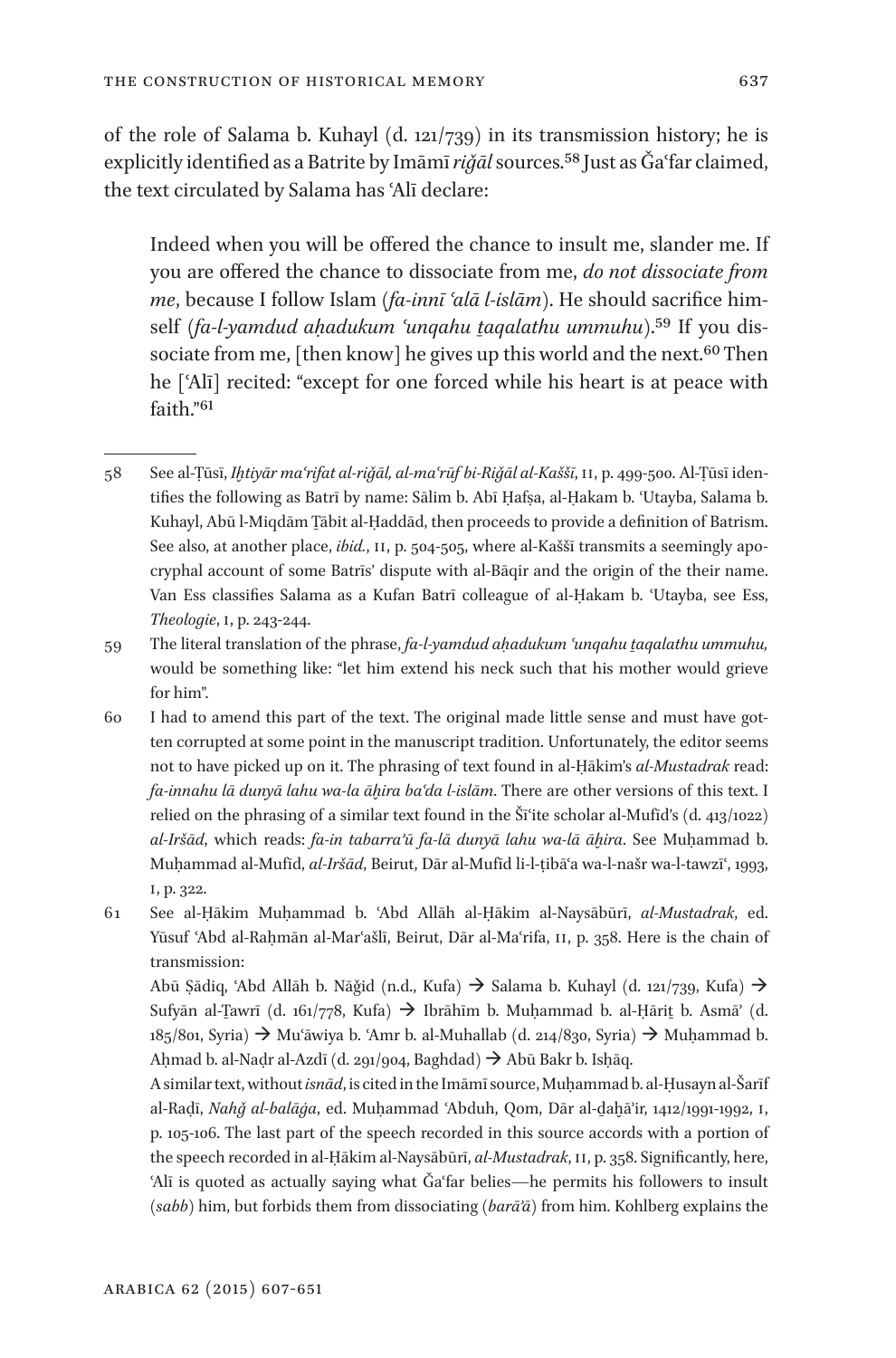of the role of Salama b. Kuhayl (d. 121/739) in its transmission history; he is explicitly identified as a Batrite by Imāmī *riǧāl* sources.[58] Just as Ǧaʿfar claimed, the text circulated by Salama has ʿAlī declare:

> Indeed when you will be offered the chance to insult me, slander me. If you are offered the chance to dissociate from me, *do not dissociate from me*, because I follow Islam (*fa-innī ʿalā l-islām*). He should sacrifice himself (*fa-l-yamdud aḥadukum ʿunqahu ṯaqalathu ummuhu*).[59] If you dissociate from me, [then know] he gives up this world and the next.[60] Then he [ʿAlī] recited: "except for one forced while his heart is at peace with faith."[61]

---

58 See al-Ṭūsī, *Iḫtiyār maʿrifat al-riǧāl, al-maʿrūf bi-Riǧāl al-Kaššī*, II, p. 499-500. Al-Ṭūsī identifies the following as Batrī by name: Sālim b. Abī Ḥafṣa, al-Ḥakam b. ʿUtayba, Salama b. Kuhayl, Abū l-Miqdām Ṯābit al-Ḥaddād, then proceeds to provide a definition of Batrism. See also, at another place, *ibid.*, II, p. 504-505, where al-Kaššī transmits a seemingly apocryphal account of some Batrīs' dispute with al-Bāqir and the origin of the their name. Van Ess classifies Salama as a Kufan Batrī colleague of al-Ḥakam b. ʿUtayba, see Ess, *Theologie*, I, p. 243-244.

59 The literal translation of the phrase, *fa-l-yamdud aḥadukum ʿunqahu ṯaqalathu ummuhu,* would be something like: "let him extend his neck such that his mother would grieve for him".

60 I had to amend this part of the text. The original made little sense and must have gotten corrupted at some point in the manuscript tradition. Unfortunately, the editor seems not to have picked up on it. The phrasing of text found in al-Ḥākim's *al-Mustadrak* read: *fa-innahu lā dunyā lahu wa-la āḫira baʿda l-islām*. There are other versions of this text. I relied on the phrasing of a similar text found in the Šīʿite scholar al-Mufīd's (d. 413/1022) *al-Iršād*, which reads: *fa-in tabarraʾū fa-lā dunyā lahu wa-lā āḫira*. See Muḥammad b. Muḥammad al-Mufīd, *al-Iršād*, Beirut, Dār al-Mufīd li-l-ṭibāʿa wa-l-našr wa-l-tawzīʿ, 1993, I, p. 322.

61 See al-Ḥākim Muḥammad b. ʿAbd Allāh al-Ḥākim al-Naysābūrī, *al-Mustadrak*, ed. Yūsuf ʿAbd al-Raḥmān al-Marʿašlī, Beirut, Dār al-Maʿrifa, II, p. 358. Here is the chain of transmission:
Abū Ṣādiq, ʿAbd Allāh b. Nāǧid (n.d., Kufa) → Salama b. Kuhayl (d. 121/739, Kufa) → Sufyān al-Ṯawrī (d. 161/778, Kufa) → Ibrāhīm b. Muḥammad b. al-Ḥāriṯ b. Asmāʾ (d. 185/801, Syria) → Muʿāwiya b. ʿAmr b. al-Muhallab (d. 214/830, Syria) → Muḥammad b. Aḥmad b. al-Naḍr al-Azdī (d. 291/904, Baghdad) → Abū Bakr b. Isḥāq.
A similar text, without *isnād*, is cited in the Imāmī source, Muḥammad b. al-Ḥusayn al-Šarīf al-Raḍī, *Nahǧ al-balāġa*, ed. Muḥammad ʿAbduh, Qom, Dār al-ḏaḫāʾir, 1412/1991-1992, I, p. 105-106. The last part of the speech recorded in this source accords with a portion of the speech recorded in al-Ḥākim al-Naysābūrī, *al-Mustadrak*, II, p. 358. Significantly, here, ʿAlī is quoted as actually saying what Ǧaʿfar belies—he permits his followers to insult (*sabb*) him, but forbids them from dissociating (*barāʾa*) from him. Kohlberg explains the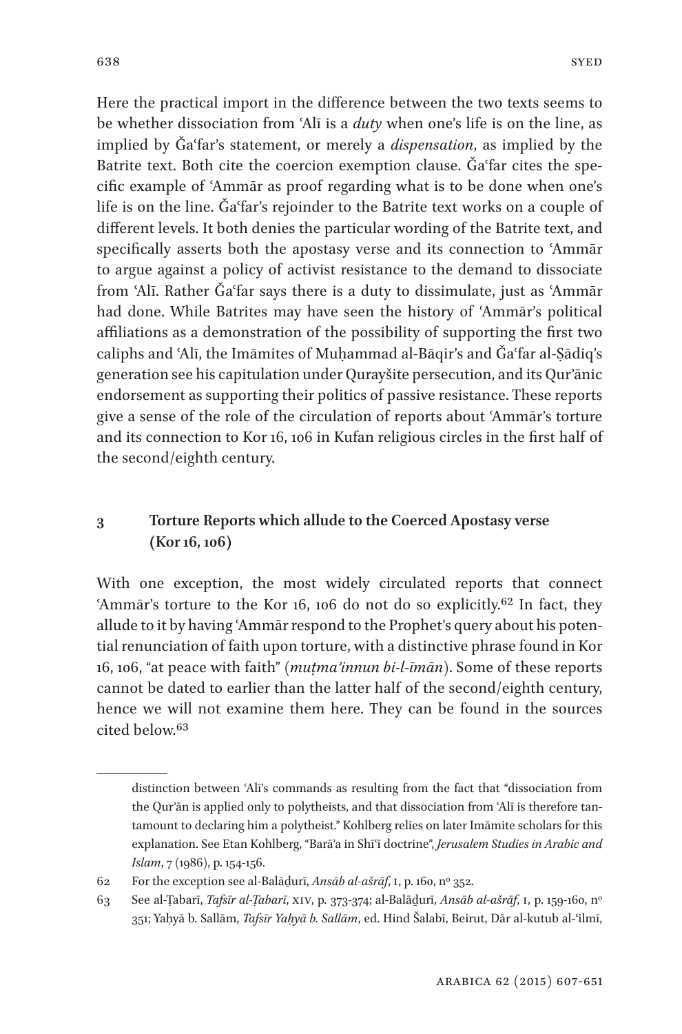Here the practical import in the difference between the two texts seems to be whether dissociation from ʿAlī is a *duty* when one's life is on the line, as implied by Ǧaʿfar's statement, or merely a *dispensation*, as implied by the Batrite text. Both cite the coercion exemption clause. Ǧaʿfar cites the specific example of ʿAmmār as proof regarding what is to be done when one's life is on the line. Ǧaʿfar's rejoinder to the Batrite text works on a couple of different levels. It both denies the particular wording of the Batrite text, and specifically asserts both the apostasy verse and its connection to ʿAmmār to argue against a policy of activist resistance to the demand to dissociate from ʿAlī. Rather Ǧaʿfar says there is a duty to dissimulate, just as ʿAmmār had done. While Batrites may have seen the history of ʿAmmār's political affiliations as a demonstration of the possibility of supporting the first two caliphs and ʿAlī, the Imāmites of Muḥammad al-Bāqir's and Ǧaʿfar al-Ṣādiq's generation see his capitulation under Qurayšite persecution, and its Qurʾānic endorsement as supporting their politics of passive resistance. These reports give a sense of the role of the circulation of reports about ʿAmmār's torture and its connection to Kor 16, 106 in Kufan religious circles in the first half of the second/eighth century.

## 3 Torture Reports which allude to the Coerced Apostasy verse (Kor 16, 106)

With one exception, the most widely circulated reports that connect ʿAmmār's torture to the Kor 16, 106 do not do so explicitly.[62] In fact, they allude to it by having ʿAmmār respond to the Prophet's query about his potential renunciation of faith upon torture, with a distinctive phrase found in Kor 16, 106, "at peace with faith" (*muṭmaʾinnun bi-l-īmān*). Some of these reports cannot be dated to earlier than the latter half of the second/eighth century, hence we will not examine them here. They can be found in the sources cited below.[63]

---

distinction between ʿAlī's commands as resulting from the fact that "dissociation from the Qurʾān is applied only to polytheists, and that dissociation from ʿAlī is therefore tantamount to declaring him a polytheist." Kohlberg relies on later Imāmite scholars for this explanation. See Etan Kohlberg, "Barāʾa in Shīʿī doctrine", *Jerusalem Studies in Arabic and Islam*, 7 (1986), p. 154-156.

62 For the exception see al-Balāḏurī, *Ansāb al-ašrāf*, I, p. 160, nº 352.

63 See al-Ṭabarī, *Tafsīr al-Ṭabarī*, XIV, p. 373-374; al-Balāḏurī, *Ansāb al-ašrāf*, I, p. 159-160, nº 351; Yaḥyā b. Sallām, *Tafsīr Yaḥyā b. Sallām*, ed. Hind Šalabī, Beirut, Dār al-kutub al-ʿilmī,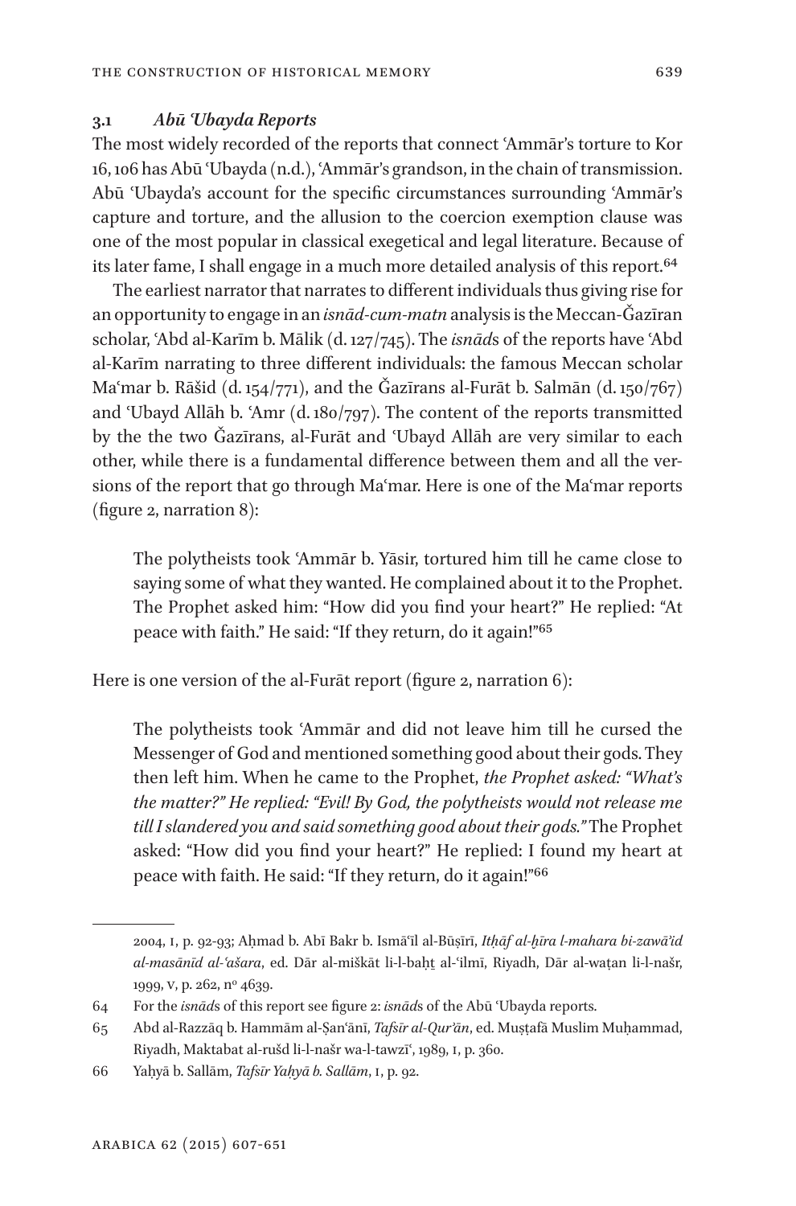### 3.1 *Abū ʿUbayda Reports*

The most widely recorded of the reports that connect ʿAmmār's torture to Kor 16, 106 has Abū ʿUbayda (n.d.), ʿAmmār's grandson, in the chain of transmission. Abū ʿUbayda's account for the specific circumstances surrounding ʿAmmār's capture and torture, and the allusion to the coercion exemption clause was one of the most popular in classical exegetical and legal literature. Because of its later fame, I shall engage in a much more detailed analysis of this report.[64]

The earliest narrator that narrates to different individuals thus giving rise for an opportunity to engage in an *isnād-cum-matn* analysis is the Meccan-Ǧazīran scholar, ʿAbd al-Karīm b. Mālik (d. 127/745). The *isnād*s of the reports have ʿAbd al-Karīm narrating to three different individuals: the famous Meccan scholar Maʿmar b. Rāšid (d. 154/771), and the Ǧazīrans al-Furāt b. Salmān (d. 150/767) and ʿUbayd Allāh b. ʿAmr (d. 180/797). The content of the reports transmitted by the the two Ǧazīrans, al-Furāt and ʿUbayd Allāh are very similar to each other, while there is a fundamental difference between them and all the versions of the report that go through Maʿmar. Here is one of the Maʿmar reports (figure 2, narration 8):

> The polytheists took ʿAmmār b. Yāsir, tortured him till he came close to saying some of what they wanted. He complained about it to the Prophet. The Prophet asked him: "How did you find your heart?" He replied: "At peace with faith." He said: "If they return, do it again!"[65]

Here is one version of the al-Furāt report (figure 2, narration 6):

> The polytheists took ʿAmmār and did not leave him till he cursed the Messenger of God and mentioned something good about their gods. They then left him. When he came to the Prophet, *the Prophet asked: "What's the matter?" He replied: "Evil! By God, the polytheists would not release me till I slandered you and said something good about their gods."* The Prophet asked: "How did you find your heart?" He replied: I found my heart at peace with faith. He said: "If they return, do it again!"[66]

---

2004, I, p. 92-93; Aḥmad b. Abī Bakr b. Ismāʿīl al-Būṣīrī, *Itḥāf al-ḫīra l-mahara bi-zawāʾid al-masānīd al-ʿašara*, ed. Dār al-miškāt li-l-baḥṯ al-ʿilmī, Riyadh, Dār al-waṭan li-l-našr, 1999, V, p. 262, nº 4639.

64 For the *isnād*s of this report see figure 2: *isnād*s of the Abū ʿUbayda reports.

65 Abd al-Razzāq b. Hammām al-Ṣanʿānī, *Tafsīr al-Qurʾān*, ed. Muṣṭafā Muslim Muḥammad, Riyadh, Maktabat al-rušd li-l-našr wa-l-tawzīʿ, 1989, I, p. 360.

66 Yaḥyā b. Sallām, *Tafsīr Yaḥyā b. Sallām*, I, p. 92.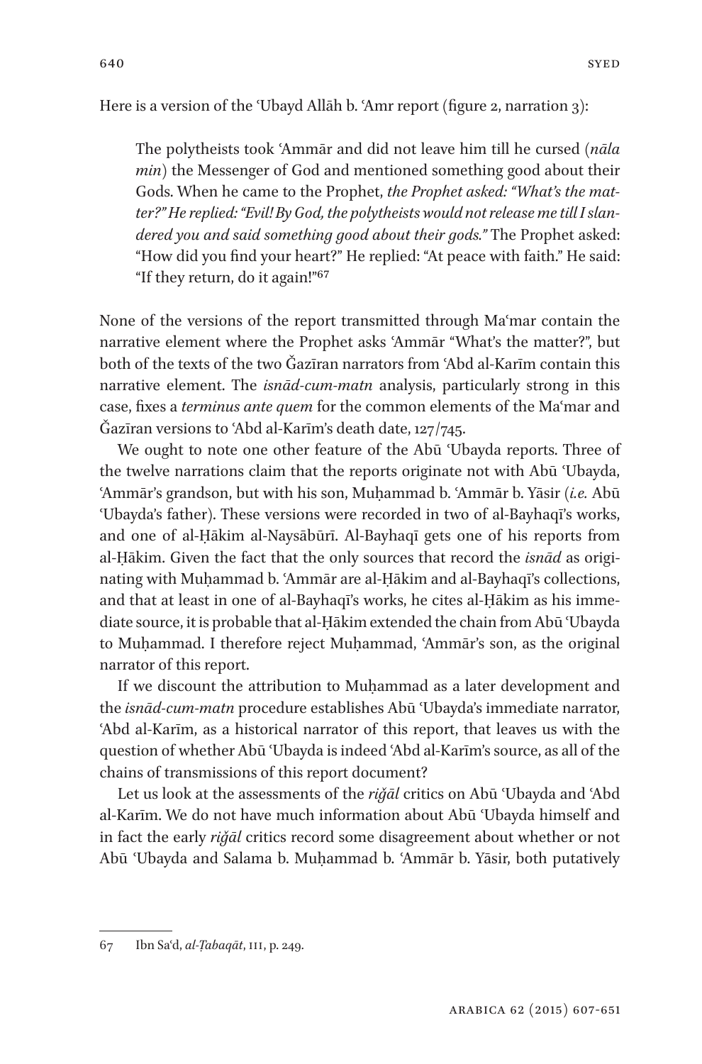Here is a version of the ʿUbayd Allāh b. ʿAmr report (figure 2, narration 3):

> The polytheists took ʿAmmār and did not leave him till he cursed (*nāla min*) the Messenger of God and mentioned something good about their Gods. When he came to the Prophet, *the Prophet asked: "What's the matter?" He replied: "Evil! By God, the polytheists would not release me till I slandered you and said something good about their gods."* The Prophet asked: "How did you find your heart?" He replied: "At peace with faith." He said: "If they return, do it again!"[67]

None of the versions of the report transmitted through Maʿmar contain the narrative element where the Prophet asks ʿAmmār "What's the matter?", but both of the texts of the two Ǧazīran narrators from ʿAbd al-Karīm contain this narrative element. The *isnād-cum-matn* analysis, particularly strong in this case, fixes a *terminus ante quem* for the common elements of the Maʿmar and Ǧazīran versions to ʿAbd al-Karīm's death date, 127/745.

We ought to note one other feature of the Abū ʿUbayda reports. Three of the twelve narrations claim that the reports originate not with Abū ʿUbayda, ʿAmmār's grandson, but with his son, Muḥammad b. ʿAmmār b. Yāsir (*i.e.* Abū ʿUbayda's father). These versions were recorded in two of al-Bayhaqī's works, and one of al-Ḥākim al-Naysābūrī. Al-Bayhaqī gets one of his reports from al-Ḥākim. Given the fact that the only sources that record the *isnād* as originating with Muḥammad b. ʿAmmār are al-Ḥākim and al-Bayhaqī's collections, and that at least in one of al-Bayhaqī's works, he cites al-Ḥākim as his immediate source, it is probable that al-Ḥākim extended the chain from Abū ʿUbayda to Muḥammad. I therefore reject Muḥammad, ʿAmmār's son, as the original narrator of this report.

If we discount the attribution to Muḥammad as a later development and the *isnād-cum-matn* procedure establishes Abū ʿUbayda's immediate narrator, ʿAbd al-Karīm, as a historical narrator of this report, that leaves us with the question of whether Abū ʿUbayda is indeed ʿAbd al-Karīm's source, as all of the chains of transmissions of this report document?

Let us look at the assessments of the *riǧāl* critics on Abū ʿUbayda and ʿAbd al-Karīm. We do not have much information about Abū ʿUbayda himself and in fact the early *riǧāl* critics record some disagreement about whether or not Abū ʿUbayda and Salama b. Muḥammad b. ʿAmmār b. Yāsir, both putatively

---

67 Ibn Saʿd, *al-Ṭabaqāt*, III, p. 249.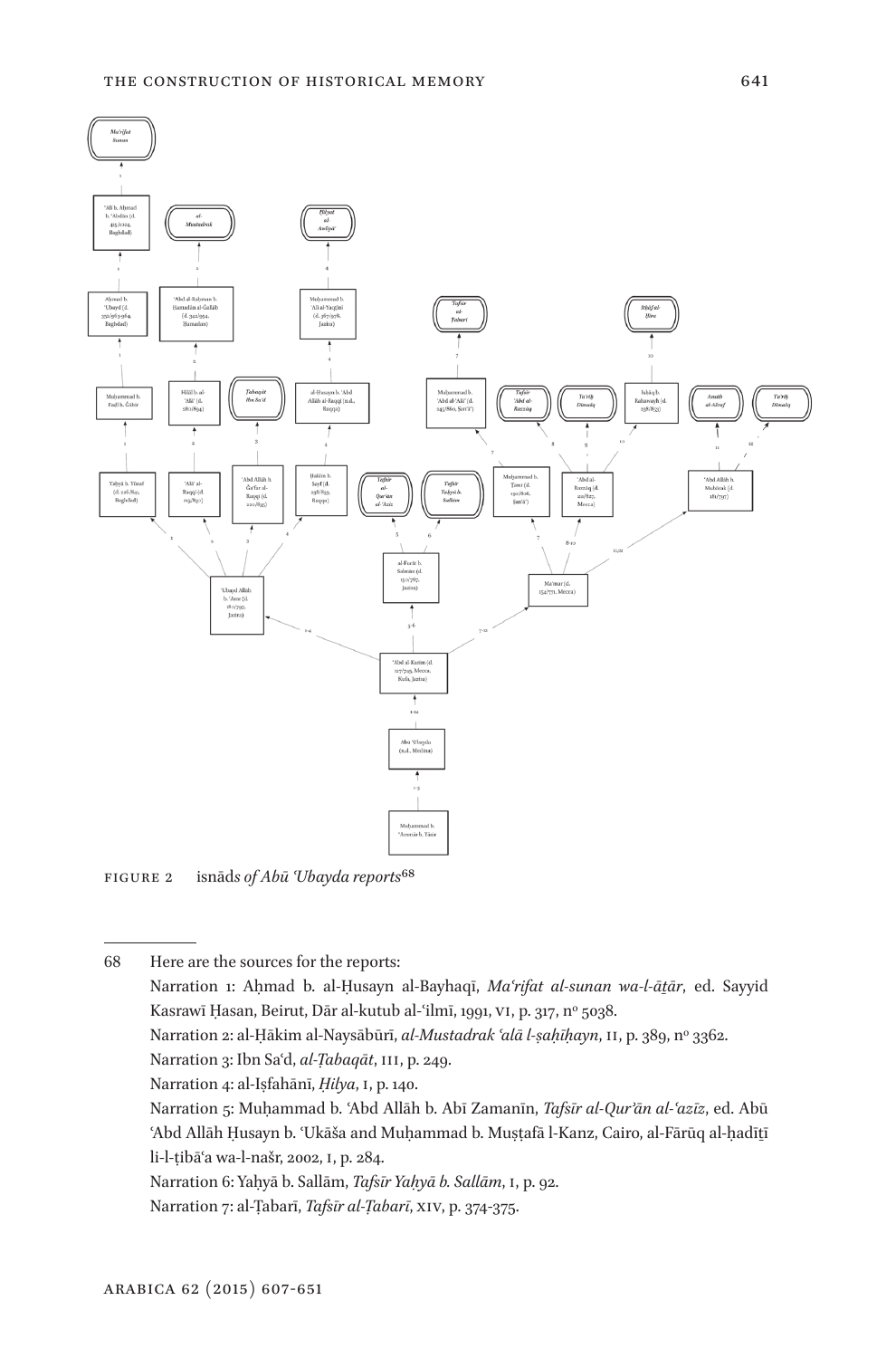FIGURE 2 *isnāds of Abū ʿUbayda reports*[68]

---

68 Here are the sources for the reports:

Narration 1: Aḥmad b. al-Ḥusayn al-Bayhaqī, *Maʿrifat al-sunan wa-l-āṯār*, ed. Sayyid Kasrawī Ḥasan, Beirut, Dār al-kutub al-ʿilmī, 1991, VI, p. 317, nº 5038.

Narration 2: al-Ḥākim al-Naysābūrī, *al-Mustadrak ʿalā l-ṣaḥīḥayn*, II, p. 389, nº 3362.

Narration 3: Ibn Saʿd, *al-Ṭabaqāt*, III, p. 249.

Narration 4: al-Iṣfahānī, *Ḥilya*, I, p. 140.

Narration 5: Muḥammad b. ʿAbd Allāh b. Abī Zamanīn, *Tafsīr al-Qurʾān al-ʿazīz*, ed. Abū ʿAbd Allāh Ḥusayn b. ʿUkāša and Muḥammad b. Muṣṭafā l-Kanz, Cairo, al-Fārūq al-ḥadīṯī li-l-ṭibāʿa wa-l-našr, 2002, I, p. 284.

Narration 6: Yaḥyā b. Sallām, *Tafsīr Yaḥyā b. Sallām*, I, p. 92.

Narration 7: al-Ṭabarī, *Tafsīr al-Ṭabarī*, XIV, p. 374-375.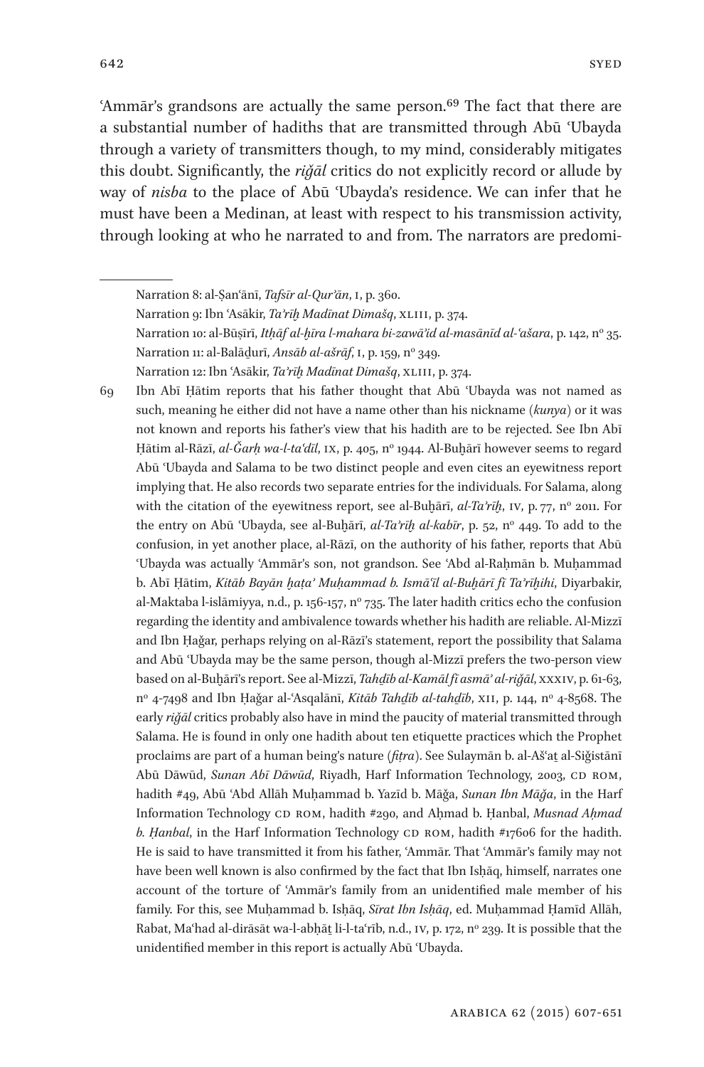ʿAmmār's grandsons are actually the same person.[69] The fact that there are a substantial number of hadiths that are transmitted through Abū ʿUbayda through a variety of transmitters though, to my mind, considerably mitigates this doubt. Significantly, the *riǧāl* critics do not explicitly record or allude by way of *nisba* to the place of Abū ʿUbayda's residence. We can infer that he must have been a Medinan, at least with respect to his transmission activity, through looking at who he narrated to and from. The narrators are predomi-

---

Narration 8: al-Ṣanʿānī, *Tafsīr al-Qurʾān*, I, p. 360.

Narration 9: Ibn ʿAsākir, *Taʾrīḫ Madīnat Dimašq*, XLIII, p. 374.

Narration 10: al-Būṣīrī, *Itḥāf al-ḫīra l-mahara bi-zawāʾid al-masānīd al-ʿašara*, p. 142, nº 35.

Narration 11: al-Balāḏurī, *Ansāb al-ašrāf*, I, p. 159, nº 349.

Narration 12: Ibn ʿAsākir, *Taʾrīḫ Madīnat Dimašq*, XLIII, p. 374.

69 Ibn Abī Ḥātim reports that his father thought that Abū ʿUbayda was not named as such, meaning he either did not have a name other than his nickname (*kunya*) or it was not known and reports his father's view that his hadith are to be rejected. See Ibn Abī Ḥātim al-Rāzī, *al-Ǧarḥ wa-l-taʿdīl*, IX, p. 405, nº 1944. Al-Buḫārī however seems to regard Abū ʿUbayda and Salama to be two distinct people and even cites an eyewitness report implying that. He also records two separate entries for the individuals. For Salama, along with the citation of the eyewitness report, see al-Buḫārī, *al-Taʾrīḫ*, IV, p. 77, nº 2011. For the entry on Abū ʿUbayda, see al-Buḫārī, *al-Taʾrīḫ al-kabīr*, p. 52, nº 449. To add to the confusion, in yet another place, al-Rāzī, on the authority of his father, reports that Abū ʿUbayda was actually ʿAmmār's son, not grandson. See ʿAbd al-Raḥmān b. Muḥammad b. Abī Ḥātim, *Kitāb Bayān ḫaṭaʾ Muḥammad b. Ismāʿīl al-Buḫārī fī Taʾrīḫihi*, Diyarbakir, al-Maktaba l-islāmiyya, n.d., p. 156-157, nº 735. The later hadith critics echo the confusion regarding the identity and ambivalence towards whether his hadith are reliable. Al-Mizzī and Ibn Ḥaǧar, perhaps relying on al-Rāzī's statement, report the possibility that Salama and Abū ʿUbayda may be the same person, though al-Mizzī prefers the two-person view based on al-Buḫārī's report. See al-Mizzī, *Tahḏīb al-Kamāl fī asmāʾ al-riǧāl*, XXXIV, p. 61-63, nº 4-7498 and Ibn Ḥaǧar al-ʿAsqalānī, *Kitāb Tahḏīb al-tahḏīb*, XII, p. 144, nº 4-8568. The early *riǧāl* critics probably also have in mind the paucity of material transmitted through Salama. He is found in only one hadith about ten etiquette practices which the Prophet proclaims are part of a human being's nature (*fiṭra*). See Sulaymān b. al-Ašʿaṯ al-Siǧistānī Abū Dāwūd, *Sunan Abī Dāwūd*, Riyadh, Harf Information Technology, 2003, CD ROM, hadith #49, Abū ʿAbd Allāh Muḥammad b. Yazīd b. Māǧa, *Sunan Ibn Māǧa*, in the Harf Information Technology CD ROM, hadith #290, and Aḥmad b. Ḥanbal, *Musnad Aḥmad b. Ḥanbal*, in the Harf Information Technology CD ROM, hadith #17606 for the hadith. He is said to have transmitted it from his father, ʿAmmār. That ʿAmmār's family may not have been well known is also confirmed by the fact that Ibn Isḥāq, himself, narrates one account of the torture of ʿAmmār's family from an unidentified male member of his family. For this, see Muḥammad b. Isḥāq, *Sīrat Ibn Isḥāq*, ed. Muḥammad Ḥamīd Allāh, Rabat, Maʿhad al-dirāsāt wa-l-abḥāṯ li-l-taʿrīb, n.d., IV, p. 172, nº 239. It is possible that the unidentified member in this report is actually Abū ʿUbayda.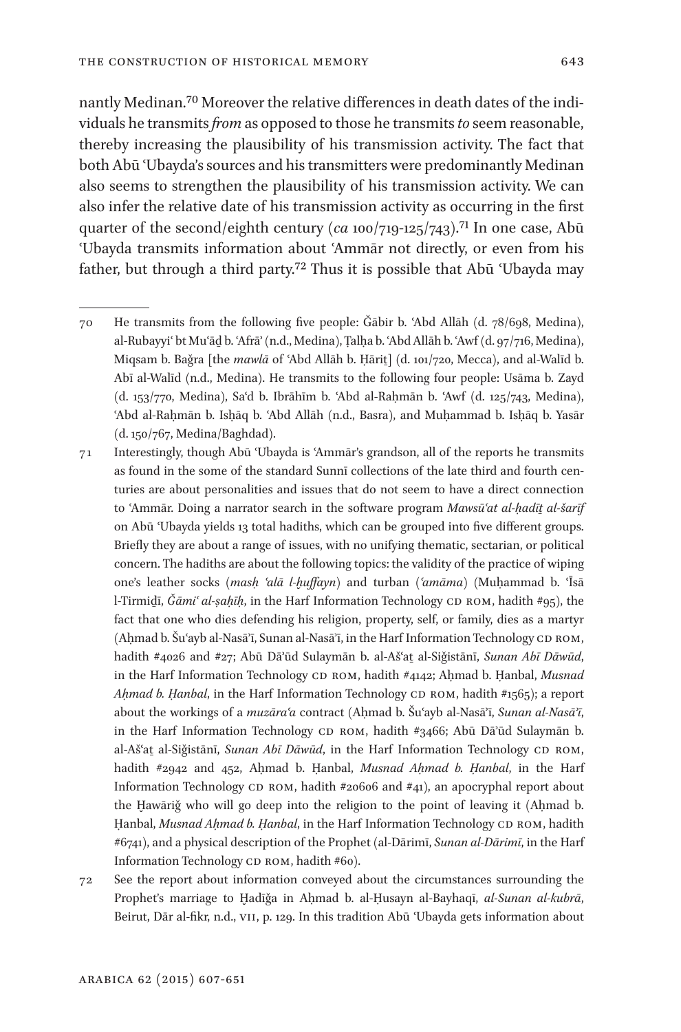nantly Medinan.[70] Moreover the relative differences in death dates of the individuals he transmits *from* as opposed to those he transmits *to* seem reasonable, thereby increasing the plausibility of his transmission activity. The fact that both Abū ʿUbayda's sources and his transmitters were predominantly Medinan also seems to strengthen the plausibility of his transmission activity. We can also infer the relative date of his transmission activity as occurring in the first quarter of the second/eighth century (*ca* 100/719-125/743).[71] In one case, Abū ʿUbayda transmits information about ʿAmmār not directly, or even from his father, but through a third party.[72] Thus it is possible that Abū ʿUbayda may

---

70 He transmits from the following five people: Ǧābir b. ʿAbd Allāh (d. 78/698, Medina), al-Rubayyiʿ bt Muʿāḏ b. ʿAfrāʾ (n.d., Medina), Ṭalḥa b. ʿAbd Allāh b. ʿAwf (d. 97/716, Medina), Miqsam b. Baǧra [the *mawlā* of ʿAbd Allāh b. Ḥāriṯ] (d. 101/720, Mecca), and al-Walīd b. Abī al-Walīd (n.d., Medina). He transmits to the following four people: Usāma b. Zayd (d. 153/770, Medina), Saʿd b. Ibrāhīm b. ʿAbd al-Raḥmān b. ʿAwf (d. 125/743, Medina), ʿAbd al-Raḥmān b. Isḥāq b. ʿAbd Allāh (n.d., Basra), and Muḥammad b. Isḥāq b. Yasār (d. 150/767, Medina/Baghdad).

71 Interestingly, though Abū ʿUbayda is ʿAmmār's grandson, all of the reports he transmits as found in the some of the standard Sunnī collections of the late third and fourth centuries are about personalities and issues that do not seem to have a direct connection to ʿAmmār. Doing a narrator search in the software program *Mawsūʿat al-ḥadīṯ al-šarīf* on Abū ʿUbayda yields 13 total hadiths, which can be grouped into five different groups. Briefly they are about a range of issues, with no unifying thematic, sectarian, or political concern. The hadiths are about the following topics: the validity of the practice of wiping one's leather socks (*masḥ ʿalā l-ḫuffayn*) and turban (*ʿamāma*) (Muḥammad b. ʿĪsā l-Tirmiḏī, *Ǧāmiʿ al-ṣaḥīḥ*, in the Harf Information Technology CD ROM, hadith #95), the fact that one who dies defending his religion, property, self, or family, dies as a martyr (Aḥmad b. Šuʿayb al-Nasāʾī, Sunan al-Nasāʾī, in the Harf Information Technology CD ROM, hadith #4026 and #27; Abū Dāʾūd Sulaymān b. al-Ašʿaṯ al-Siǧistānī, *Sunan Abī Dāwūd*, in the Harf Information Technology CD ROM, hadith #4142; Aḥmad b. Ḥanbal, *Musnad Aḥmad b. Ḥanbal*, in the Harf Information Technology CD ROM, hadith #1565); a report about the workings of a *muzāraʿa* contract (Aḥmad b. Šuʿayb al-Nasāʾī, *Sunan al-Nasāʾī*, in the Harf Information Technology CD ROM, hadith #3466; Abū Dāʾūd Sulaymān b. al-Ašʿaṯ al-Siǧistānī, *Sunan Abī Dāwūd*, in the Harf Information Technology CD ROM, hadith #2942 and 452, Aḥmad b. Ḥanbal, *Musnad Aḥmad b. Ḥanbal*, in the Harf Information Technology CD ROM, hadith #20606 and #41), an apocryphal report about the Ḫawāriǧ who will go deep into the religion to the point of leaving it (Aḥmad b. Ḥanbal, *Musnad Aḥmad b. Ḥanbal*, in the Harf Information Technology CD ROM, hadith #6741), and a physical description of the Prophet (al-Dārimī, *Sunan al-Dārimī*, in the Harf Information Technology CD ROM, hadith #60).

72 See the report about information conveyed about the circumstances surrounding the Prophet's marriage to Ḫadīǧa in Aḥmad b. al-Ḥusayn al-Bayhaqī, *al-Sunan al-kubrā*, Beirut, Dār al-fikr, n.d., VII, p. 129. In this tradition Abū ʿUbayda gets information about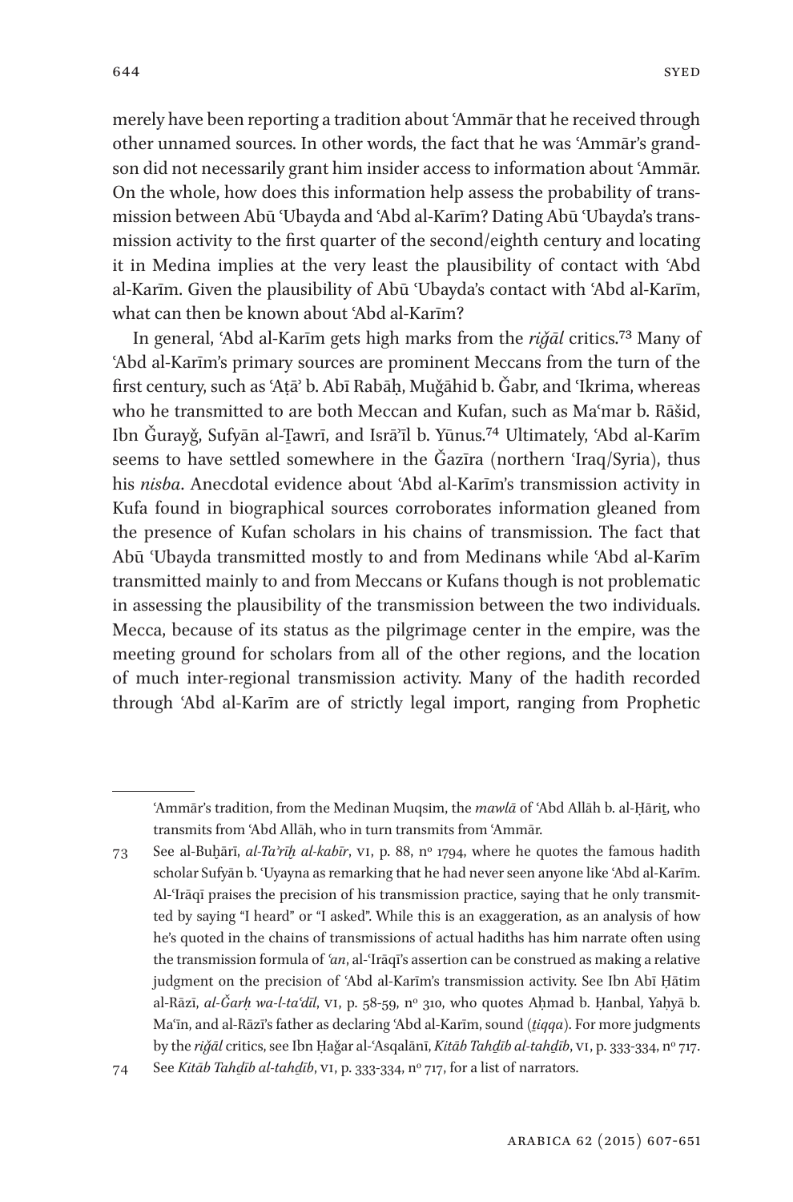merely have been reporting a tradition about ʿAmmār that he received through other unnamed sources. In other words, the fact that he was ʿAmmār's grandson did not necessarily grant him insider access to information about ʿAmmār. On the whole, how does this information help assess the probability of transmission between Abū ʿUbayda and ʿAbd al-Karīm? Dating Abū ʿUbayda's transmission activity to the first quarter of the second/eighth century and locating it in Medina implies at the very least the plausibility of contact with ʿAbd al-Karīm. Given the plausibility of Abū ʿUbayda's contact with ʿAbd al-Karīm, what can then be known about ʿAbd al-Karīm?

In general, ʿAbd al-Karīm gets high marks from the *riǧāl* critics.[73] Many of ʿAbd al-Karīm's primary sources are prominent Meccans from the turn of the first century, such as ʿAṭāʾ b. Abī Rabāḥ, Muǧāhid b. Ǧabr, and ʿIkrima, whereas who he transmitted to are both Meccan and Kufan, such as Maʿmar b. Rāšid, Ibn Ǧurayǧ, Sufyān al-Ṯawrī, and Isrāʾīl b. Yūnus.[74] Ultimately, ʿAbd al-Karīm seems to have settled somewhere in the Ǧazīra (northern ʿIraq/Syria), thus his *nisba*. Anecdotal evidence about ʿAbd al-Karīm's transmission activity in Kufa found in biographical sources corroborates information gleaned from the presence of Kufan scholars in his chains of transmission. The fact that Abū ʿUbayda transmitted mostly to and from Medinans while ʿAbd al-Karīm transmitted mainly to and from Meccans or Kufans though is not problematic in assessing the plausibility of the transmission between the two individuals. Mecca, because of its status as the pilgrimage center in the empire, was the meeting ground for scholars from all of the other regions, and the location of much inter-regional transmission activity. Many of the hadith recorded through ʿAbd al-Karīm are of strictly legal import, ranging from Prophetic

---

ʿAmmār's tradition, from the Medinan Muqsim, the *mawlā* of ʿAbd Allāh b. al-Ḥāriṯ, who transmits from ʿAbd Allāh, who in turn transmits from ʿAmmār.

73 See al-Buḫārī, *al-Taʾrīḫ al-kabīr*, VI, p. 88, nº 1794, where he quotes the famous hadith scholar Sufyān b. ʿUyayna as remarking that he had never seen anyone like ʿAbd al-Karīm. Al-ʿIrāqī praises the precision of his transmission practice, saying that he only transmitted by saying "I heard" or "I asked". While this is an exaggeration, as an analysis of how he's quoted in the chains of transmissions of actual hadiths has him narrate often using the transmission formula of *ʿan*, al-ʿIrāqī's assertion can be construed as making a relative judgment on the precision of ʿAbd al-Karīm's transmission activity. See Ibn Abī Ḥātim al-Rāzī, *al-Ǧarḥ wa-l-taʿdīl*, VI, p. 58-59, nº 310, who quotes Aḥmad b. Ḥanbal, Yaḥyā b. Maʿīn, and al-Rāzī's father as declaring ʿAbd al-Karīm, sound (*ṯiqqa*). For more judgments by the *riǧāl* critics, see Ibn Ḥaǧar al-ʿAsqalānī, *Kitāb Tahḏīb al-tahḏīb*, VI, p. 333-334, nº 717.

74 See *Kitāb Tahḏīb al-tahḏīb*, VI, p. 333-334, nº 717, for a list of narrators.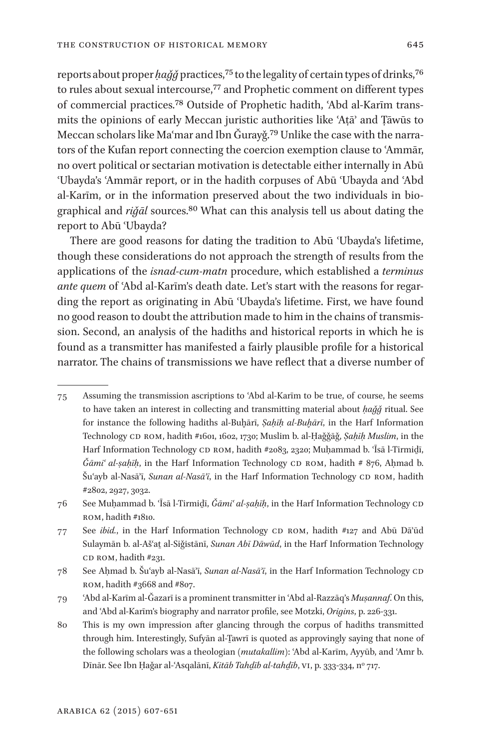reports about proper *ḥaǧǧ* practices,[75] to the legality of certain types of drinks,[76] to rules about sexual intercourse,[77] and Prophetic comment on different types of commercial practices.[78] Outside of Prophetic hadith, ʿAbd al-Karīm transmits the opinions of early Meccan juristic authorities like ʿAṭāʾ and Ṭāwūs to Meccan scholars like Maʿmar and Ibn Ǧurayǧ.[79] Unlike the case with the narrators of the Kufan report connecting the coercion exemption clause to ʿAmmār, no overt political or sectarian motivation is detectable either internally in Abū ʿUbayda's ʿAmmār report, or in the hadith corpuses of Abū ʿUbayda and ʿAbd al-Karīm, or in the information preserved about the two individuals in biographical and *riǧāl* sources.[80] What can this analysis tell us about dating the report to Abū ʿUbayda?

There are good reasons for dating the tradition to Abū ʿUbayda's lifetime, though these considerations do not approach the strength of results from the applications of the *isnad-cum-matn* procedure, which established a *terminus ante quem* of ʿAbd al-Karīm's death date. Let's start with the reasons for regarding the report as originating in Abū ʿUbayda's lifetime. First, we have found no good reason to doubt the attribution made to him in the chains of transmission. Second, an analysis of the hadiths and historical reports in which he is found as a transmitter has manifested a fairly plausible profile for a historical narrator. The chains of transmissions we have reflect that a diverse number of

---

75 Assuming the transmission ascriptions to ʿAbd al-Karīm to be true, of course, he seems to have taken an interest in collecting and transmitting material about *ḥaǧǧ* ritual. See for instance the following hadiths al-Buḫārī, *Ṣaḥīḥ al-Buḫārī*, in the Harf Information Technology CD ROM, hadith #1601, 1602, 1730; Muslim b. al-Ḥaǧǧāǧ, *Ṣaḥīḥ Muslim*, in the Harf Information Technology CD ROM, hadith #2083, 2320; Muḥammad b. ʿĪsā l-Tirmiḏī, *Ǧāmiʿ al-ṣaḥīḥ*, in the Harf Information Technology CD ROM, hadith # 876, Aḥmad b. Šuʿayb al-Nasāʾī, *Sunan al-Nasāʾī*, in the Harf Information Technology CD ROM, hadith #2802, 2927, 3032.

76 See Muḥammad b. ʿĪsā l-Tirmiḏī, *Ǧāmiʿ al-ṣaḥīḥ*, in the Harf Information Technology CD ROM, hadith #1810.

77 See *ibid.*, in the Harf Information Technology CD ROM, hadith #127 and Abū Dāʾūd Sulaymān b. al-Ašʿaṯ al-Siǧistānī, *Sunan Abī Dāwūd*, in the Harf Information Technology CD ROM, hadith #231.

78 See Aḥmad b. Šuʿayb al-Nasāʾī, *Sunan al-Nasāʾī*, in the Harf Information Technology CD ROM, hadith #3668 and #807.

79 ʿAbd al-Karīm al-Ǧazarī is a prominent transmitter in ʿAbd al-Razzāq's *Muṣannaf*. On this, and ʿAbd al-Karīm's biography and narrator profile, see Motzki, *Origins*, p. 226-331.

80 This is my own impression after glancing through the corpus of hadiths transmitted through him. Interestingly, Sufyān al-Ṯawrī is quoted as approvingly saying that none of the following scholars was a theologian (*mutakallim*): ʿAbd al-Karīm, Ayyūb, and ʿAmr b. Dīnār. See Ibn Ḥaǧar al-ʿAsqalānī, *Kitāb Tahḏīb al-tahḏīb*, VI, p. 333-334, nº 717.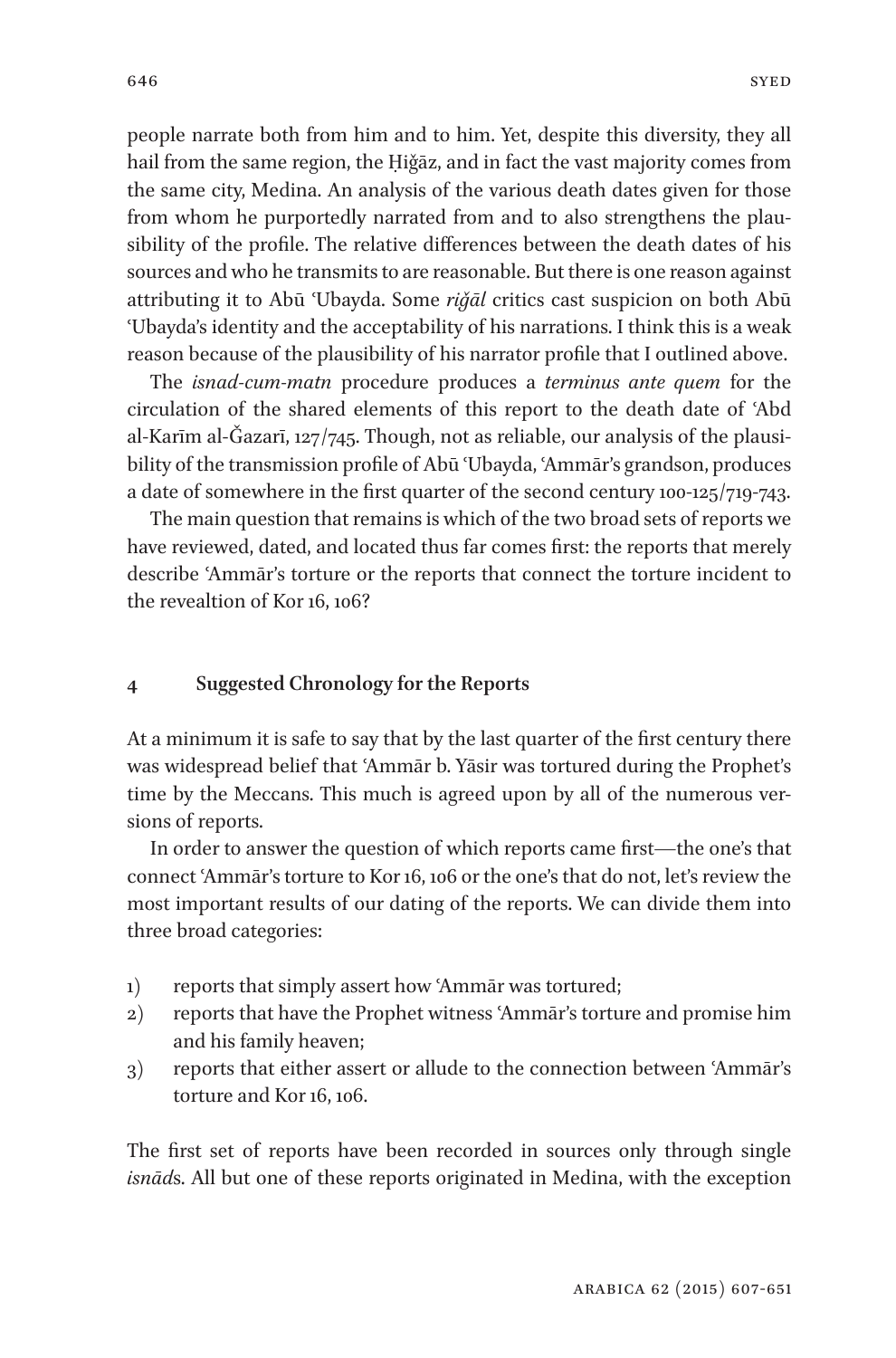people narrate both from him and to him. Yet, despite this diversity, they all hail from the same region, the Ḥiǧāz, and in fact the vast majority comes from the same city, Medina. An analysis of the various death dates given for those from whom he purportedly narrated from and to also strengthens the plausibility of the profile. The relative differences between the death dates of his sources and who he transmits to are reasonable. But there is one reason against attributing it to Abū ʿUbayda. Some *riǧāl* critics cast suspicion on both Abū ʿUbayda's identity and the acceptability of his narrations. I think this is a weak reason because of the plausibility of his narrator profile that I outlined above.

The *isnad-cum-matn* procedure produces a *terminus ante quem* for the circulation of the shared elements of this report to the death date of ʿAbd al-Karīm al-Ǧazarī, 127/745. Though, not as reliable, our analysis of the plausibility of the transmission profile of Abū ʿUbayda, ʿAmmār's grandson, produces a date of somewhere in the first quarter of the second century 100-125/719-743.

The main question that remains is which of the two broad sets of reports we have reviewed, dated, and located thus far comes first: the reports that merely describe ʿAmmār's torture or the reports that connect the torture incident to the revealtion of Kor 16, 106?

## 4 Suggested Chronology for the Reports

At a minimum it is safe to say that by the last quarter of the first century there was widespread belief that ʿAmmār b. Yāsir was tortured during the Prophet's time by the Meccans. This much is agreed upon by all of the numerous versions of reports.

In order to answer the question of which reports came first—the one's that connect ʿAmmār's torture to Kor 16, 106 or the one's that do not, let's review the most important results of our dating of the reports. We can divide them into three broad categories:

1) reports that simply assert how ʿAmmār was tortured;
2) reports that have the Prophet witness ʿAmmār's torture and promise him and his family heaven;
3) reports that either assert or allude to the connection between ʿAmmār's torture and Kor 16, 106.

The first set of reports have been recorded in sources only through single *isnād*s. All but one of these reports originated in Medina, with the exception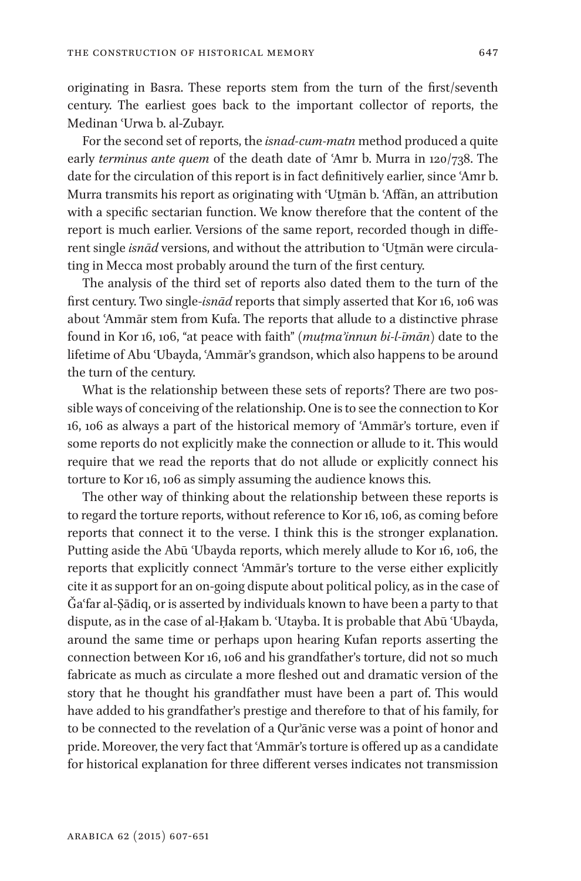originating in Basra. These reports stem from the turn of the first/seventh century. The earliest goes back to the important collector of reports, the Medinan ʿUrwa b. al-Zubayr.

For the second set of reports, the *isnad-cum-matn* method produced a quite early *terminus ante quem* of the death date of ʿAmr b. Murra in 120/738. The date for the circulation of this report is in fact definitively earlier, since ʿAmr b. Murra transmits his report as originating with ʿUṯmān b. ʿAffān, an attribution with a specific sectarian function. We know therefore that the content of the report is much earlier. Versions of the same report, recorded though in different single *isnād* versions, and without the attribution to ʿUṯmān were circulating in Mecca most probably around the turn of the first century.

The analysis of the third set of reports also dated them to the turn of the first century. Two single-*isnād* reports that simply asserted that Kor 16, 106 was about ʿAmmār stem from Kufa. The reports that allude to a distinctive phrase found in Kor 16, 106, "at peace with faith" (*muṭma'innun bi-l-īmān*) date to the lifetime of Abu ʿUbayda, ʿAmmār's grandson, which also happens to be around the turn of the century.

What is the relationship between these sets of reports? There are two possible ways of conceiving of the relationship. One is to see the connection to Kor 16, 106 as always a part of the historical memory of ʿAmmār's torture, even if some reports do not explicitly make the connection or allude to it. This would require that we read the reports that do not allude or explicitly connect his torture to Kor 16, 106 as simply assuming the audience knows this.

The other way of thinking about the relationship between these reports is to regard the torture reports, without reference to Kor 16, 106, as coming before reports that connect it to the verse. I think this is the stronger explanation. Putting aside the Abū ʿUbayda reports, which merely allude to Kor 16, 106, the reports that explicitly connect ʿAmmār's torture to the verse either explicitly cite it as support for an on-going dispute about political policy, as in the case of Ǧaʿfar al-Ṣādiq, or is asserted by individuals known to have been a party to that dispute, as in the case of al-Ḥakam b. ʿUtayba. It is probable that Abū ʿUbayda, around the same time or perhaps upon hearing Kufan reports asserting the connection between Kor 16, 106 and his grandfather's torture, did not so much fabricate as much as circulate a more fleshed out and dramatic version of the story that he thought his grandfather must have been a part of. This would have added to his grandfather's prestige and therefore to that of his family, for to be connected to the revelation of a Qur'ānic verse was a point of honor and pride. Moreover, the very fact that ʿAmmār's torture is offered up as a candidate for historical explanation for three different verses indicates not transmission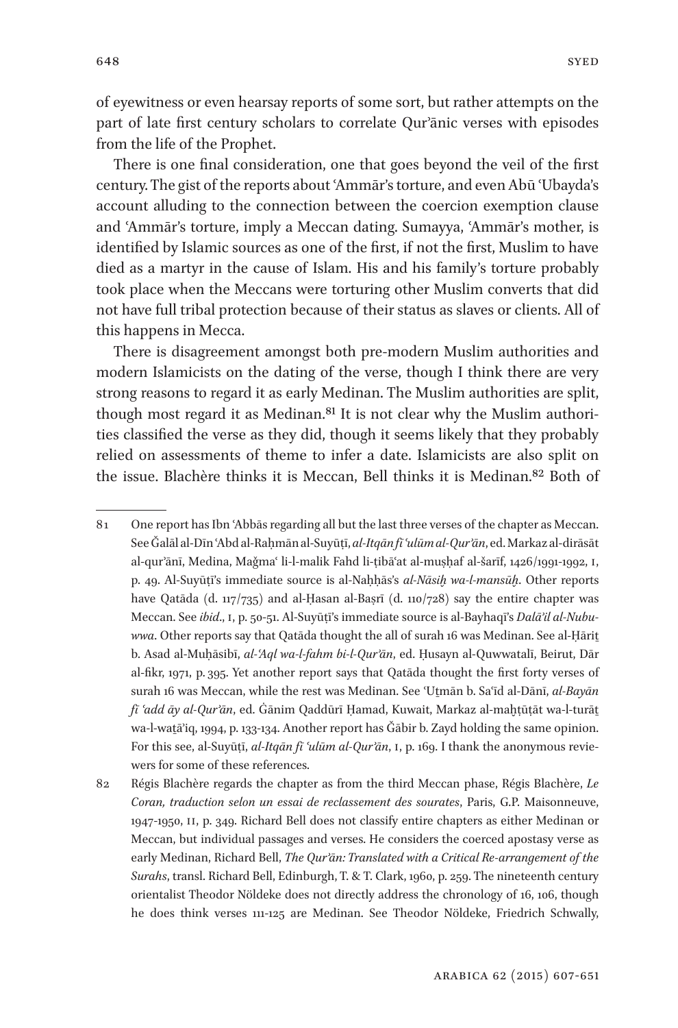of eyewitness or even hearsay reports of some sort, but rather attempts on the part of late first century scholars to correlate Qurʾānic verses with episodes from the life of the Prophet.

There is one final consideration, one that goes beyond the veil of the first century. The gist of the reports about ʿAmmār's torture, and even Abū ʿUbayda's account alluding to the connection between the coercion exemption clause and ʿAmmār's torture, imply a Meccan dating. Sumayya, ʿAmmār's mother, is identified by Islamic sources as one of the first, if not the first, Muslim to have died as a martyr in the cause of Islam. His and his family's torture probably took place when the Meccans were torturing other Muslim converts that did not have full tribal protection because of their status as slaves or clients. All of this happens in Mecca.

There is disagreement amongst both pre-modern Muslim authorities and modern Islamicists on the dating of the verse, though I think there are very strong reasons to regard it as early Medinan. The Muslim authorities are split, though most regard it as Medinan.[81] It is not clear why the Muslim authorities classified the verse as they did, though it seems likely that they probably relied on assessments of theme to infer a date. Islamicists are also split on the issue. Blachère thinks it is Meccan, Bell thinks it is Medinan.[82] Both of

---

81 One report has Ibn ʿAbbās regarding all but the last three verses of the chapter as Meccan. See Ǧalāl al-Dīn ʿAbd al-Raḥmān al-Suyūṭī, *al-Itqān fī ʿulūm al-Qurʾān*, ed. Markaz al-dirāsāt al-qurʾānī, Medina, Maǧmaʿ li-l-malik Fahd li-ṭibāʿat al-muṣḥaf al-šarīf, 1426/1991-1992, I, p. 49. Al-Suyūṭī's immediate source is al-Naḥḥās's *al-Nāsiḫ wa-l-mansūḫ*. Other reports have Qatāda (d. 117/735) and al-Ḥasan al-Baṣrī (d. 110/728) say the entire chapter was Meccan. See *ibid*., I, p. 50-51. Al-Suyūṭī's immediate source is al-Bayhaqī's *Dalāʾil al-Nubuwwa*. Other reports say that Qatāda thought the all of surah 16 was Medinan. See al-Ḥāriṯ b. Asad al-Muḥāsibī, *al-ʿAql wa-l-fahm bi-l-Qurʾān*, ed. Ḥusayn al-Quwwatalī, Beirut, Dār al-fikr, 1971, p. 395. Yet another report says that Qatāda thought the first forty verses of surah 16 was Meccan, while the rest was Medinan. See ʿUṯmān b. Saʿīd al-Dānī, *al-Bayān fī ʿadd āy al-Qurʾān*, ed. Ġānim Qaddūrī Ḥamad, Kuwait, Markaz al-maḫṭūṭāt wa-l-turāṯ wa-l-waṯāʾiq, 1994, p. 133-134. Another report has Ǧābir b. Zayd holding the same opinion. For this see, al-Suyūṭī, *al-Itqān fī ʿulūm al-Qurʾān*, I, p. 169. I thank the anonymous reviewers for some of these references.

82 Régis Blachère regards the chapter as from the third Meccan phase, Régis Blachère, *Le Coran, traduction selon un essai de reclassement des sourates*, Paris, G.P. Maisonneuve, 1947-1950, II, p. 349. Richard Bell does not classify entire chapters as either Medinan or Meccan, but individual passages and verses. He considers the coerced apostasy verse as early Medinan, Richard Bell, *The Qurʾān: Translated with a Critical Re-arrangement of the Surahs*, transl. Richard Bell, Edinburgh, T. & T. Clark, 1960, p. 259. The nineteenth century orientalist Theodor Nöldeke does not directly address the chronology of 16, 106, though he does think verses 111-125 are Medinan. See Theodor Nöldeke, Friedrich Schwally,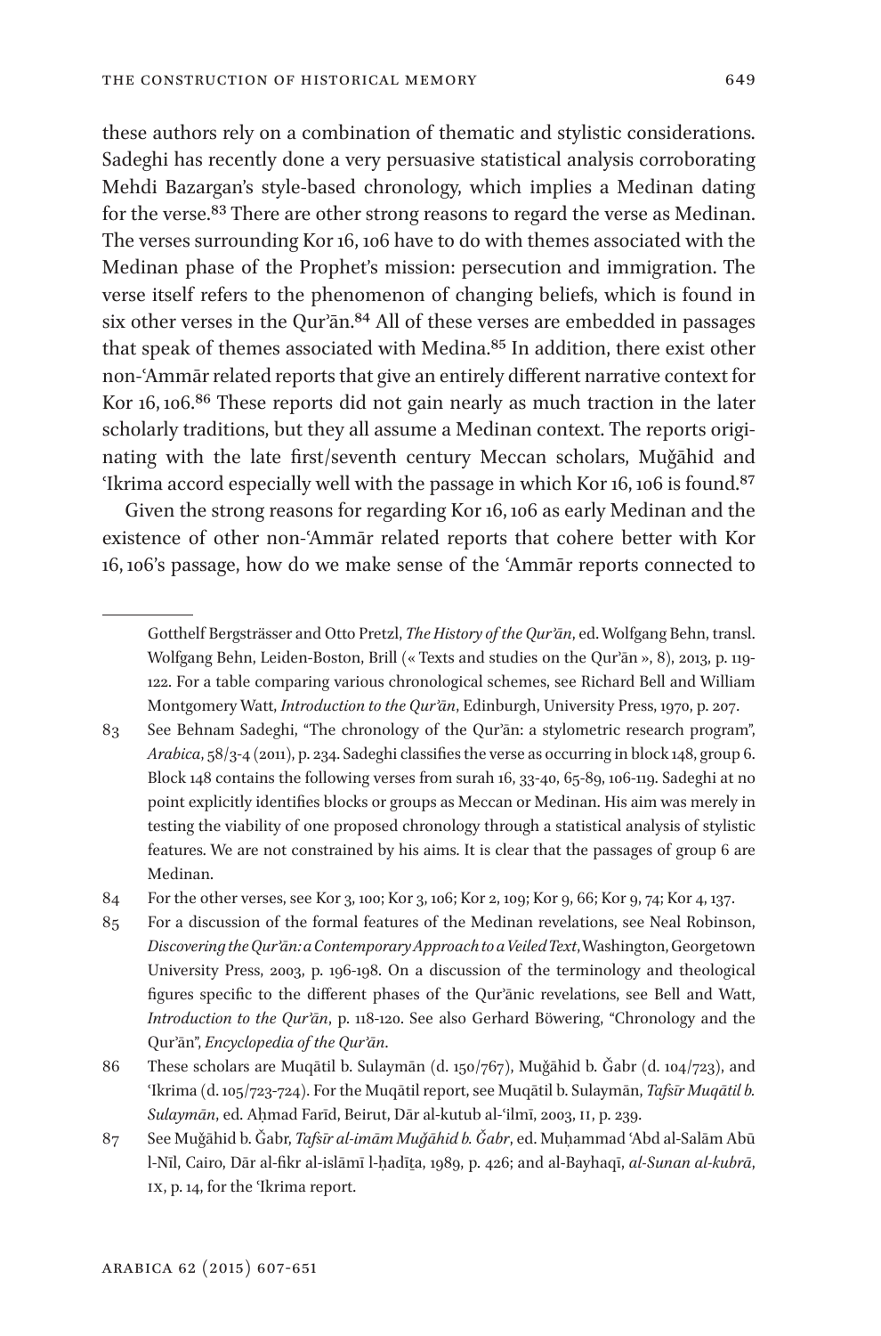these authors rely on a combination of thematic and stylistic considerations. Sadeghi has recently done a very persuasive statistical analysis corroborating Mehdi Bazargan's style-based chronology, which implies a Medinan dating for the verse.[83] There are other strong reasons to regard the verse as Medinan. The verses surrounding Kor 16, 106 have to do with themes associated with the Medinan phase of the Prophet's mission: persecution and immigration. The verse itself refers to the phenomenon of changing beliefs, which is found in six other verses in the Qurʾān.[84] All of these verses are embedded in passages that speak of themes associated with Medina.[85] In addition, there exist other non-ʿAmmār related reports that give an entirely different narrative context for Kor 16, 106.[86] These reports did not gain nearly as much traction in the later scholarly traditions, but they all assume a Medinan context. The reports originating with the late first/seventh century Meccan scholars, Muǧāhid and ʿIkrima accord especially well with the passage in which Kor 16, 106 is found.[87]

Given the strong reasons for regarding Kor 16, 106 as early Medinan and the existence of other non-ʿAmmār related reports that cohere better with Kor 16, 106's passage, how do we make sense of the ʿAmmār reports connected to

---

Gotthelf Bergsträsser and Otto Pretzl, *The History of the Qurʾān*, ed. Wolfgang Behn, transl. Wolfgang Behn, Leiden-Boston, Brill (« Texts and studies on the Qurʾān », 8), 2013, p. 119-122. For a table comparing various chronological schemes, see Richard Bell and William Montgomery Watt, *Introduction to the Qurʾān*, Edinburgh, University Press, 1970, p. 207.

83 See Behnam Sadeghi, "The chronology of the Qurʾān: a stylometric research program", *Arabica*, 58/3-4 (2011), p. 234. Sadeghi classifies the verse as occurring in block 148, group 6. Block 148 contains the following verses from surah 16, 33-40, 65-89, 106-119. Sadeghi at no point explicitly identifies blocks or groups as Meccan or Medinan. His aim was merely in testing the viability of one proposed chronology through a statistical analysis of stylistic features. We are not constrained by his aims. It is clear that the passages of group 6 are Medinan.

84 For the other verses, see Kor 3, 100; Kor 3, 106; Kor 2, 109; Kor 9, 66; Kor 9, 74; Kor 4, 137.

85 For a discussion of the formal features of the Medinan revelations, see Neal Robinson, *Discovering the Qurʾān: a Contemporary Approach to a Veiled Text*, Washington, Georgetown University Press, 2003, p. 196-198. On a discussion of the terminology and theological figures specific to the different phases of the Qurʾānic revelations, see Bell and Watt, *Introduction to the Qurʾān*, p. 118-120. See also Gerhard Böwering, "Chronology and the Qurʾān", *Encyclopedia of the Qurʾān*.

86 These scholars are Muqātil b. Sulaymān (d. 150/767), Muǧāhid b. Ǧabr (d. 104/723), and ʿIkrima (d. 105/723-724). For the Muqātil report, see Muqātil b. Sulaymān, *Tafsīr Muqātil b. Sulaymān*, ed. Aḥmad Farīd, Beirut, Dār al-kutub al-ʿilmī, 2003, II, p. 239.

87 See Muǧāhid b. Ǧabr, *Tafsīr al-imām Muǧāhid b. Ǧabr*, ed. Muḥammad ʿAbd al-Salām Abū l-Nīl, Cairo, Dār al-fikr al-islāmī l-ḥadīṯa, 1989, p. 426; and al-Bayhaqī, *al-Sunan al-kubrā*, IX, p. 14, for the ʿIkrima report.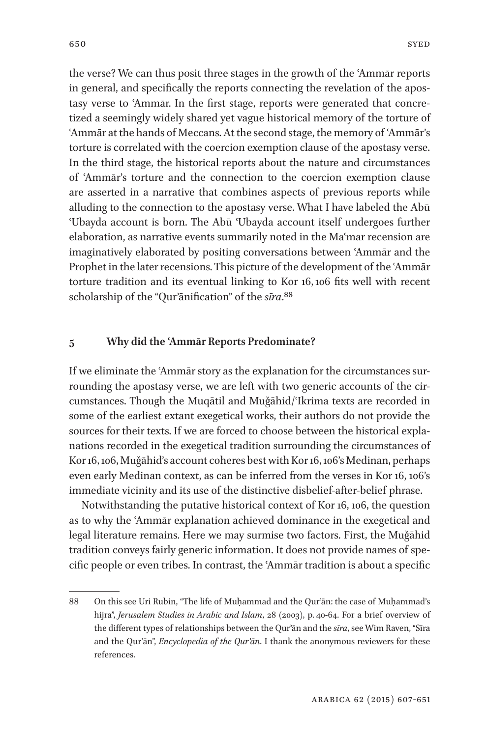the verse? We can thus posit three stages in the growth of the ʿAmmār reports in general, and specifically the reports connecting the revelation of the apostasy verse to ʿAmmār. In the first stage, reports were generated that concretized a seemingly widely shared yet vague historical memory of the torture of ʿAmmār at the hands of Meccans. At the second stage, the memory of ʿAmmār's torture is correlated with the coercion exemption clause of the apostasy verse. In the third stage, the historical reports about the nature and circumstances of ʿAmmār's torture and the connection to the coercion exemption clause are asserted in a narrative that combines aspects of previous reports while alluding to the connection to the apostasy verse. What I have labeled the Abū ʿUbayda account is born. The Abū ʿUbayda account itself undergoes further elaboration, as narrative events summarily noted in the Maʿmar recension are imaginatively elaborated by positing conversations between ʿAmmār and the Prophet in the later recensions. This picture of the development of the ʿAmmār torture tradition and its eventual linking to Kor 16, 106 fits well with recent scholarship of the "Qurʾānification" of the *sīra*.[88]

## 5 Why did the ʿAmmār Reports Predominate?

If we eliminate the ʿAmmār story as the explanation for the circumstances surrounding the apostasy verse, we are left with two generic accounts of the circumstances. Though the Muqātil and Muǧāhid/ʿIkrima texts are recorded in some of the earliest extant exegetical works, their authors do not provide the sources for their texts. If we are forced to choose between the historical explanations recorded in the exegetical tradition surrounding the circumstances of Kor 16, 106, Muǧāhid's account coheres best with Kor 16, 106's Medinan, perhaps even early Medinan context, as can be inferred from the verses in Kor 16, 106's immediate vicinity and its use of the distinctive disbelief-after-belief phrase.

Notwithstanding the putative historical context of Kor 16, 106, the question as to why the ʿAmmār explanation achieved dominance in the exegetical and legal literature remains. Here we may surmise two factors. First, the Muǧāhid tradition conveys fairly generic information. It does not provide names of specific people or even tribes. In contrast, the ʿAmmār tradition is about a specific

---

88 On this see Uri Rubin, "The life of Muḥammad and the Qurʾān: the case of Muḥammad's hijra", *Jerusalem Studies in Arabic and Islam*, 28 (2003), p. 40-64. For a brief overview of the different types of relationships between the Qurʾān and the *sīra*, see Wim Raven, "Sīra and the Qurʾān", *Encyclopedia of the Qurʾān*. I thank the anonymous reviewers for these references.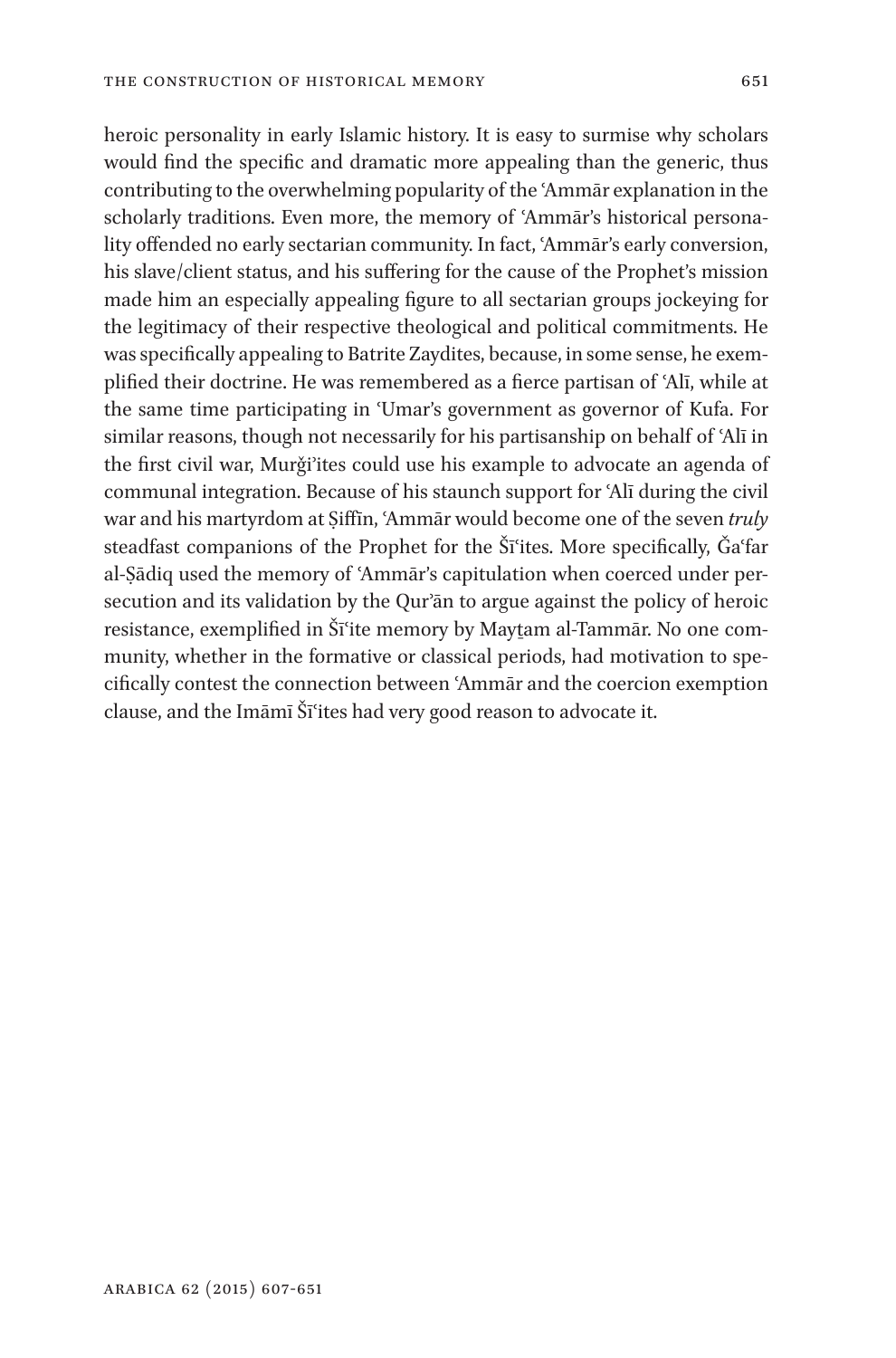heroic personality in early Islamic history. It is easy to surmise why scholars would find the specific and dramatic more appealing than the generic, thus contributing to the overwhelming popularity of the ʿAmmār explanation in the scholarly traditions. Even more, the memory of ʿAmmār's historical personality offended no early sectarian community. In fact, ʿAmmār's early conversion, his slave/client status, and his suffering for the cause of the Prophet's mission made him an especially appealing figure to all sectarian groups jockeying for the legitimacy of their respective theological and political commitments. He was specifically appealing to Batrite Zaydites, because, in some sense, he exemplified their doctrine. He was remembered as a fierce partisan of ʿAlī, while at the same time participating in ʿUmar's government as governor of Kufa. For similar reasons, though not necessarily for his partisanship on behalf of ʿAlī in the first civil war, Murǧiʾites could use his example to advocate an agenda of communal integration. Because of his staunch support for ʿAlī during the civil war and his martyrdom at Ṣiffīn, ʿAmmār would become one of the seven *truly* steadfast companions of the Prophet for the Šīʿites. More specifically, Ǧaʿfar al-Ṣādiq used the memory of ʿAmmār's capitulation when coerced under persecution and its validation by the Qurʾān to argue against the policy of heroic resistance, exemplified in Šīʿite memory by Mayṯam al-Tammār. No one community, whether in the formative or classical periods, had motivation to specifically contest the connection between ʿAmmār and the coercion exemption clause, and the Imāmī Šīʿites had very good reason to advocate it.